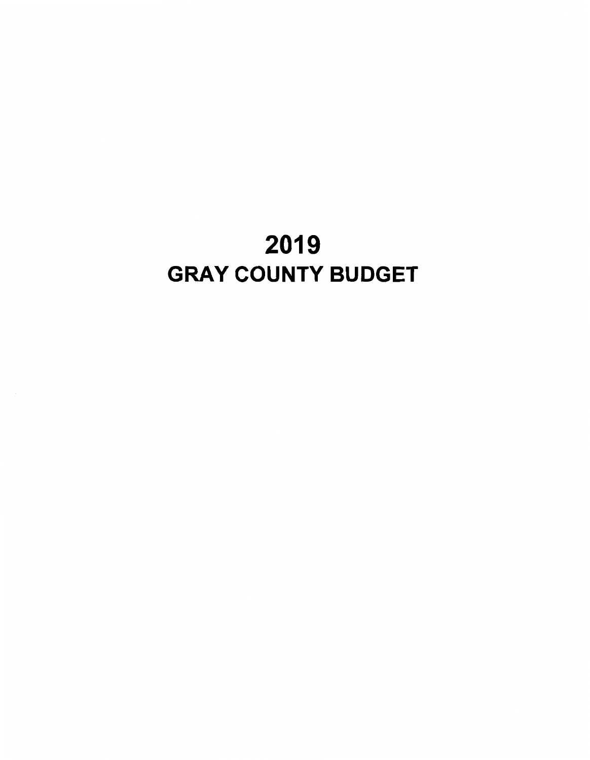# 2019
# GRAY COUNTY BUDGET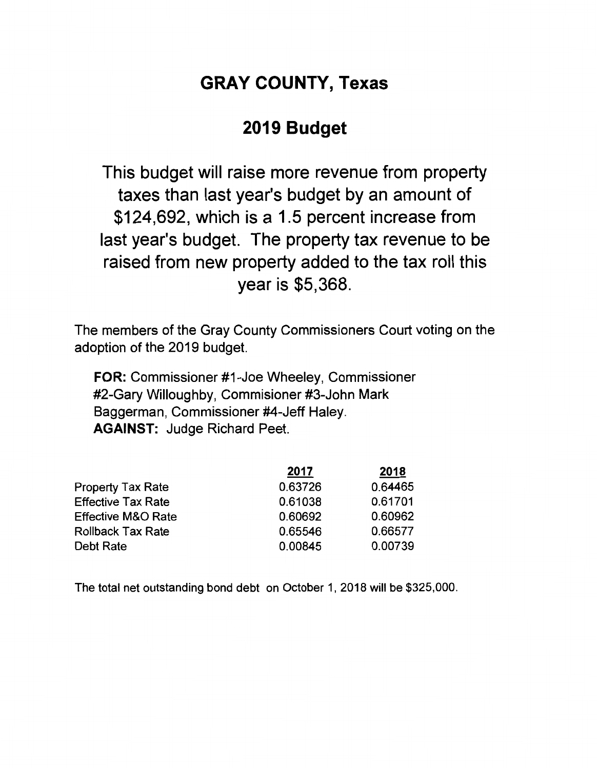# GRAY COUNTY, Texas

## 2019 Budget

This budget will raise more revenue from property taxes than last year's budget by an amount of $124,692, which is a 1.5 percent increase from last year's budget. The property tax revenue to be raised from new property added to the tax roll this year is $5,368.

The members of the Gray County Commissioners Court voting on the adoption of the 2019 budget.

**FOR:** Commissioner #1-Joe Wheeley, Commissioner #2-Gary Willoughby, Commisioner #3-John Mark Baggerman, Commissioner #4-Jeff Haley.
**AGAINST:** Judge Richard Peet.

| | 2017 | 2018 |
|---|---|---|
| Property Tax Rate | 0.63726 | 0.64465 |
| Effective Tax Rate | 0.61038 | 0.61701 |
| Effective M&O Rate | 0.60692 | 0.60962 |
| Rollback Tax Rate | 0.65546 | 0.66577 |
| Debt Rate | 0.00845 | 0.00739 |

The total net outstanding bond debt on October 1, 2018 will be $325,000.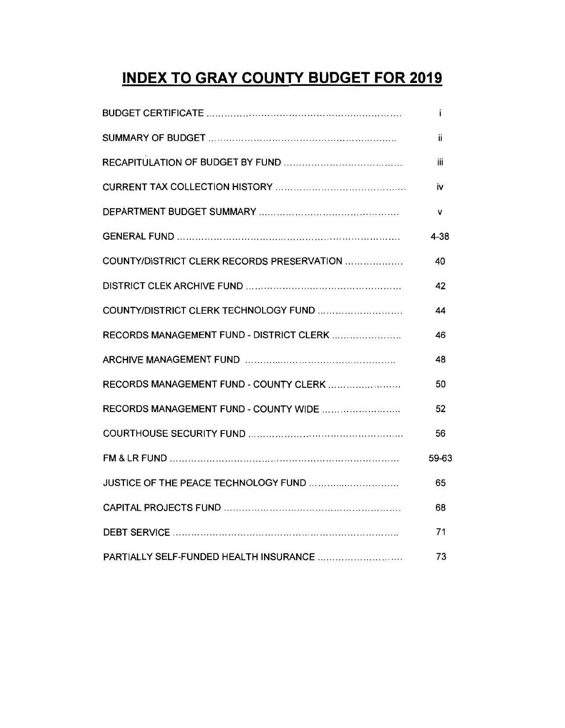# INDEX TO GRAY COUNTY BUDGET FOR 2019

| | |
|---|---|
| BUDGET CERTIFICATE | i |
| SUMMARY OF BUDGET | ii |
| RECAPITULATION OF BUDGET BY FUND | iii |
| CURRENT TAX COLLECTION HISTORY | iv |
| DEPARTMENT BUDGET SUMMARY | v |
| GENERAL FUND | 4-38 |
| COUNTY/DISTRICT CLERK RECORDS PRESERVATION | 40 |
| DISTRICT CLEK ARCHIVE FUND | 42 |
| COUNTY/DISTRICT CLERK TECHNOLOGY FUND | 44 |
| RECORDS MANAGEMENT FUND - DISTRICT CLERK | 46 |
| ARCHIVE MANAGEMENT FUND | 48 |
| RECORDS MANAGEMENT FUND - COUNTY CLERK | 50 |
| RECORDS MANAGEMENT FUND - COUNTY WIDE | 52 |
| COURTHOUSE SECURITY FUND | 56 |
| FM & LR FUND | 59-63 |
| JUSTICE OF THE PEACE TECHNOLOGY FUND | 65 |
| CAPITAL PROJECTS FUND | 68 |
| DEBT SERVICE | 71 |
| PARTIALLY SELF-FUNDED HEALTH INSURANCE | 73 |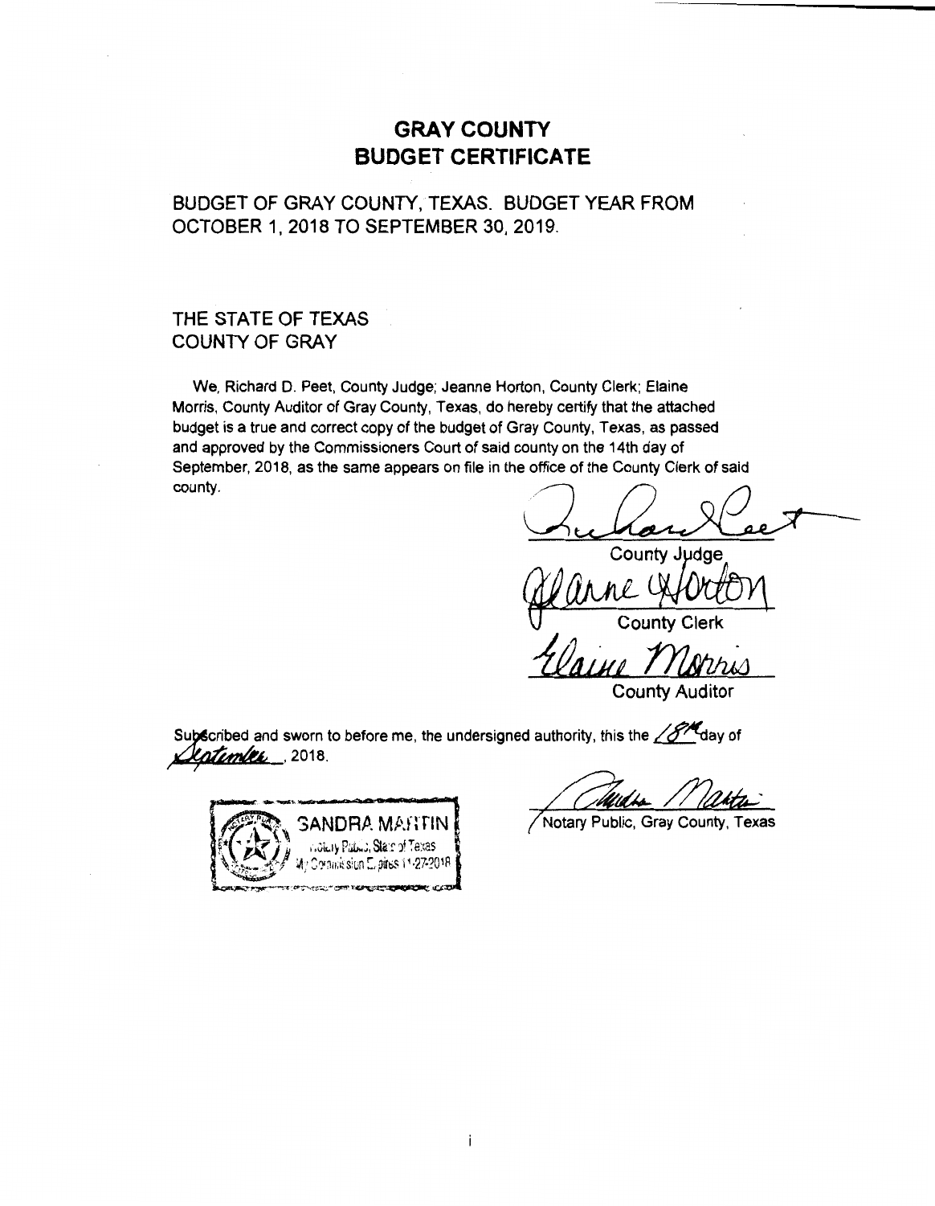# GRAY COUNTY
# BUDGET CERTIFICATE

BUDGET OF GRAY COUNTY, TEXAS. BUDGET YEAR FROM OCTOBER 1, 2018 TO SEPTEMBER 30, 2019.

THE STATE OF TEXAS
COUNTY OF GRAY

We, Richard D. Peet, County Judge; Jeanne Horton, County Clerk; Elaine Morris, County Auditor of Gray County, Texas, do hereby certify that the attached budget is a true and correct copy of the budget of Gray County, Texas, as passed and approved by the Commissioners Court of said county on the 14th day of September, 2018, as the same appears on file in the office of the County Clerk of said county.

County Judge

County Clerk

County Auditor

Subscribed and sworn to before me, the undersigned authority, this the 18th day of September, 2018.

SANDRA MARTIN
Notary Public, State of Texas
My Commission Expires 11-27-2018

Notary Public, Gray County, Texas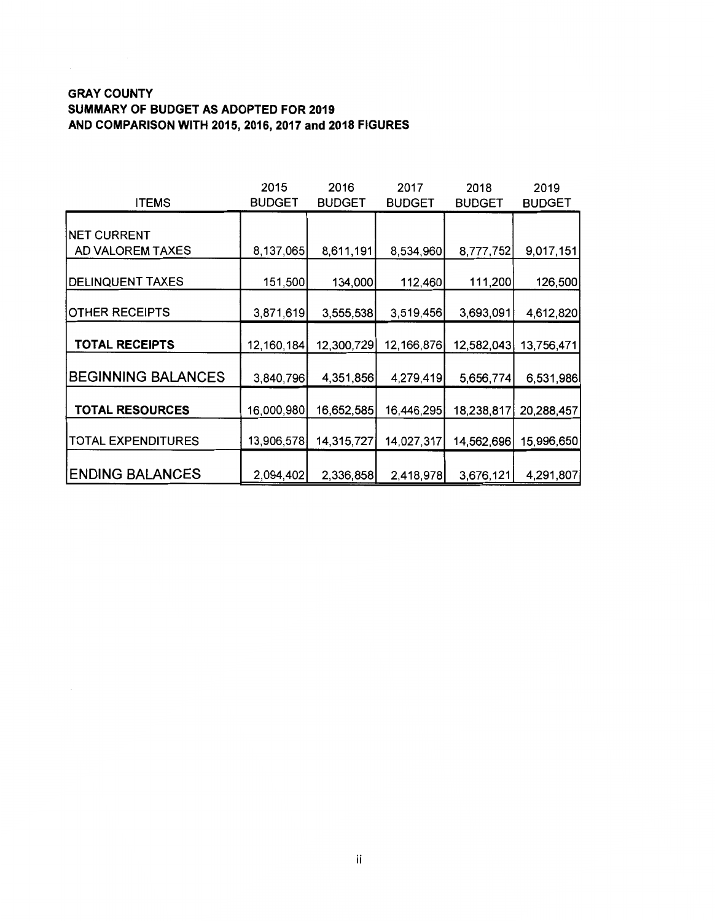**GRAY COUNTY**
**SUMMARY OF BUDGET AS ADOPTED FOR 2019**
**AND COMPARISON WITH 2015, 2016, 2017 and 2018 FIGURES**

| ITEMS | 2015 BUDGET | 2016 BUDGET | 2017 BUDGET | 2018 BUDGET | 2019 BUDGET |
|---|---|---|---|---|---|
| NET CURRENT AD VALOREM TAXES | 8,137,065 | 8,611,191 | 8,534,960 | 8,777,752 | 9,017,151 |
| DELINQUENT TAXES | 151,500 | 134,000 | 112,460 | 111,200 | 126,500 |
| OTHER RECEIPTS | 3,871,619 | 3,555,538 | 3,519,456 | 3,693,091 | 4,612,820 |
| **TOTAL RECEIPTS** | 12,160,184 | 12,300,729 | 12,166,876 | 12,582,043 | 13,756,471 |
| BEGINNING BALANCES | 3,840,796 | 4,351,856 | 4,279,419 | 5,656,774 | 6,531,986 |
| **TOTAL RESOURCES** | 16,000,980 | 16,652,585 | 16,446,295 | 18,238,817 | 20,288,457 |
| TOTAL EXPENDITURES | 13,906,578 | 14,315,727 | 14,027,317 | 14,562,696 | 15,996,650 |
| ENDING BALANCES | 2,094,402 | 2,336,858 | 2,418,978 | 3,676,121 | 4,291,807 |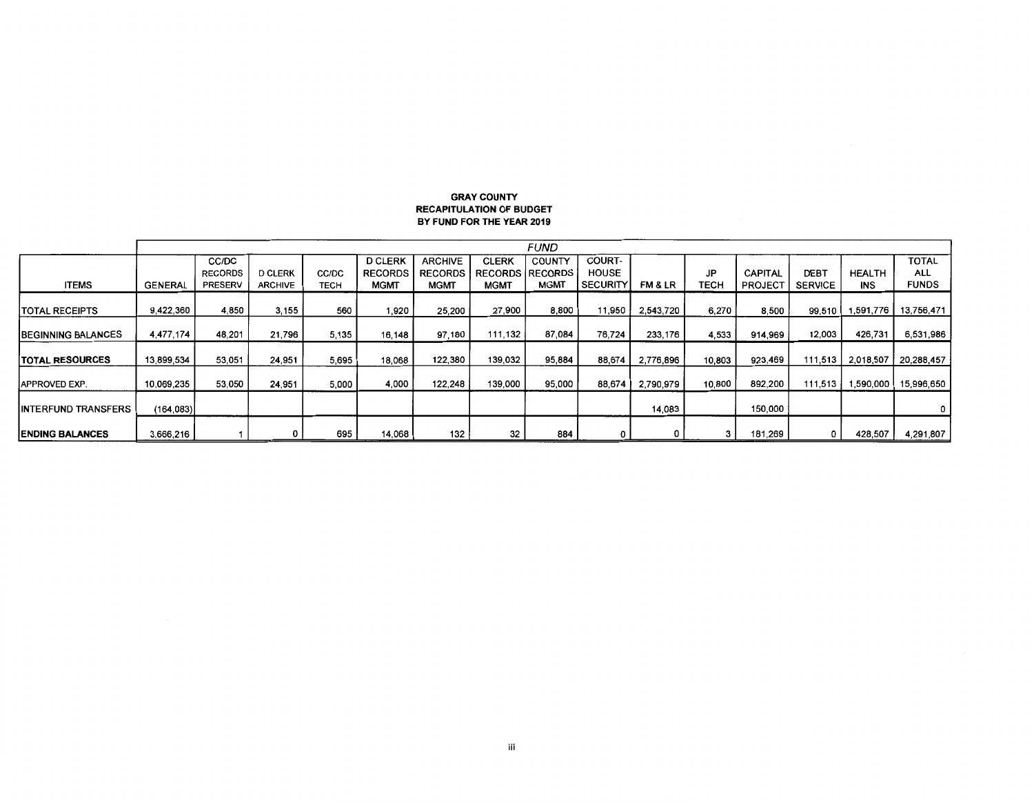**GRAY COUNTY**
**RECAPITULATION OF BUDGET**
**BY FUND FOR THE YEAR 2019**

| | *FUND* | | | | | | | | | | | | | | |
|---|---|---|---|---|---|---|---|---|---|---|---|---|---|---|---|
| ITEMS | GENERAL | CC/DC RECORDS PRESERV | D CLERK ARCHIVE | CC/DC TECH | D CLERK RECORDS MGMT | ARCHIVE RECORDS MGMT | CLERK RECORDS MGMT | COUNTY RECORDS MGMT | COURT-HOUSE SECURITY | FM & LR | JP TECH | CAPITAL PROJECT | DEBT SERVICE | HEALTH INS | TOTAL ALL FUNDS |
| TOTAL RECEIPTS | 9,422,360 | 4,850 | 3,155 | 560 | 1,920 | 25,200 | 27,900 | 8,800 | 11,950 | 2,543,720 | 6,270 | 8,500 | 99,510 | 1,591,776 | 13,756,471 |
| BEGINNING BALANCES | 4,477,174 | 48,201 | 21,796 | 5,135 | 16,148 | 97,180 | 111,132 | 87,084 | 76,724 | 233,176 | 4,533 | 914,969 | 12,003 | 426,731 | 6,531,986 |
| **TOTAL RESOURCES** | 13,899,534 | 53,051 | 24,951 | 5,695 | 18,068 | 122,380 | 139,032 | 95,884 | 88,674 | 2,776,896 | 10,803 | 923,469 | 111,513 | 2,018,507 | 20,288,457 |
| APPROVED EXP. | 10,069,235 | 53,050 | 24,951 | 5,000 | 4,000 | 122,248 | 139,000 | 95,000 | 88,674 | 2,790,979 | 10,800 | 892,200 | 111,513 | 1,590,000 | 15,996,650 |
| INTERFUND TRANSFERS | (164,083) | | | | | | | | | 14,083 | | 150,000 | | | 0 |
| **ENDING BALANCES** | 3,666,216 | 1 | 0 | 695 | 14,068 | 132 | 32 | 884 | 0 | 0 | 3 | 181,269 | 0 | 428,507 | 4,291,807 |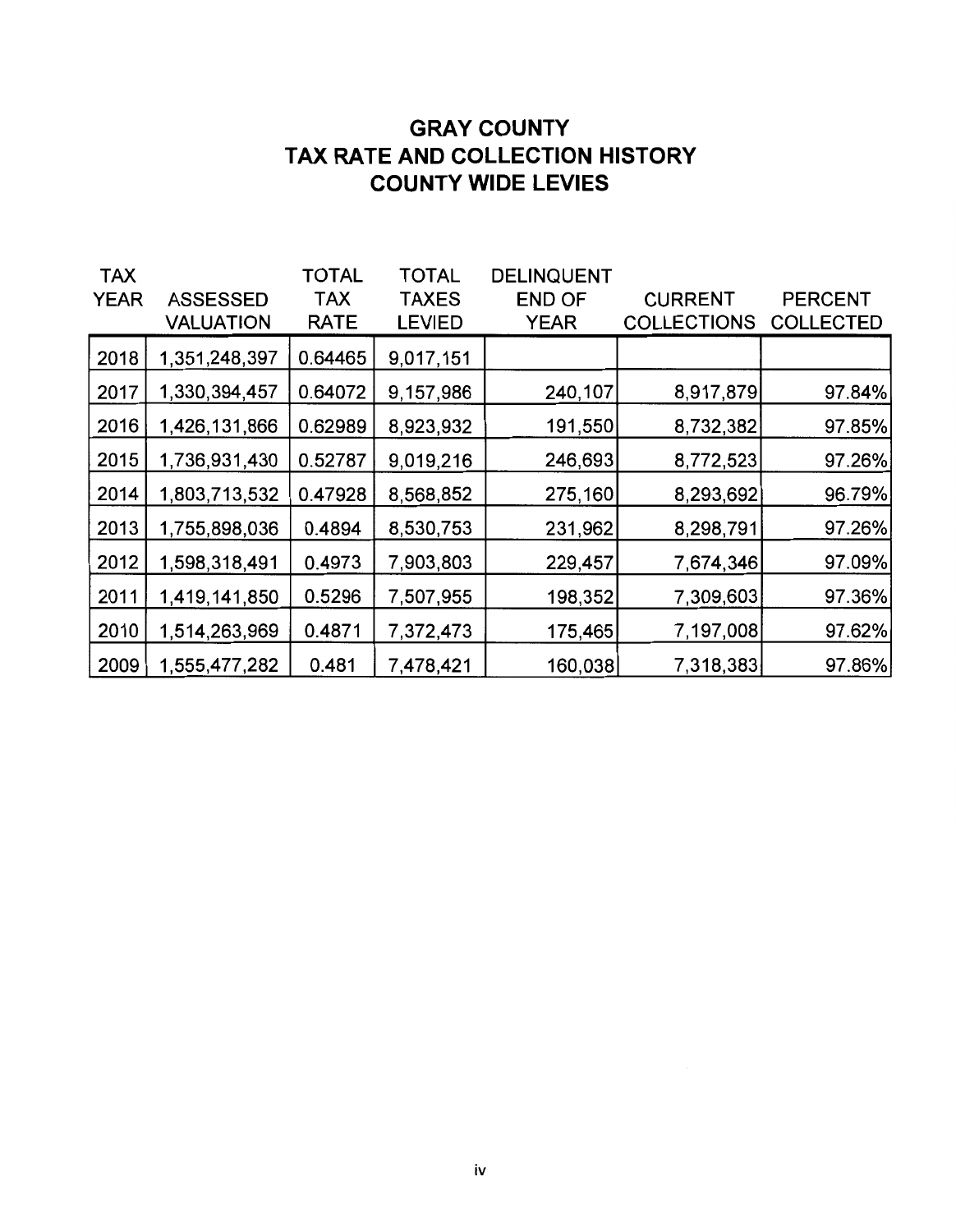# GRAY COUNTY
## TAX RATE AND COLLECTION HISTORY
## COUNTY WIDE LEVIES

| TAX YEAR | ASSESSED VALUATION | TOTAL TAX RATE | TOTAL TAXES LEVIED | DELINQUENT END OF YEAR | CURRENT COLLECTIONS | PERCENT COLLECTED |
|---|---|---|---|---|---|---|
| 2018 | 1,351,248,397 | 0.64465 | 9,017,151 | | | |
| 2017 | 1,330,394,457 | 0.64072 | 9,157,986 | 240,107 | 8,917,879 | 97.84% |
| 2016 | 1,426,131,866 | 0.62989 | 8,923,932 | 191,550 | 8,732,382 | 97.85% |
| 2015 | 1,736,931,430 | 0.52787 | 9,019,216 | 246,693 | 8,772,523 | 97.26% |
| 2014 | 1,803,713,532 | 0.47928 | 8,568,852 | 275,160 | 8,293,692 | 96.79% |
| 2013 | 1,755,898,036 | 0.4894 | 8,530,753 | 231,962 | 8,298,791 | 97.26% |
| 2012 | 1,598,318,491 | 0.4973 | 7,903,803 | 229,457 | 7,674,346 | 97.09% |
| 2011 | 1,419,141,850 | 0.5296 | 7,507,955 | 198,352 | 7,309,603 | 97.36% |
| 2010 | 1,514,263,969 | 0.4871 | 7,372,473 | 175,465 | 7,197,008 | 97.62% |
| 2009 | 1,555,477,282 | 0.481 | 7,478,421 | 160,038 | 7,318,383 | 97.86% |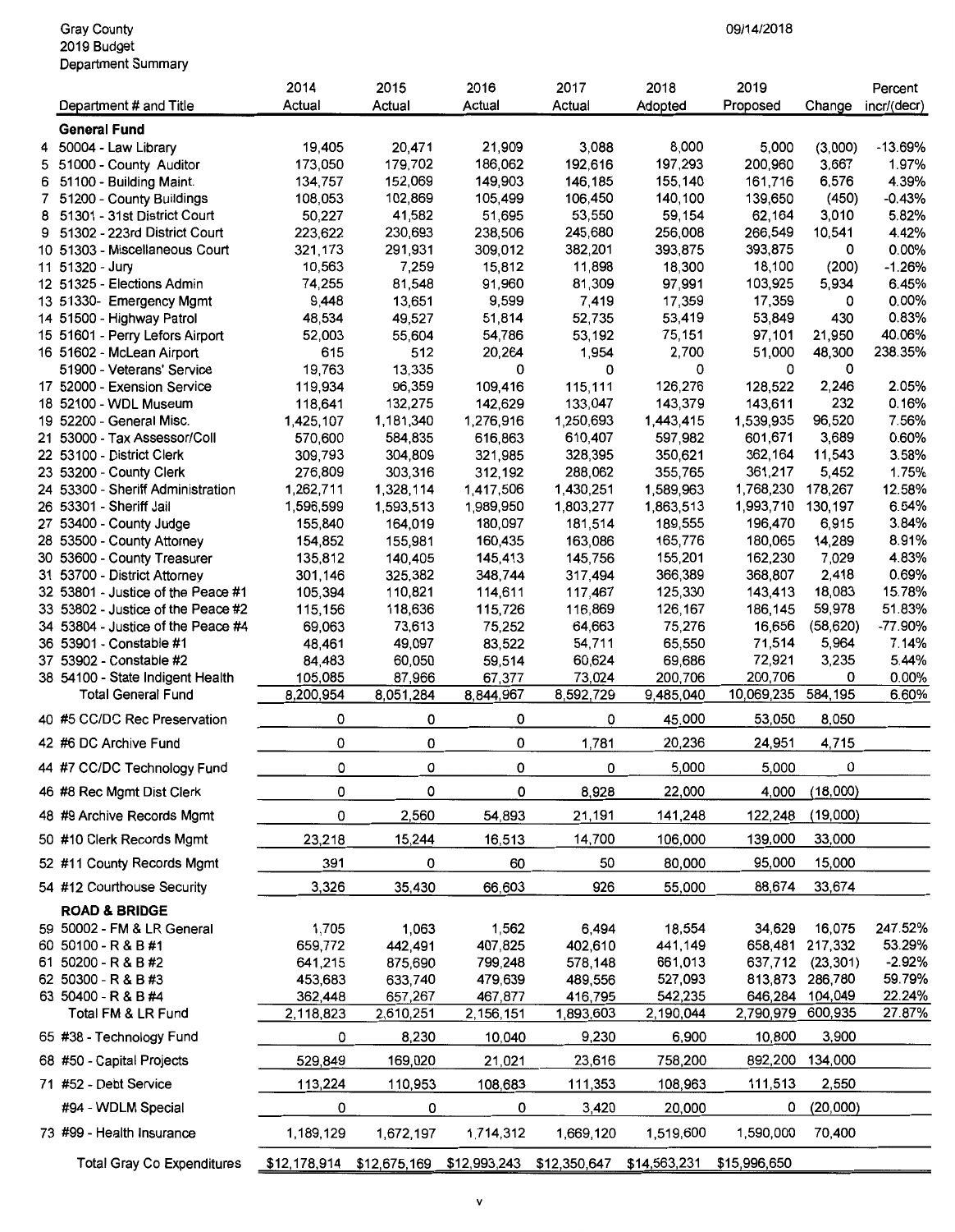Gray County
2019 Budget
Department Summary

09/14/2018

| Department # and Title | 2014 Actual | 2015 Actual | 2016 Actual | 2017 Actual | 2018 Adopted | 2019 Proposed | Change | Percent incr/(decr) |
|---|---|---|---|---|---|---|---|---|
| **General Fund** | | | | | | | | |
| 4 50004 - Law Library | 19,405 | 20,471 | 21,909 | 3,088 | 8,000 | 5,000 | (3,000) | -13.69% |
| 5 51000 - County Auditor | 173,050 | 179,702 | 186,062 | 192,616 | 197,293 | 200,960 | 3,667 | 1.97% |
| 6 51100 - Building Maint. | 134,757 | 152,069 | 149,903 | 146,185 | 155,140 | 161,716 | 6,576 | 4.39% |
| 7 51200 - County Buildings | 108,053 | 102,869 | 105,499 | 106,450 | 140,100 | 139,650 | (450) | -0.43% |
| 8 51301 - 31st District Court | 50,227 | 41,582 | 51,695 | 53,550 | 59,154 | 62,164 | 3,010 | 5.82% |
| 9 51302 - 223rd District Court | 223,622 | 230,693 | 238,506 | 245,680 | 256,008 | 266,549 | 10,541 | 4.42% |
| 10 51303 - Miscellaneous Court | 321,173 | 291,931 | 309,012 | 382,201 | 393,875 | 393,875 | 0 | 0.00% |
| 11 51320 - Jury | 10,563 | 7,259 | 15,812 | 11,898 | 18,300 | 18,100 | (200) | -1.26% |
| 12 51325 - Elections Admin | 74,255 | 81,548 | 91,960 | 81,309 | 97,991 | 103,925 | 5,934 | 6.45% |
| 13 51330- Emergency Mgmt | 9,448 | 13,651 | 9,599 | 7,419 | 17,359 | 17,359 | 0 | 0.00% |
| 14 51500 - Highway Patrol | 48,534 | 49,527 | 51,814 | 52,735 | 53,419 | 53,849 | 430 | 0.83% |
| 15 51601 - Perry Lefors Airport | 52,003 | 55,604 | 54,786 | 53,192 | 75,151 | 97,101 | 21,950 | 40.06% |
| 16 51602 - McLean Airport | 615 | 512 | 20,264 | 1,954 | 2,700 | 51,000 | 48,300 | 238.35% |
| 51900 - Veterans' Service | 19,763 | 13,335 | 0 | 0 | 0 | 0 | 0 | |
| 17 52000 - Exension Service | 119,934 | 96,359 | 109,416 | 115,111 | 126,276 | 128,522 | 2,246 | 2.05% |
| 18 52100 - WDL Museum | 118,641 | 132,275 | 142,629 | 133,047 | 143,379 | 143,611 | 232 | 0.16% |
| 19 52200 - General Misc. | 1,425,107 | 1,181,340 | 1,276,916 | 1,250,693 | 1,443,415 | 1,539,935 | 96,520 | 7.56% |
| 21 53000 - Tax Assessor/Coll | 570,600 | 584,835 | 616,863 | 610,407 | 597,982 | 601,671 | 3,689 | 0.60% |
| 22 53100 - District Clerk | 309,793 | 304,809 | 321,985 | 328,395 | 350,621 | 362,164 | 11,543 | 3.58% |
| 23 53200 - County Clerk | 276,809 | 303,316 | 312,192 | 288,062 | 355,765 | 361,217 | 5,452 | 1.75% |
| 24 53300 - Sheriff Administration | 1,262,711 | 1,328,114 | 1,417,506 | 1,430,251 | 1,589,963 | 1,768,230 | 178,267 | 12.58% |
| 26 53301 - Sheriff Jail | 1,596,599 | 1,593,513 | 1,989,950 | 1,803,277 | 1,863,513 | 1,993,710 | 130,197 | 6.54% |
| 27 53400 - County Judge | 155,840 | 164,019 | 180,097 | 181,514 | 189,555 | 196,470 | 6,915 | 3.84% |
| 28 53500 - County Attorney | 154,852 | 155,981 | 160,435 | 163,086 | 165,776 | 180,065 | 14,289 | 8.91% |
| 30 53600 - County Treasurer | 135,812 | 140,405 | 145,413 | 145,756 | 155,201 | 162,230 | 7,029 | 4.83% |
| 31 53700 - District Attorney | 301,146 | 325,382 | 348,744 | 317,494 | 366,389 | 368,807 | 2,418 | 0.69% |
| 32 53801 - Justice of the Peace #1 | 105,394 | 110,821 | 114,611 | 117,467 | 125,330 | 143,413 | 18,083 | 15.78% |
| 33 53802 - Justice of the Peace #2 | 115,156 | 118,636 | 115,726 | 116,869 | 126,167 | 186,145 | 59,978 | 51.83% |
| 34 53804 - Justice of the Peace #4 | 69,063 | 73,613 | 75,252 | 64,663 | 75,276 | 16,656 | (58,620) | -77.90% |
| 36 53901 - Constable #1 | 48,461 | 49,097 | 83,522 | 54,711 | 65,550 | 71,514 | 5,964 | 7.14% |
| 37 53902 - Constable #2 | 84,483 | 60,050 | 59,514 | 60,624 | 69,686 | 72,921 | 3,235 | 5.44% |
| 38 54100 - State Indigent Health | 105,085 | 87,966 | 67,377 | 73,024 | 200,706 | 200,706 | 0 | 0.00% |
| Total General Fund | 8,200,954 | 8,051,284 | 8,844,967 | 8,592,729 | 9,485,040 | 10,069,235 | 584,195 | 6.60% |
| 40 #5 CC/DC Rec Preservation | 0 | 0 | 0 | 0 | 45,000 | 53,050 | 8,050 | |
| 42 #6 DC Archive Fund | 0 | 0 | 0 | 1,781 | 20,236 | 24,951 | 4,715 | |
| 44 #7 CC/DC Technology Fund | 0 | 0 | 0 | 0 | 5,000 | 5,000 | 0 | |
| 46 #8 Rec Mgmt Dist Clerk | 0 | 0 | 0 | 8,928 | 22,000 | 4,000 | (18,000) | |
| 48 #9 Archive Records Mgmt | 0 | 2,560 | 54,893 | 21,191 | 141,248 | 122,248 | (19,000) | |
| 50 #10 Clerk Records Mgmt | 23,218 | 15,244 | 16,513 | 14,700 | 106,000 | 139,000 | 33,000 | |
| 52 #11 County Records Mgmt | 391 | 0 | 60 | 50 | 80,000 | 95,000 | 15,000 | |
| 54 #12 Courthouse Security | 3,326 | 35,430 | 66,603 | 926 | 55,000 | 88,674 | 33,674 | |
| **ROAD & BRIDGE** | | | | | | | | |
| 59 50002 - FM & LR General | 1,705 | 1,063 | 1,562 | 6,494 | 18,554 | 34,629 | 16,075 | 247.52% |
| 60 50100 - R & B #1 | 659,772 | 442,491 | 407,825 | 402,610 | 441,149 | 658,481 | 217,332 | 53.29% |
| 61 50200 - R & B #2 | 641,215 | 875,690 | 799,248 | 578,148 | 661,013 | 637,712 | (23,301) | -2.92% |
| 62 50300 - R & B #3 | 453,683 | 633,740 | 479,639 | 489,556 | 527,093 | 813,873 | 286,780 | 59.79% |
| 63 50400 - R & B #4 | 362,448 | 657,267 | 467,877 | 416,795 | 542,235 | 646,284 | 104,049 | 22.24% |
| Total FM & LR Fund | 2,118,823 | 2,610,251 | 2,156,151 | 1,893,603 | 2,190,044 | 2,790,979 | 600,935 | 27.87% |
| 65 #38 - Technology Fund | 0 | 8,230 | 10,040 | 9,230 | 6,900 | 10,800 | 3,900 | |
| 68 #50 - Capital Projects | 529,849 | 169,020 | 21,021 | 23,616 | 758,200 | 892,200 | 134,000 | |
| 71 #52 - Debt Service | 113,224 | 110,953 | 108,683 | 111,353 | 108,963 | 111,513 | 2,550 | |
| #94 - WDLM Special | 0 | 0 | 0 | 3,420 | 20,000 | 0 | (20,000) | |
| 73 #99 - Health Insurance | 1,189,129 | 1,672,197 | 1,714,312 | 1,669,120 | 1,519,600 | 1,590,000 | 70,400 | |
| Total Gray Co Expenditures | $12,178,914 | $12,675,169 | $12,993,243 | $12,350,647 | $14,563,231 | $15,996,650 | | |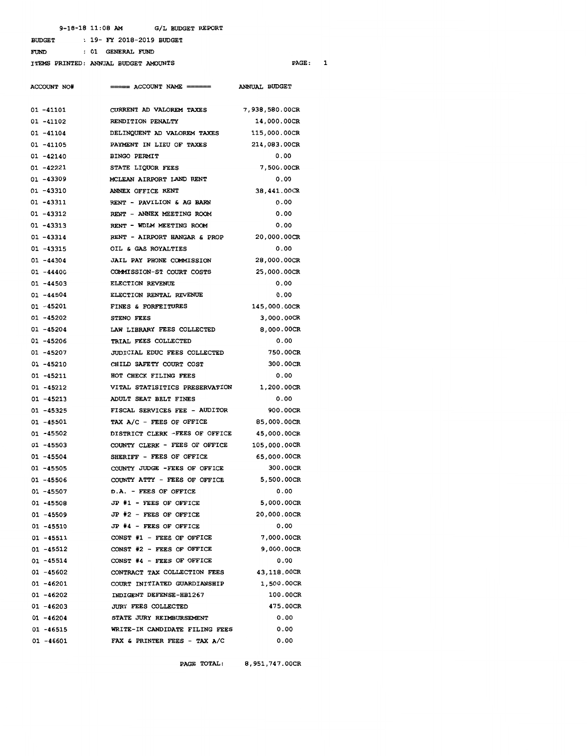9-18-18 11:08 AM G/L BUDGET REPORT

BUDGET : 19- FY 2018-2019 BUDGET

FUND : 01 GENERAL FUND

ITEMS PRINTED: ANNUAL BUDGET AMOUNTS

| ACCOUNT NO# | ===== ACCOUNT NAME ===== | ANNUAL BUDGET |
|---|---|---|
| 01 -41101 | CURRENT AD VALOREM TAXES | 7,938,580.00CR |
| 01 -41102 | RENDITION PENALTY | 14,000.00CR |
| 01 -41104 | DELINQUENT AD VALOREM TAXES | 115,000.00CR |
| 01 -41105 | PAYMENT IN LIEU OF TAXES | 214,083.00CR |
| 01 -42140 | BINGO PERMIT | 0.00 |
| 01 -42221 | STATE LIQUOR FEES | 7,500.00CR |
| 01 -43309 | MCLEAN AIRPORT LAND RENT | 0.00 |
| 01 -43310 | ANNEX OFFICE RENT | 38,441.00CR |
| 01 -43311 | RENT - PAVILION & AG BARN | 0.00 |
| 01 -43312 | RENT - ANNEX MEETING ROOM | 0.00 |
| 01 -43313 | RENT - WDLM MEETING ROOM | 0.00 |
| 01 -43314 | RENT - AIRPORT HANGAR & PROP | 20,000.00CR |
| 01 -43315 | OIL & GAS ROYALTIES | 0.00 |
| 01 -44304 | JAIL PAY PHONE COMMISSION | 28,000.00CR |
| 01 -44400 | COMMISSION-ST COURT COSTS | 25,000.00CR |
| 01 -44503 | ELECTION REVENUE | 0.00 |
| 01 -44504 | ELECTION RENTAL REVENUE | 0.00 |
| 01 -45201 | FINES & FORFEITURES | 145,000.00CR |
| 01 -45202 | STENO FEES | 3,000.00CR |
| 01 -45204 | LAW LIBRARY FEES COLLECTED | 8,000.00CR |
| 01 -45206 | TRIAL FEES COLLECTED | 0.00 |
| 01 -45207 | JUDICIAL EDUC FEES COLLECTED | 750.00CR |
| 01 -45210 | CHILD SAFETY COURT COST | 300.00CR |
| 01 -45211 | HOT CHECK FILING FEES | 0.00 |
| 01 -45212 | VITAL STATISITICS PRESERVATION | 1,200.00CR |
| 01 -45213 | ADULT SEAT BELT FINES | 0.00 |
| 01 -45325 | FISCAL SERVICES FEE - AUDITOR | 900.00CR |
| 01 -45501 | TAX A/C - FEES OF OFFICE | 85,000.00CR |
| 01 -45502 | DISTRICT CLERK -FEES OF OFFICE | 45,000.00CR |
| 01 -45503 | COUNTY CLERK - FEES OF OFFICE | 105,000.00CR |
| 01 -45504 | SHERIFF - FEES OF OFFICE | 65,000.00CR |
| 01 -45505 | COUNTY JUDGE -FEES OF OFFICE | 300.00CR |
| 01 -45506 | COUNTY ATTY - FEES OF OFFICE | 5,500.00CR |
| 01 -45507 | D.A. - FEES OF OFFICE | 0.00 |
| 01 -45508 | JP #1 - FEES OF OFFICE | 5,000.00CR |
| 01 -45509 | JP #2 - FEES OF OFFICE | 20,000.00CR |
| 01 -45510 | JP #4 - FEES OF OFFICE | 0.00 |
| 01 -45511 | CONST #1 - FEES OF OFFICE | 7,000.00CR |
| 01 -45512 | CONST #2 - FEES OF OFFICE | 9,000.00CR |
| 01 -45514 | CONST #4 - FEES OF OFFICE | 0.00 |
| 01 -45602 | CONTRACT TAX COLLECTION FEES | 43,118.00CR |
| 01 -46201 | COURT INITIATED GUARDIANSHIP | 1,500.00CR |
| 01 -46202 | INDIGENT DEFENSE-HB1267 | 100.00CR |
| 01 -46203 | JURY FEES COLLECTED | 475.00CR |
| 01 -46204 | STATE JURY REIMBURSEMENT | 0.00 |
| 01 -46515 | WRITE-IN CANDIDATE FILING FEES | 0.00 |
| 01 -46601 | FAX & PRINTER FEES - TAX A/C | 0.00 |

PAGE TOTAL: 8,951,747.00CR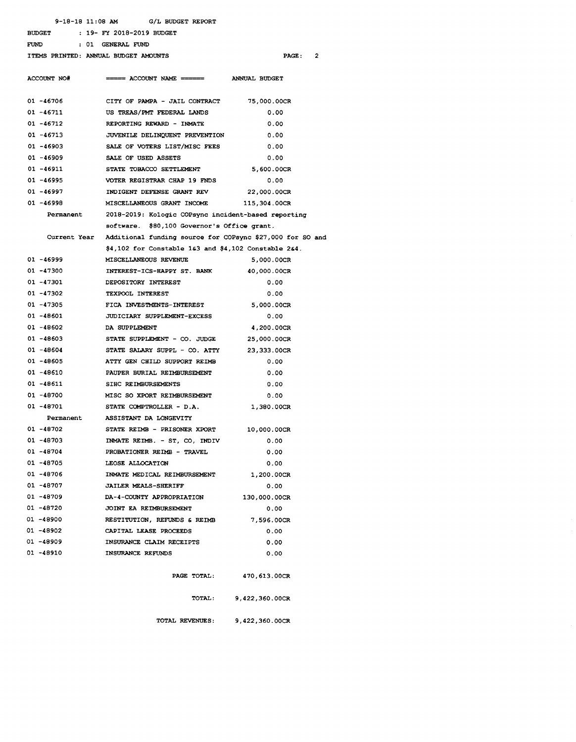9-18-18 11:08 AM G/L BUDGET REPORT

BUDGET : 19- FY 2018-2019 BUDGET

FUND : 01 GENERAL FUND

ITEMS PRINTED: ANNUAL BUDGET AMOUNTS

| ACCOUNT NO# | ===== ACCOUNT NAME ===== | ANNUAL BUDGET |
|---|---|---|
| 01 -46706 | CITY OF PAMPA - JAIL CONTRACT | 75,000.00CR |
| 01 -46711 | US TREAS/PMT FEDERAL LANDS | 0.00 |
| 01 -46712 | REPORTING REWARD - INMATE | 0.00 |
| 01 -46713 | JUVENILE DELINQUENT PREVENTION | 0.00 |
| 01 -46903 | SALE OF VOTERS LIST/MISC FEES | 0.00 |
| 01 -46909 | SALE OF USED ASSETS | 0.00 |
| 01 -46911 | STATE TOBACCO SETTLEMENT | 5,600.00CR |
| 01 -46995 | VOTER REGISTRAR CHAP 19 FNDS | 0.00 |
| 01 -46997 | INDIGENT DEFENSE GRANT REV | 22,000.00CR |
| 01 -46998 | MISCELLANEOUS GRANT INCOME | 115,304.00CR |
| Permanent | 2018-2019: Kologic COPsync incident-based reporting software. $80,100 Governor's Office grant. | |
| Current Year | Additional funding source for COPsync $27,000 for SO and $4,102 for Constable 1&3 and $4,102 Constable 2&4. | |
| 01 -46999 | MISCELLANEOUS REVENUE | 5,000.00CR |
| 01 -47300 | INTEREST-ICS-HAPPY ST. BANK | 40,000.00CR |
| 01 -47301 | DEPOSITORY INTEREST | 0.00 |
| 01 -47302 | TEXPOOL INTEREST | 0.00 |
| 01 -47305 | FICA INVESTMENTS-INTEREST | 5,000.00CR |
| 01 -48601 | JUDICIARY SUPPLEMENT-EXCESS | 0.00 |
| 01 -48602 | DA SUPPLEMENT | 4,200.00CR |
| 01 -48603 | STATE SUPPLEMENT - CO. JUDGE | 25,000.00CR |
| 01 -48604 | STATE SALARY SUPPL - CO. ATTY | 23,333.00CR |
| 01 -48605 | ATTY GEN CHILD SUPPORT REIMB | 0.00 |
| 01 -48610 | PAUPER BURIAL REIMBURSEMENT | 0.00 |
| 01 -48611 | SIHC REIMBURSEMENTS | 0.00 |
| 01 -48700 | MISC SO XPORT REIMBURSEMENT | 0.00 |
| 01 -48701 | STATE COMPTROLLER - D.A. | 1,380.00CR |
| Permanent | ASSISTANT DA LONGEVITY | |
| 01 -48702 | STATE REIMB - PRISONER XPORT | 10,000.00CR |
| 01 -48703 | INMATE REIMB. - ST, CO, INDIV | 0.00 |
| 01 -48704 | PROBATIONER REIMB - TRAVEL | 0.00 |
| 01 -48705 | LEOSE ALLOCATION | 0.00 |
| 01 -48706 | INMATE MEDICAL REIMBURSEMENT | 1,200.00CR |
| 01 -48707 | JAILER MEALS-SHERIFF | 0.00 |
| 01 -48709 | DA-4-COUNTY APPROPRIATION | 130,000.00CR |
| 01 -48720 | JOINT EA REIMBURSEMENT | 0.00 |
| 01 -48900 | RESTITUTION, REFUNDS & REIMB | 7,596.00CR |
| 01 -48902 | CAPITAL LEASE PROCEEDS | 0.00 |
| 01 -48909 | INSURANCE CLAIM RECEIPTS | 0.00 |
| 01 -48910 | INSURANCE REFUNDS | 0.00 |
| | PAGE TOTAL: | 470,613.00CR |
| | TOTAL: | 9,422,360.00CR |
| | TOTAL REVENUES: | 9,422,360.00CR |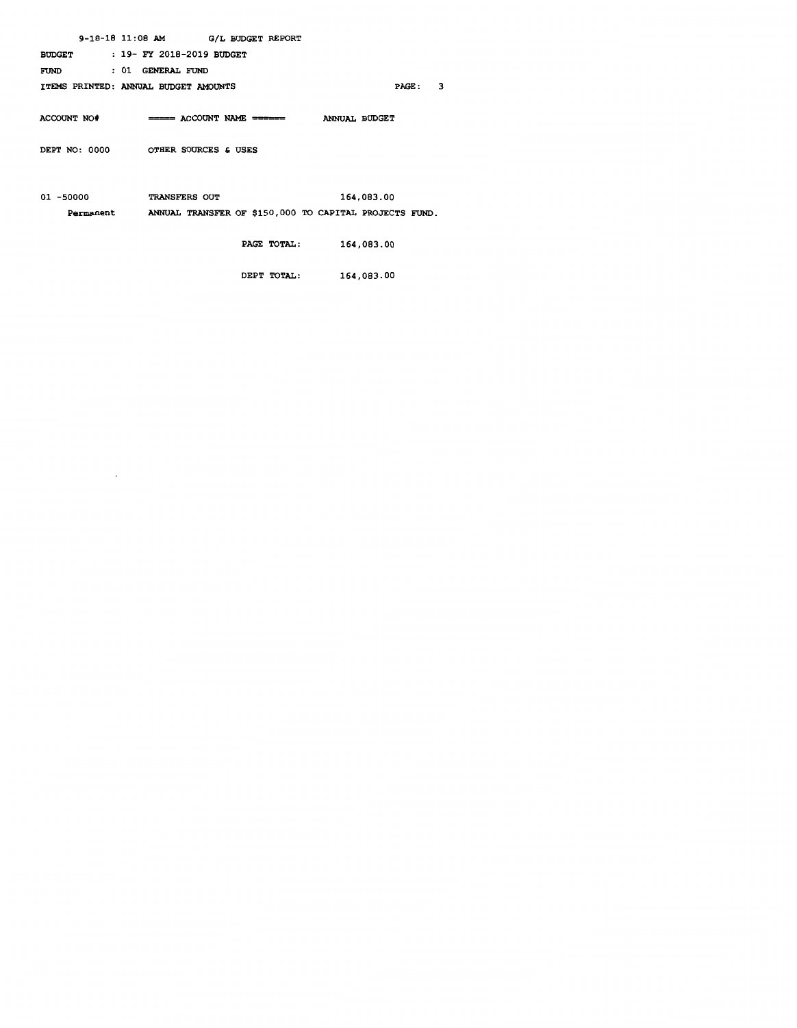9-18-18 11:08 AM G/L BUDGET REPORT

BUDGET : 19- FY 2018-2019 BUDGET

FUND : 01 GENERAL FUND

ITEMS PRINTED: ANNUAL BUDGET AMOUNTS

| ACCOUNT NO# | ===== ACCOUNT NAME ====== | ANNUAL BUDGET |
|---|---|---|
| DEPT NO: 0000 | OTHER SOURCES & USES | |
| 01 -50000 | TRANSFERS OUT | 164,083.00 |
| Permanent | ANNUAL TRANSFER OF $150,000 TO CAPITAL PROJECTS FUND. | |
| | PAGE TOTAL: | 164,083.00 |
| | DEPT TOTAL: | 164,083.00 |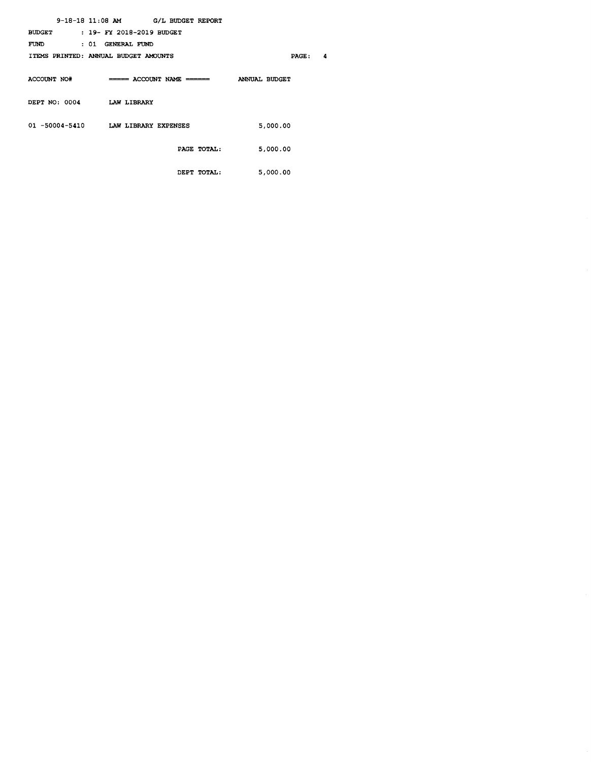9-18-18 11:08 AM G/L BUDGET REPORT

BUDGET : 19- FY 2018-2019 BUDGET

FUND : 01 GENERAL FUND

ITEMS PRINTED: ANNUAL BUDGET AMOUNTS

| ACCOUNT NO# | ===== ACCOUNT NAME ====== | ANNUAL BUDGET |
|---|---|---|
| DEPT NO: 0004 | LAW LIBRARY | |
| 01 -50004-5410 | LAW LIBRARY EXPENSES | 5,000.00 |
| | PAGE TOTAL: | 5,000.00 |
| | DEPT TOTAL: | 5,000.00 |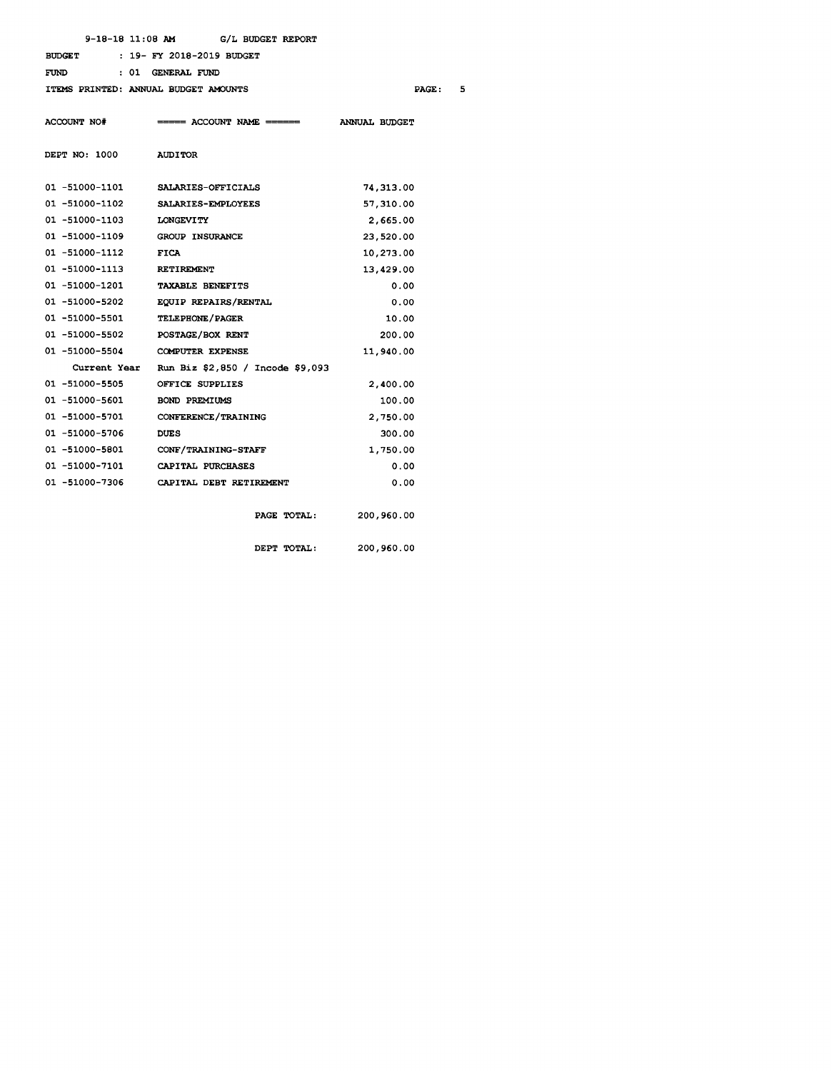9-18-18 11:08 AM G/L BUDGET REPORT

BUDGET : 19- FY 2018-2019 BUDGET

FUND : 01 GENERAL FUND

ITEMS PRINTED: ANNUAL BUDGET AMOUNTS

| ACCOUNT NO# | ===== ACCOUNT NAME ====== | ANNUAL BUDGET |
|---|---|---|
| DEPT NO: 1000 | AUDITOR | |
| 01 -51000-1101 | SALARIES-OFFICIALS | 74,313.00 |
| 01 -51000-1102 | SALARIES-EMPLOYEES | 57,310.00 |
| 01 -51000-1103 | LONGEVITY | 2,665.00 |
| 01 -51000-1109 | GROUP INSURANCE | 23,520.00 |
| 01 -51000-1112 | FICA | 10,273.00 |
| 01 -51000-1113 | RETIREMENT | 13,429.00 |
| 01 -51000-1201 | TAXABLE BENEFITS | 0.00 |
| 01 -51000-5202 | EQUIP REPAIRS/RENTAL | 0.00 |
| 01 -51000-5501 | TELEPHONE/PAGER | 10.00 |
| 01 -51000-5502 | POSTAGE/BOX RENT | 200.00 |
| 01 -51000-5504 | COMPUTER EXPENSE | 11,940.00 |
| Current Year | Run Biz $2,850 / Incode $9,093 | |
| 01 -51000-5505 | OFFICE SUPPLIES | 2,400.00 |
| 01 -51000-5601 | BOND PREMIUMS | 100.00 |
| 01 -51000-5701 | CONFERENCE/TRAINING | 2,750.00 |
| 01 -51000-5706 | DUES | 300.00 |
| 01 -51000-5801 | CONF/TRAINING-STAFF | 1,750.00 |
| 01 -51000-7101 | CAPITAL PURCHASES | 0.00 |
| 01 -51000-7306 | CAPITAL DEBT RETIREMENT | 0.00 |
| | PAGE TOTAL: | 200,960.00 |
| | DEPT TOTAL: | 200,960.00 |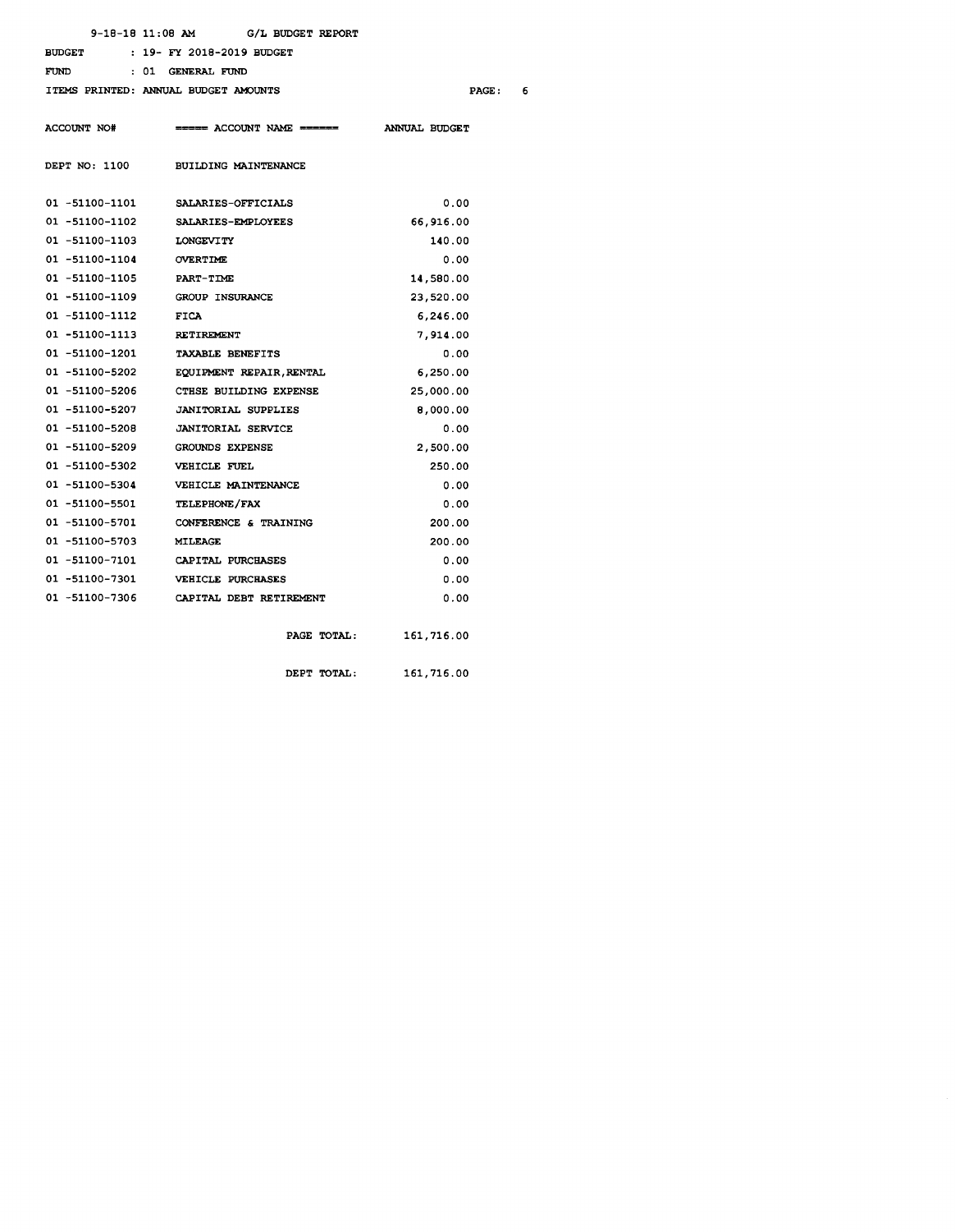9-18-18 11:08 AM G/L BUDGET REPORT

BUDGET : 19- FY 2018-2019 BUDGET

FUND : 01 GENERAL FUND

ITEMS PRINTED: ANNUAL BUDGET AMOUNTS

DEPT NO: 1100 BUILDING MAINTENANCE

| ACCOUNT NO# | ===== ACCOUNT NAME ====== | ANNUAL BUDGET |
|---|---|---|
| 01 -51100-1101 | SALARIES-OFFICIALS | 0.00 |
| 01 -51100-1102 | SALARIES-EMPLOYEES | 66,916.00 |
| 01 -51100-1103 | LONGEVITY | 140.00 |
| 01 -51100-1104 | OVERTIME | 0.00 |
| 01 -51100-1105 | PART-TIME | 14,580.00 |
| 01 -51100-1109 | GROUP INSURANCE | 23,520.00 |
| 01 -51100-1112 | FICA | 6,246.00 |
| 01 -51100-1113 | RETIREMENT | 7,914.00 |
| 01 -51100-1201 | TAXABLE BENEFITS | 0.00 |
| 01 -51100-5202 | EQUIPMENT REPAIR,RENTAL | 6,250.00 |
| 01 -51100-5206 | CTHSE BUILDING EXPENSE | 25,000.00 |
| 01 -51100-5207 | JANITORIAL SUPPLIES | 8,000.00 |
| 01 -51100-5208 | JANITORIAL SERVICE | 0.00 |
| 01 -51100-5209 | GROUNDS EXPENSE | 2,500.00 |
| 01 -51100-5302 | VEHICLE FUEL | 250.00 |
| 01 -51100-5304 | VEHICLE MAINTENANCE | 0.00 |
| 01 -51100-5501 | TELEPHONE/FAX | 0.00 |
| 01 -51100-5701 | CONFERENCE & TRAINING | 200.00 |
| 01 -51100-5703 | MILEAGE | 200.00 |
| 01 -51100-7101 | CAPITAL PURCHASES | 0.00 |
| 01 -51100-7301 | VEHICLE PURCHASES | 0.00 |
| 01 -51100-7306 | CAPITAL DEBT RETIREMENT | 0.00 |
| | PAGE TOTAL: | 161,716.00 |
| | DEPT TOTAL: | 161,716.00 |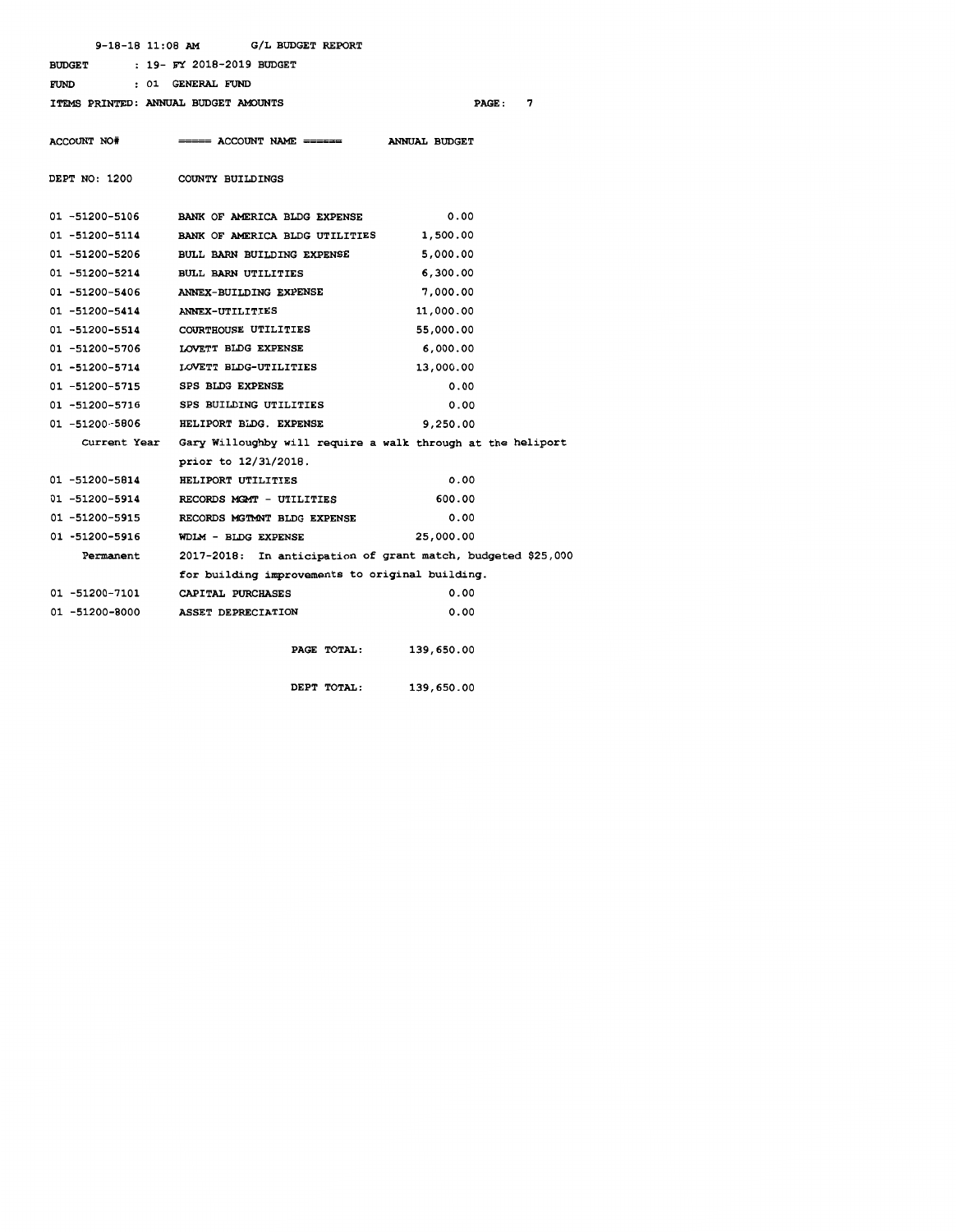9-18-18 11:08 AM G/L BUDGET REPORT

BUDGET : 19- FY 2018-2019 BUDGET

FUND : 01 GENERAL FUND

ITEMS PRINTED: ANNUAL BUDGET AMOUNTS

| ACCOUNT NO# | ===== ACCOUNT NAME ====== | ANNUAL BUDGET |
|---|---|---|
| DEPT NO: 1200 | COUNTY BUILDINGS | |
| 01 -51200-5106 | BANK OF AMERICA BLDG EXPENSE | 0.00 |
| 01 -51200-5114 | BANK OF AMERICA BLDG UTILITIES | 1,500.00 |
| 01 -51200-5206 | BULL BARN BUILDING EXPENSE | 5,000.00 |
| 01 -51200-5214 | BULL BARN UTILITIES | 6,300.00 |
| 01 -51200-5406 | ANNEX-BUILDING EXPENSE | 7,000.00 |
| 01 -51200-5414 | ANNEX-UTILITIES | 11,000.00 |
| 01 -51200-5514 | COURTHOUSE UTILITIES | 55,000.00 |
| 01 -51200-5706 | LOVETT BLDG EXPENSE | 6,000.00 |
| 01 -51200-5714 | LOVETT BLDG-UTILITIES | 13,000.00 |
| 01 -51200-5715 | SPS BLDG EXPENSE | 0.00 |
| 01 -51200-5716 | SPS BUILDING UTILITIES | 0.00 |
| 01 -51200-5806 | HELIPORT BLDG. EXPENSE | 9,250.00 |
| Current Year | Gary Willoughby will require a walk through at the heliport prior to 12/31/2018. | |
| 01 -51200-5814 | HELIPORT UTILITIES | 0.00 |
| 01 -51200-5914 | RECORDS MGMT - UTILITIES | 600.00 |
| 01 -51200-5915 | RECORDS MGTMNT BLDG EXPENSE | 0.00 |
| 01 -51200-5916 | WDLM - BLDG EXPENSE | 25,000.00 |
| Permanent | 2017-2018: In anticipation of grant match, budgeted $25,000 for building improvements to original building. | |
| 01 -51200-7101 | CAPITAL PURCHASES | 0.00 |
| 01 -51200-8000 | ASSET DEPRECIATION | 0.00 |
| | PAGE TOTAL: | 139,650.00 |
| | DEPT TOTAL: | 139,650.00 |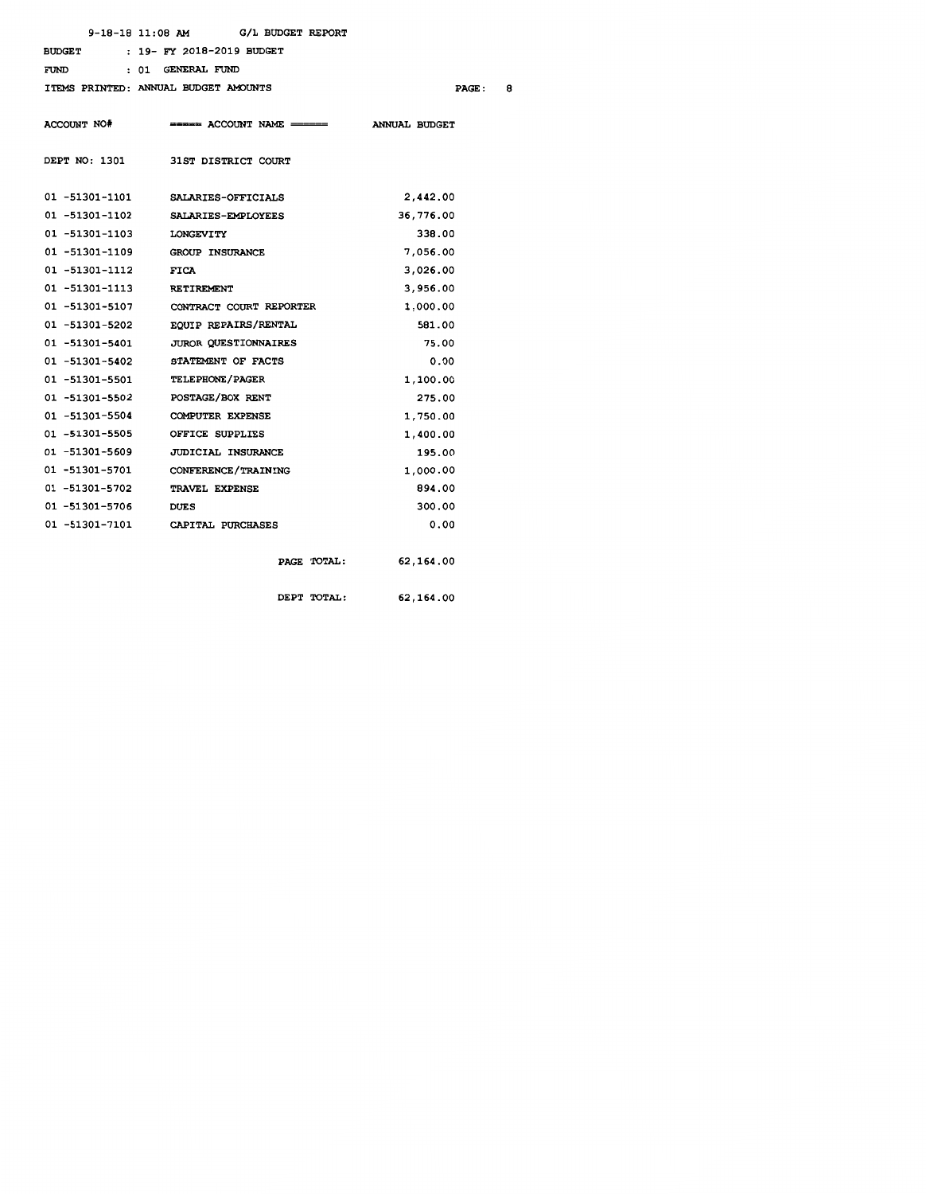9-18-18 11:08 AM G/L BUDGET REPORT

BUDGET : 19- FY 2018-2019 BUDGET

FUND : 01 GENERAL FUND

ITEMS PRINTED: ANNUAL BUDGET AMOUNTS

| ACCOUNT NO# | ===== ACCOUNT NAME ====== | ANNUAL BUDGET |
|---|---|---|
| DEPT NO: 1301 | 31ST DISTRICT COURT | |
| 01 -51301-1101 | SALARIES-OFFICIALS | 2,442.00 |
| 01 -51301-1102 | SALARIES-EMPLOYEES | 36,776.00 |
| 01 -51301-1103 | LONGEVITY | 338.00 |
| 01 -51301-1109 | GROUP INSURANCE | 7,056.00 |
| 01 -51301-1112 | FICA | 3,026.00 |
| 01 -51301-1113 | RETIREMENT | 3,956.00 |
| 01 -51301-5107 | CONTRACT COURT REPORTER | 1,000.00 |
| 01 -51301-5202 | EQUIP REPAIRS/RENTAL | 581.00 |
| 01 -51301-5401 | JUROR QUESTIONNAIRES | 75.00 |
| 01 -51301-5402 | STATEMENT OF FACTS | 0.00 |
| 01 -51301-5501 | TELEPHONE/PAGER | 1,100.00 |
| 01 -51301-5502 | POSTAGE/BOX RENT | 275.00 |
| 01 -51301-5504 | COMPUTER EXPENSE | 1,750.00 |
| 01 -51301-5505 | OFFICE SUPPLIES | 1,400.00 |
| 01 -51301-5609 | JUDICIAL INSURANCE | 195.00 |
| 01 -51301-5701 | CONFERENCE/TRAINING | 1,000.00 |
| 01 -51301-5702 | TRAVEL EXPENSE | 894.00 |
| 01 -51301-5706 | DUES | 300.00 |
| 01 -51301-7101 | CAPITAL PURCHASES | 0.00 |
| | PAGE TOTAL: | 62,164.00 |
| | DEPT TOTAL: | 62,164.00 |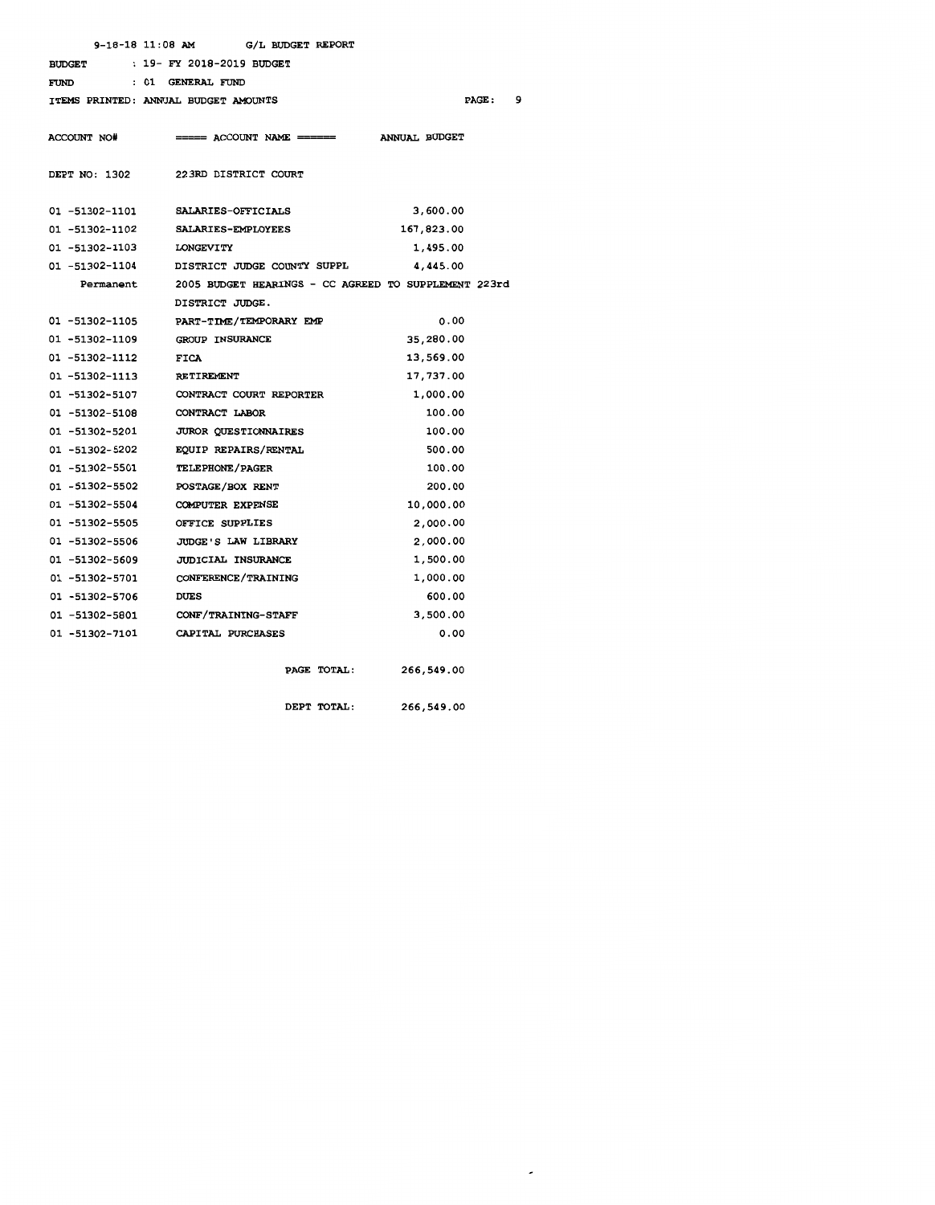9-18-18 11:08 AM G/L BUDGET REPORT

BUDGET : 19- FY 2018-2019 BUDGET

FUND : 01 GENERAL FUND

ITEMS PRINTED: ANNUAL BUDGET AMOUNTS

| ACCOUNT NO# | ===== ACCOUNT NAME ====== | ANNUAL BUDGET |
|---|---|---|
| DEPT NO: 1302 | 223RD DISTRICT COURT | |
| 01 -51302-1101 | SALARIES-OFFICIALS | 3,600.00 |
| 01 -51302-1102 | SALARIES-EMPLOYEES | 167,823.00 |
| 01 -51302-1103 | LONGEVITY | 1,495.00 |
| 01 -51302-1104 | DISTRICT JUDGE COUNTY SUPPL | 4,445.00 |
| Permanent | 2005 BUDGET HEARINGS - CC AGREED TO SUPPLEMENT 223rd DISTRICT JUDGE. | |
| 01 -51302-1105 | PART-TIME/TEMPORARY EMP | 0.00 |
| 01 -51302-1109 | GROUP INSURANCE | 35,280.00 |
| 01 -51302-1112 | FICA | 13,569.00 |
| 01 -51302-1113 | RETIREMENT | 17,737.00 |
| 01 -51302-5107 | CONTRACT COURT REPORTER | 1,000.00 |
| 01 -51302-5108 | CONTRACT LABOR | 100.00 |
| 01 -51302-5201 | JUROR QUESTIONNAIRES | 100.00 |
| 01 -51302-5202 | EQUIP REPAIRS/RENTAL | 500.00 |
| 01 -51302-5501 | TELEPHONE/PAGER | 100.00 |
| 01 -51302-5502 | POSTAGE/BOX RENT | 200.00 |
| 01 -51302-5504 | COMPUTER EXPENSE | 10,000.00 |
| 01 -51302-5505 | OFFICE SUPPLIES | 2,000.00 |
| 01 -51302-5506 | JUDGE'S LAW LIBRARY | 2,000.00 |
| 01 -51302-5609 | JUDICIAL INSURANCE | 1,500.00 |
| 01 -51302-5701 | CONFERENCE/TRAINING | 1,000.00 |
| 01 -51302-5706 | DUES | 600.00 |
| 01 -51302-5801 | CONF/TRAINING-STAFF | 3,500.00 |
| 01 -51302-7101 | CAPITAL PURCHASES | 0.00 |
| | PAGE TOTAL: | 266,549.00 |
| | DEPT TOTAL: | 266,549.00 |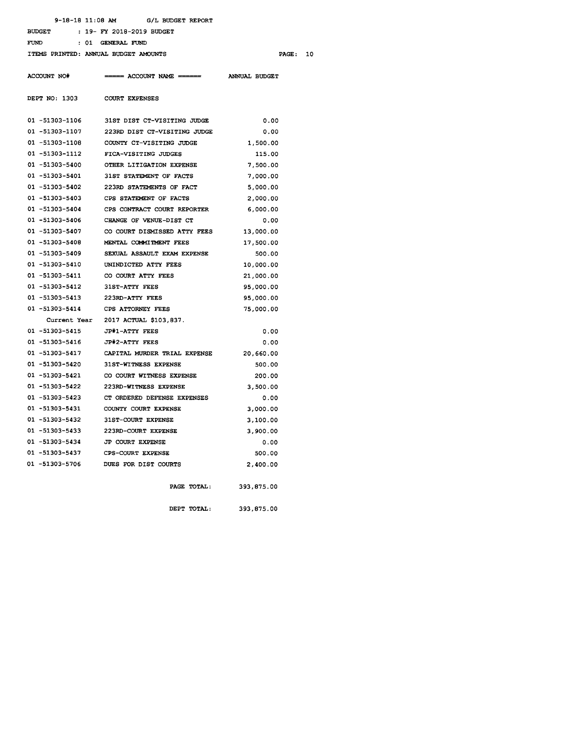9-18-18 11:08 AM G/L BUDGET REPORT

BUDGET : 19- FY 2018-2019 BUDGET

FUND : 01 GENERAL FUND

ITEMS PRINTED: ANNUAL BUDGET AMOUNTS

| ACCOUNT NO# | ===== ACCOUNT NAME ====== | ANNUAL BUDGET |
|---|---|---|
| DEPT NO: 1303 | COURT EXPENSES | |
| 01 -51303-1106 | 31ST DIST CT-VISITING JUDGE | 0.00 |
| 01 -51303-1107 | 223RD DIST CT-VISITING JUDGE | 0.00 |
| 01 -51303-1108 | COUNTY CT-VISITING JUDGE | 1,500.00 |
| 01 -51303-1112 | FICA-VISITING JUDGES | 115.00 |
| 01 -51303-5400 | OTHER LITIGATION EXPENSE | 7,500.00 |
| 01 -51303-5401 | 31ST STATEMENT OF FACTS | 7,000.00 |
| 01 -51303-5402 | 223RD STATEMENTS OF FACT | 5,000.00 |
| 01 -51303-5403 | CPS STATEMENT OF FACTS | 2,000.00 |
| 01 -51303-5404 | CPS CONTRACT COURT REPORTER | 6,000.00 |
| 01 -51303-5406 | CHANGE OF VENUE-DIST CT | 0.00 |
| 01 -51303-5407 | CO COURT DISMISSED ATTY FEES | 13,000.00 |
| 01 -51303-5408 | MENTAL COMMITMENT FEES | 17,500.00 |
| 01 -51303-5409 | SEXUAL ASSAULT EXAM EXPENSE | 500.00 |
| 01 -51303-5410 | UNINDICTED ATTY FEES | 10,000.00 |
| 01 -51303-5411 | CO COURT ATTY FEES | 21,000.00 |
| 01 -51303-5412 | 31ST-ATTY FEES | 95,000.00 |
| 01 -51303-5413 | 223RD-ATTY FEES | 95,000.00 |
| 01 -51303-5414 | CPS ATTORNEY FEES | 75,000.00 |
| Current Year | 2017 ACTUAL $103,837. | |
| 01 -51303-5415 | JP#1-ATTY FEES | 0.00 |
| 01 -51303-5416 | JP#2-ATTY FEES | 0.00 |
| 01 -51303-5417 | CAPITAL MURDER TRIAL EXPENSE | 20,660.00 |
| 01 -51303-5420 | 31ST-WITNESS EXPENSE | 500.00 |
| 01 -51303-5421 | CO COURT WITNESS EXPENSE | 200.00 |
| 01 -51303-5422 | 223RD-WITNESS EXPENSE | 3,500.00 |
| 01 -51303-5423 | CT ORDERED DEFENSE EXPENSES | 0.00 |
| 01 -51303-5431 | COUNTY COURT EXPENSE | 3,000.00 |
| 01 -51303-5432 | 31ST-COURT EXPENSE | 3,100.00 |
| 01 -51303-5433 | 223RD-COURT EXPENSE | 3,900.00 |
| 01 -51303-5434 | JP COURT EXPENSE | 0.00 |
| 01 -51303-5437 | CPS-COURT EXPENSE | 500.00 |
| 01 -51303-5706 | DUES FOR DIST COURTS | 2,400.00 |
| | PAGE TOTAL: | 393,875.00 |
| | DEPT TOTAL: | 393,875.00 |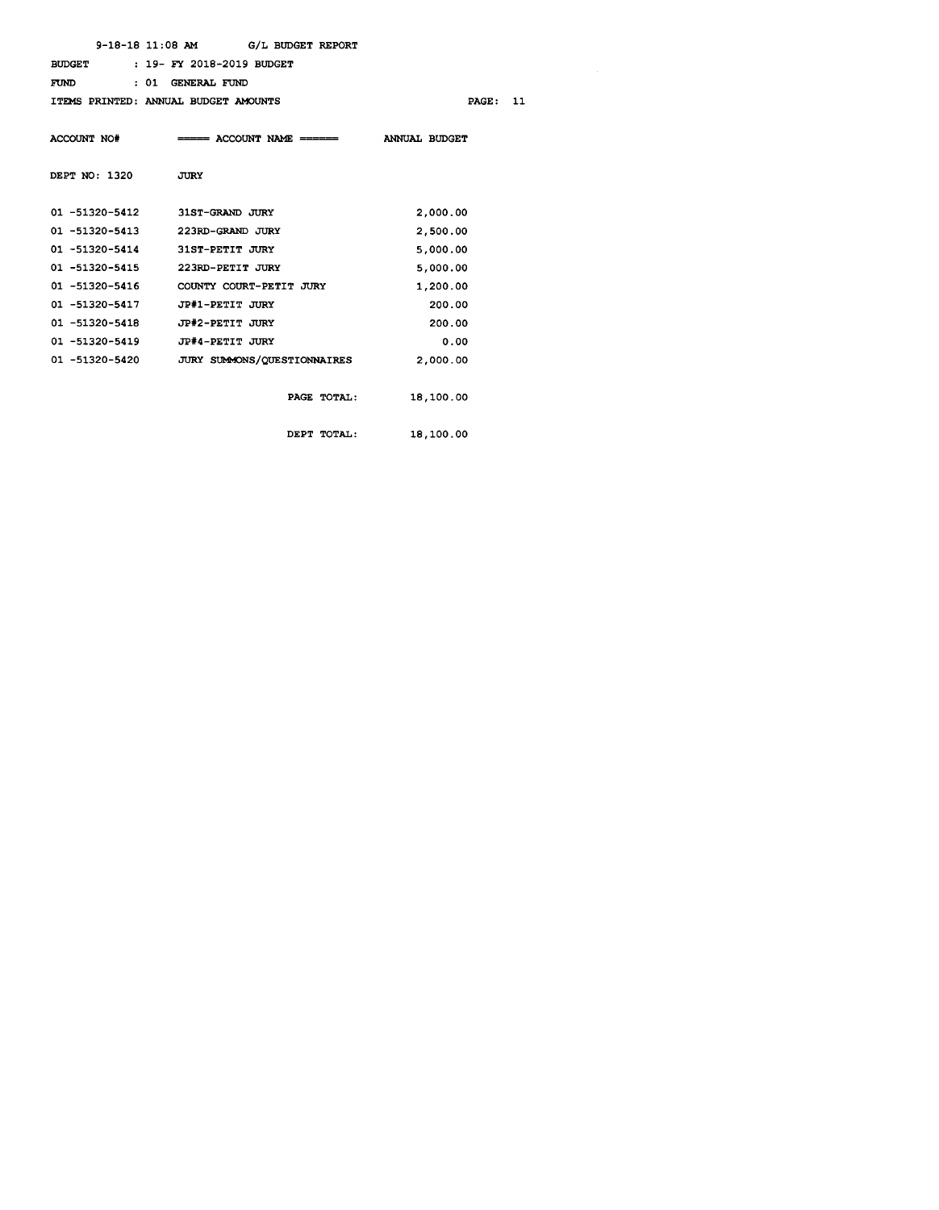9-18-18 11:08 AM G/L BUDGET REPORT

BUDGET : 19- FY 2018-2019 BUDGET

FUND : 01 GENERAL FUND

ITEMS PRINTED: ANNUAL BUDGET AMOUNTS

DEPT NO: 1320 JURY

| ACCOUNT NO# | ===== ACCOUNT NAME ====== | ANNUAL BUDGET |
|---|---|---|
| 01 -51320-5412 | 31ST-GRAND JURY | 2,000.00 |
| 01 -51320-5413 | 223RD-GRAND JURY | 2,500.00 |
| 01 -51320-5414 | 31ST-PETIT JURY | 5,000.00 |
| 01 -51320-5415 | 223RD-PETIT JURY | 5,000.00 |
| 01 -51320-5416 | COUNTY COURT-PETIT JURY | 1,200.00 |
| 01 -51320-5417 | JP#1-PETIT JURY | 200.00 |
| 01 -51320-5418 | JP#2-PETIT JURY | 200.00 |
| 01 -51320-5419 | JP#4-PETIT JURY | 0.00 |
| 01 -51320-5420 | JURY SUMMONS/QUESTIONNAIRES | 2,000.00 |
| | PAGE TOTAL: | 18,100.00 |
| | DEPT TOTAL: | 18,100.00 |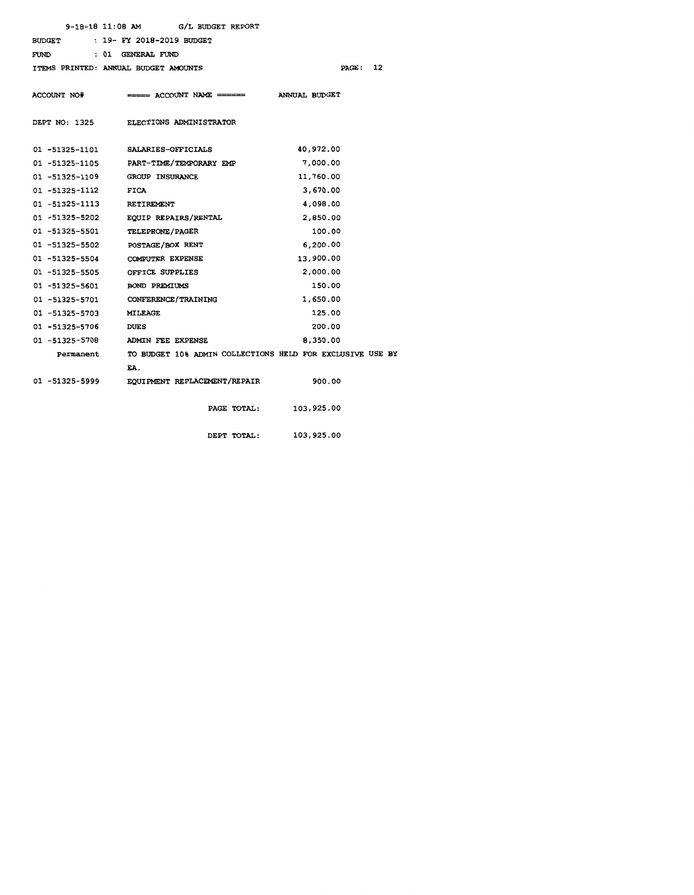9-18-18 11:08 AM G/L BUDGET REPORT

BUDGET : 19- FY 2018-2019 BUDGET

FUND : 01 GENERAL FUND

ITEMS PRINTED: ANNUAL BUDGET AMOUNTS

| ACCOUNT NO# | ===== ACCOUNT NAME ===== | ANNUAL BUDGET |
|---|---|---|
| DEPT NO: 1325 | ELECTIONS ADMINISTRATOR | |
| 01 -51325-1101 | SALARIES-OFFICIALS | 40,972.00 |
| 01 -51325-1105 | PART-TIME/TEMPORARY EMP | 7,000.00 |
| 01 -51325-1109 | GROUP INSURANCE | 11,760.00 |
| 01 -51325-1112 | FICA | 3,670.00 |
| 01 -51325-1113 | RETIREMENT | 4,098.00 |
| 01 -51325-5202 | EQUIP REPAIRS/RENTAL | 2,850.00 |
| 01 -51325-5501 | TELEPHONE/PAGER | 100.00 |
| 01 -51325-5502 | POSTAGE/BOX RENT | 6,200.00 |
| 01 -51325-5504 | COMPUTER EXPENSE | 13,900.00 |
| 01 -51325-5505 | OFFICE SUPPLIES | 2,000.00 |
| 01 -51325-5601 | BOND PREMIUMS | 150.00 |
| 01 -51325-5701 | CONFERENCE/TRAINING | 1,650.00 |
| 01 -51325-5703 | MILEAGE | 125.00 |
| 01 -51325-5706 | DUES | 200.00 |
| 01 -51325-5708 | ADMIN FEE EXPENSE | 8,350.00 |
| Permanent | TO BUDGET 10% ADMIN COLLECTIONS HELD FOR EXCLUSIVE USE BY EA. | |
| 01 -51325-5999 | EQUIPMENT REPLACEMENT/REPAIR | 900.00 |
| | PAGE TOTAL: | 103,925.00 |
| | DEPT TOTAL: | 103,925.00 |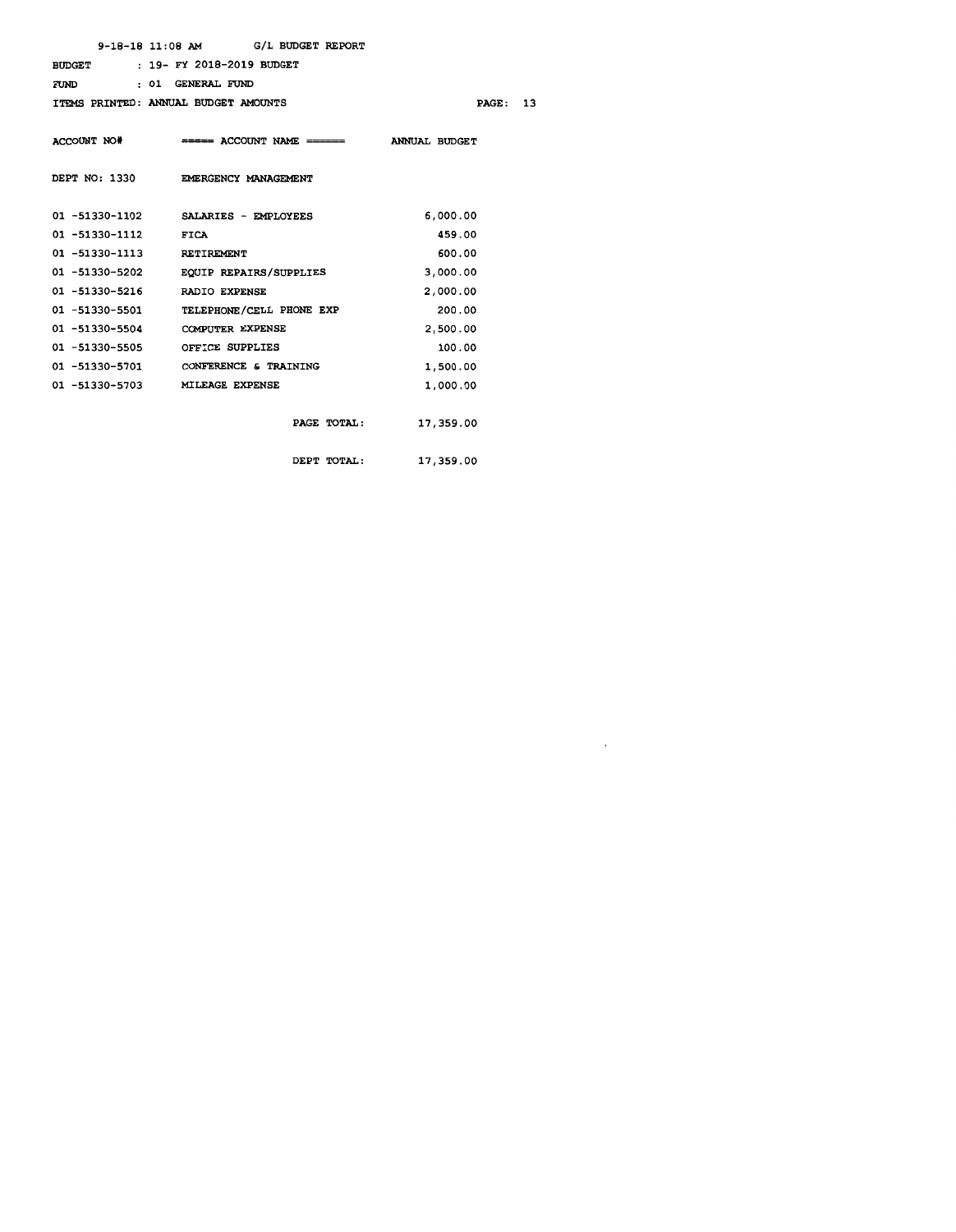9-18-18 11:08 AM G/L BUDGET REPORT

BUDGET : 19- FY 2018-2019 BUDGET

FUND : 01 GENERAL FUND

ITEMS PRINTED: ANNUAL BUDGET AMOUNTS

| ACCOUNT NO# | ===== ACCOUNT NAME ====== | ANNUAL BUDGET |
|---|---|---|
| DEPT NO: 1330 | EMERGENCY MANAGEMENT | |
| 01 -51330-1102 | SALARIES - EMPLOYEES | 6,000.00 |
| 01 -51330-1112 | FICA | 459.00 |
| 01 -51330-1113 | RETIREMENT | 600.00 |
| 01 -51330-5202 | EQUIP REPAIRS/SUPPLIES | 3,000.00 |
| 01 -51330-5216 | RADIO EXPENSE | 2,000.00 |
| 01 -51330-5501 | TELEPHONE/CELL PHONE EXP | 200.00 |
| 01 -51330-5504 | COMPUTER EXPENSE | 2,500.00 |
| 01 -51330-5505 | OFFICE SUPPLIES | 100.00 |
| 01 -51330-5701 | CONFERENCE & TRAINING | 1,500.00 |
| 01 -51330-5703 | MILEAGE EXPENSE | 1,000.00 |
| | PAGE TOTAL: | 17,359.00 |
| | DEPT TOTAL: | 17,359.00 |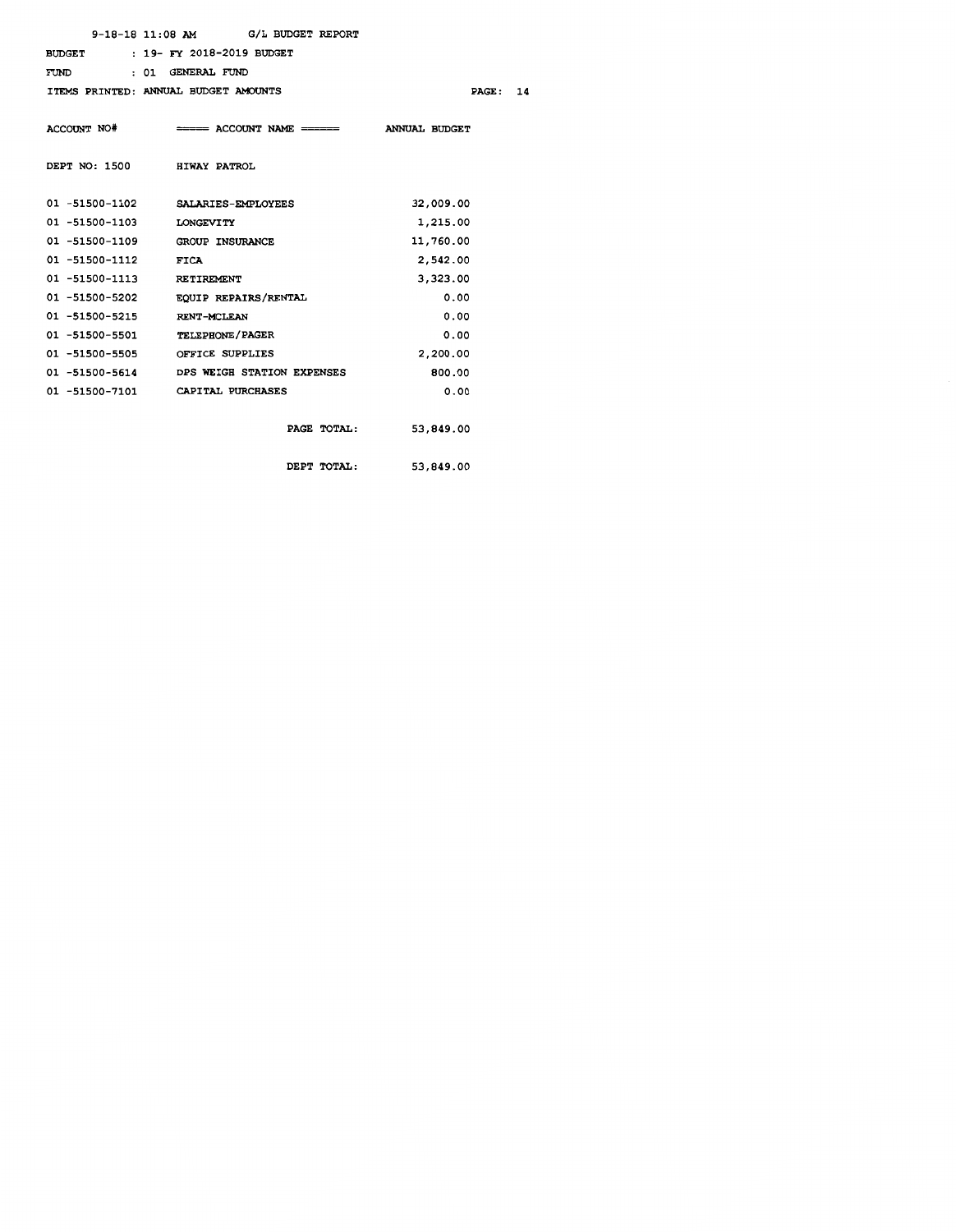9-18-18 11:08 AM G/L BUDGET REPORT

BUDGET : 19- FY 2018-2019 BUDGET

FUND : 01 GENERAL FUND

ITEMS PRINTED: ANNUAL BUDGET AMOUNTS

PAGE: 14

DEPT NO: 1500 HIWAY PATROL

| ACCOUNT NO# | ===== ACCOUNT NAME ===== | ANNUAL BUDGET |
|---|---|---|
| 01 -51500-1102 | SALARIES-EMPLOYEES | 32,009.00 |
| 01 -51500-1103 | LONGEVITY | 1,215.00 |
| 01 -51500-1109 | GROUP INSURANCE | 11,760.00 |
| 01 -51500-1112 | FICA | 2,542.00 |
| 01 -51500-1113 | RETIREMENT | 3,323.00 |
| 01 -51500-5202 | EQUIP REPAIRS/RENTAL | 0.00 |
| 01 -51500-5215 | RENT-MCLEAN | 0.00 |
| 01 -51500-5501 | TELEPHONE/PAGER | 0.00 |
| 01 -51500-5505 | OFFICE SUPPLIES | 2,200.00 |
| 01 -51500-5614 | DPS WEIGH STATION EXPENSES | 800.00 |
| 01 -51500-7101 | CAPITAL PURCHASES | 0.00 |
| | PAGE TOTAL: | 53,849.00 |
| | DEPT TOTAL: | 53,849.00 |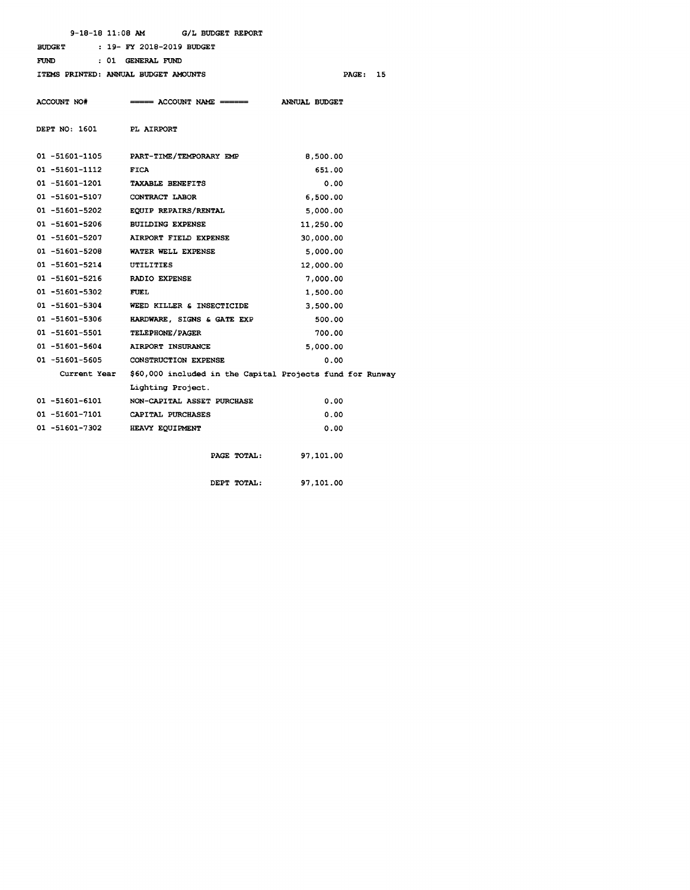9-18-18 11:08 AM G/L BUDGET REPORT

BUDGET : 19- FY 2018-2019 BUDGET

FUND : 01 GENERAL FUND

ITEMS PRINTED: ANNUAL BUDGET AMOUNTS

| ACCOUNT NO# | ===== ACCOUNT NAME ====== | ANNUAL BUDGET |
|---|---|---|
| DEPT NO: 1601 | PL AIRPORT | |
| 01 -51601-1105 | PART-TIME/TEMPORARY EMP | 8,500.00 |
| 01 -51601-1112 | FICA | 651.00 |
| 01 -51601-1201 | TAXABLE BENEFITS | 0.00 |
| 01 -51601-5107 | CONTRACT LABOR | 6,500.00 |
| 01 -51601-5202 | EQUIP REPAIRS/RENTAL | 5,000.00 |
| 01 -51601-5206 | BUILDING EXPENSE | 11,250.00 |
| 01 -51601-5207 | AIRPORT FIELD EXPENSE | 30,000.00 |
| 01 -51601-5208 | WATER WELL EXPENSE | 5,000.00 |
| 01 -51601-5214 | UTILITIES | 12,000.00 |
| 01 -51601-5216 | RADIO EXPENSE | 7,000.00 |
| 01 -51601-5302 | FUEL | 1,500.00 |
| 01 -51601-5304 | WEED KILLER & INSECTICIDE | 3,500.00 |
| 01 -51601-5306 | HARDWARE, SIGNS & GATE EXP | 500.00 |
| 01 -51601-5501 | TELEPHONE/PAGER | 700.00 |
| 01 -51601-5604 | AIRPORT INSURANCE | 5,000.00 |
| 01 -51601-5605 | CONSTRUCTION EXPENSE | 0.00 |
| Current Year | $60,000 included in the Capital Projects fund for Runway Lighting Project. | |
| 01 -51601-6101 | NON-CAPITAL ASSET PURCHASE | 0.00 |
| 01 -51601-7101 | CAPITAL PURCHASES | 0.00 |
| 01 -51601-7302 | HEAVY EQUIPMENT | 0.00 |
| | PAGE TOTAL: | 97,101.00 |
| | DEPT TOTAL: | 97,101.00 |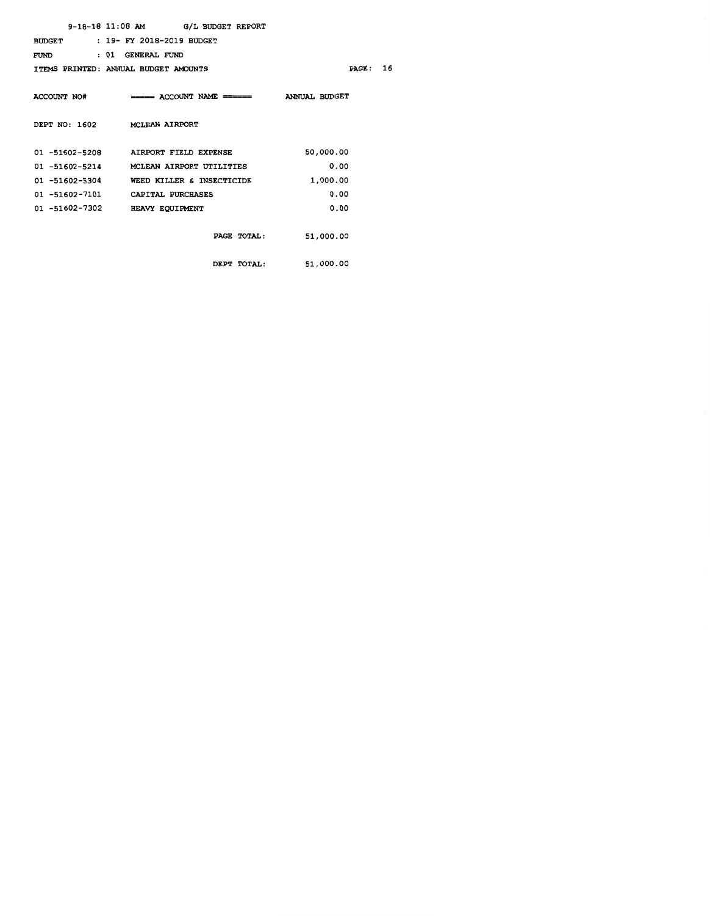9-18-18 11:08 AM G/L BUDGET REPORT

BUDGET : 19- FY 2018-2019 BUDGET

FUND : 01 GENERAL FUND

ITEMS PRINTED: ANNUAL BUDGET AMOUNTS

| ACCOUNT NO# | ===== ACCOUNT NAME ===== | ANNUAL BUDGET |
|---|---|---|
| DEPT NO: 1602 | MCLEAN AIRPORT | |
| 01 -51602-5208 | AIRPORT FIELD EXPENSE | 50,000.00 |
| 01 -51602-5214 | MCLEAN AIRPORT UTILITIES | 0.00 |
| 01 -51602-5304 | WEED KILLER & INSECTICIDE | 1,000.00 |
| 01 -51602-7101 | CAPITAL PURCHASES | 0.00 |
| 01 -51602-7302 | HEAVY EQUIPMENT | 0.00 |
| | PAGE TOTAL: | 51,000.00 |
| | DEPT TOTAL: | 51,000.00 |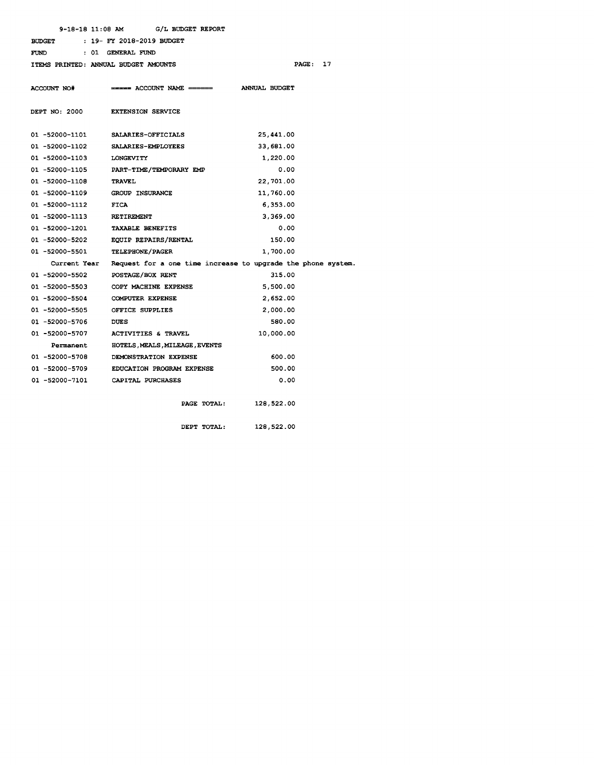9-18-18 11:08 AM G/L BUDGET REPORT

BUDGET : 19- FY 2018-2019 BUDGET

FUND : 01 GENERAL FUND

ITEMS PRINTED: ANNUAL BUDGET AMOUNTS

| ACCOUNT NO# | ===== ACCOUNT NAME ===== | ANNUAL BUDGET |
|---|---|---|
| DEPT NO: 2000 | EXTENSION SERVICE | |
| 01 -52000-1101 | SALARIES-OFFICIALS | 25,441.00 |
| 01 -52000-1102 | SALARIES-EMPLOYEES | 33,681.00 |
| 01 -52000-1103 | LONGEVITY | 1,220.00 |
| 01 -52000-1105 | PART-TIME/TEMPORARY EMP | 0.00 |
| 01 -52000-1108 | TRAVEL | 22,701.00 |
| 01 -52000-1109 | GROUP INSURANCE | 11,760.00 |
| 01 -52000-1112 | FICA | 6,353.00 |
| 01 -52000-1113 | RETIREMENT | 3,369.00 |
| 01 -52000-1201 | TAXABLE BENEFITS | 0.00 |
| 01 -52000-5202 | EQUIP REPAIRS/RENTAL | 150.00 |
| 01 -52000-5501 | TELEPHONE/PAGER | 1,700.00 |
| Current Year | Request for a one time increase to upgrade the phone system. | |
| 01 -52000-5502 | POSTAGE/BOX RENT | 315.00 |
| 01 -52000-5503 | COPY MACHINE EXPENSE | 5,500.00 |
| 01 -52000-5504 | COMPUTER EXPENSE | 2,652.00 |
| 01 -52000-5505 | OFFICE SUPPLIES | 2,000.00 |
| 01 -52000-5706 | DUES | 580.00 |
| 01 -52000-5707 | ACTIVITIES & TRAVEL | 10,000.00 |
| Permanent | HOTELS,MEALS,MILEAGE,EVENTS | |
| 01 -52000-5708 | DEMONSTRATION EXPENSE | 600.00 |
| 01 -52000-5709 | EDUCATION PROGRAM EXPENSE | 500.00 |
| 01 -52000-7101 | CAPITAL PURCHASES | 0.00 |
| | PAGE TOTAL: | 128,522.00 |
| | DEPT TOTAL: | 128,522.00 |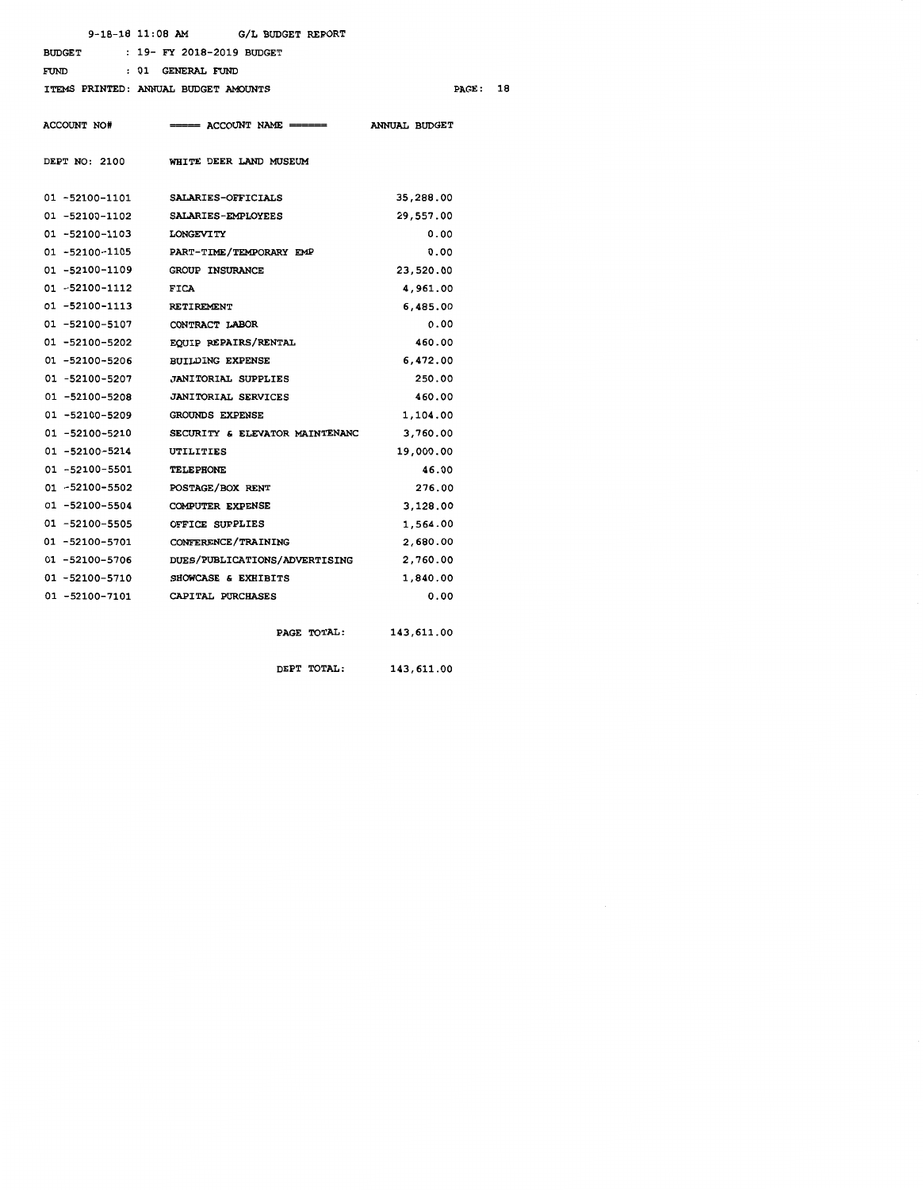9-18-18 11:08 AM G/L BUDGET REPORT

BUDGET : 19- FY 2018-2019 BUDGET

FUND : 01 GENERAL FUND

ITEMS PRINTED: ANNUAL BUDGET AMOUNTS

| ACCOUNT NO# | ===== ACCOUNT NAME ===== | ANNUAL BUDGET |
|---|---|---|
| DEPT NO: 2100 | WHITE DEER LAND MUSEUM | |
| 01 -52100-1101 | SALARIES-OFFICIALS | 35,288.00 |
| 01 -52100-1102 | SALARIES-EMPLOYEES | 29,557.00 |
| 01 -52100-1103 | LONGEVITY | 0.00 |
| 01 -52100-1105 | PART-TIME/TEMPORARY EMP | 0.00 |
| 01 -52100-1109 | GROUP INSURANCE | 23,520.00 |
| 01 -52100-1112 | FICA | 4,961.00 |
| 01 -52100-1113 | RETIREMENT | 6,485.00 |
| 01 -52100-5107 | CONTRACT LABOR | 0.00 |
| 01 -52100-5202 | EQUIP REPAIRS/RENTAL | 460.00 |
| 01 -52100-5206 | BUILDING EXPENSE | 6,472.00 |
| 01 -52100-5207 | JANITORIAL SUPPLIES | 250.00 |
| 01 -52100-5208 | JANITORIAL SERVICES | 460.00 |
| 01 -52100-5209 | GROUNDS EXPENSE | 1,104.00 |
| 01 -52100-5210 | SECURITY & ELEVATOR MAINTENANC | 3,760.00 |
| 01 -52100-5214 | UTILITIES | 19,000.00 |
| 01 -52100-5501 | TELEPHONE | 46.00 |
| 01 -52100-5502 | POSTAGE/BOX RENT | 276.00 |
| 01 -52100-5504 | COMPUTER EXPENSE | 3,128.00 |
| 01 -52100-5505 | OFFICE SUPPLIES | 1,564.00 |
| 01 -52100-5701 | CONFERENCE/TRAINING | 2,680.00 |
| 01 -52100-5706 | DUES/PUBLICATIONS/ADVERTISING | 2,760.00 |
| 01 -52100-5710 | SHOWCASE & EXHIBITS | 1,840.00 |
| 01 -52100-7101 | CAPITAL PURCHASES | 0.00 |
| | PAGE TOTAL: | 143,611.00 |
| | DEPT TOTAL: | 143,611.00 |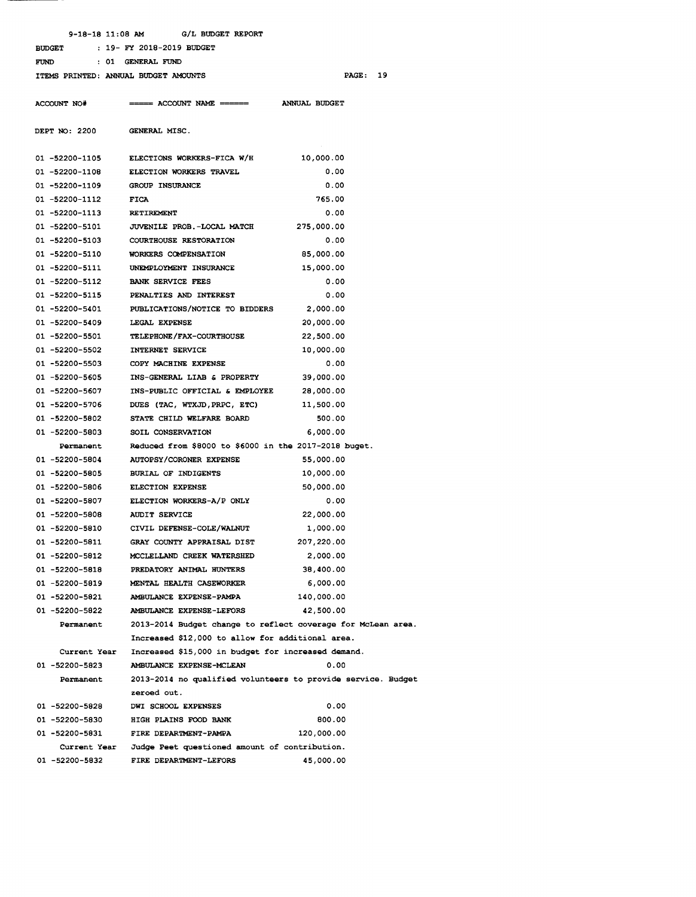9-18-18 11:08 AM G/L BUDGET REPORT

BUDGET : 19- FY 2018-2019 BUDGET

FUND : 01 GENERAL FUND

ITEMS PRINTED: ANNUAL BUDGET AMOUNTS

| ACCOUNT NO# | ===== ACCOUNT NAME ===== | ANNUAL BUDGET |
|---|---|---|
| DEPT NO: 2200 | GENERAL MISC. | |
| 01 -52200-1105 | ELECTIONS WORKERS-FICA W/H | 10,000.00 |
| 01 -52200-1108 | ELECTION WORKERS TRAVEL | 0.00 |
| 01 -52200-1109 | GROUP INSURANCE | 0.00 |
| 01 -52200-1112 | FICA | 765.00 |
| 01 -52200-1113 | RETIREMENT | 0.00 |
| 01 -52200-5101 | JUVENILE PROB.-LOCAL MATCH | 275,000.00 |
| 01 -52200-5103 | COURTHOUSE RESTORATION | 0.00 |
| 01 -52200-5110 | WORKERS COMPENSATION | 85,000.00 |
| 01 -52200-5111 | UNEMPLOYMENT INSURANCE | 15,000.00 |
| 01 -52200-5112 | BANK SERVICE FEES | 0.00 |
| 01 -52200-5115 | PENALTIES AND INTEREST | 0.00 |
| 01 -52200-5401 | PUBLICATIONS/NOTICE TO BIDDERS | 2,000.00 |
| 01 -52200-5409 | LEGAL EXPENSE | 20,000.00 |
| 01 -52200-5501 | TELEPHONE/FAX-COURTHOUSE | 22,500.00 |
| 01 -52200-5502 | INTERNET SERVICE | 10,000.00 |
| 01 -52200-5503 | COPY MACHINE EXPENSE | 0.00 |
| 01 -52200-5605 | INS-GENERAL LIAB & PROPERTY | 39,000.00 |
| 01 -52200-5607 | INS-PUBLIC OFFICIAL & EMPLOYEE | 28,000.00 |
| 01 -52200-5706 | DUES (TAC, WTXJD,PRPC, ETC) | 11,500.00 |
| 01 -52200-5802 | STATE CHILD WELFARE BOARD | 500.00 |
| 01 -52200-5803 | SOIL CONSERVATION | 6,000.00 |
| Permanent | Reduced from $8000 to $6000 in the 2017-2018 buget. | |
| 01 -52200-5804 | AUTOPSY/CORONER EXPENSE | 55,000.00 |
| 01 -52200-5805 | BURIAL OF INDIGENTS | 10,000.00 |
| 01 -52200-5806 | ELECTION EXPENSE | 50,000.00 |
| 01 -52200-5807 | ELECTION WORKERS-A/P ONLY | 0.00 |
| 01 -52200-5808 | AUDIT SERVICE | 22,000.00 |
| 01 -52200-5810 | CIVIL DEFENSE-COLE/WALNUT | 1,000.00 |
| 01 -52200-5811 | GRAY COUNTY APPRAISAL DIST | 207,220.00 |
| 01 -52200-5812 | MCCLELLAND CREEK WATERSHED | 2,000.00 |
| 01 -52200-5818 | PREDATORY ANIMAL HUNTERS | 38,400.00 |
| 01 -52200-5819 | MENTAL HEALTH CASEWORKER | 6,000.00 |
| 01 -52200-5821 | AMBULANCE EXPENSE-PAMPA | 140,000.00 |
| 01 -52200-5822 | AMBULANCE EXPENSE-LEFORS | 42,500.00 |
| Permanent | 2013-2014 Budget change to reflect coverage for McLean area. Increased $12,000 to allow for additional area. | |
| Current Year | Increased $15,000 in budget for increased demand. | |
| 01 -52200-5823 | AMBULANCE EXPENSE-MCLEAN | 0.00 |
| Permanent | 2013-2014 no qualified volunteers to provide service. Budget zeroed out. | |
| 01 -52200-5828 | DWI SCHOOL EXPENSES | 0.00 |
| 01 -52200-5830 | HIGH PLAINS FOOD BANK | 800.00 |
| 01 -52200-5831 | FIRE DEPARTMENT-PAMPA | 120,000.00 |
| Current Year | Judge Peet questioned amount of contribution. | |
| 01 -52200-5832 | FIRE DEPARTMENT-LEFORS | 45,000.00 |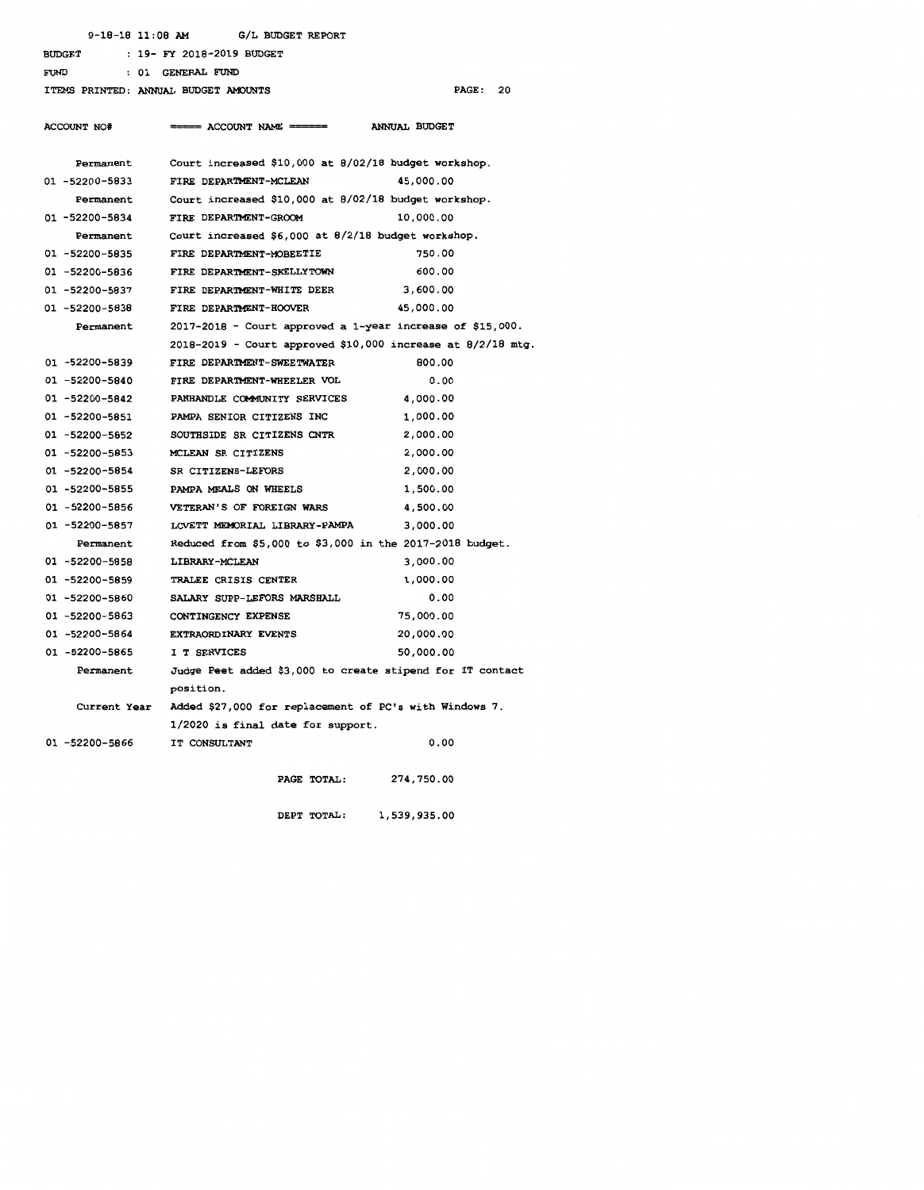9-18-18 11:08 AM G/L BUDGET REPORT

BUDGET : 19- FY 2018-2019 BUDGET

FUND : 01 GENERAL FUND

ITEMS PRINTED: ANNUAL BUDGET AMOUNTS

| ACCOUNT NO# | ===== ACCOUNT NAME ====== | ANNUAL BUDGET |
|---|---|---|
| Permanent | Court increased $10,000 at 8/02/18 budget workshop. | |
| 01 -52200-5833 | FIRE DEPARTMENT-MCLEAN | 45,000.00 |
| Permanent | Court increased $10,000 at 8/02/18 budget workshop. | |
| 01 -52200-5834 | FIRE DEPARTMENT-GROOM | 10,000.00 |
| Permanent | Court increased $6,000 at 8/2/18 budget workshop. | |
| 01 -52200-5835 | FIRE DEPARTMENT-MOBEETIE | 750.00 |
| 01 -52200-5836 | FIRE DEPARTMENT-SKELLYTOWN | 600.00 |
| 01 -52200-5837 | FIRE DEPARTMENT-WHITE DEER | 3,600.00 |
| 01 -52200-5838 | FIRE DEPARTMENT-HOOVER | 45,000.00 |
| Permanent | 2017-2018 - Court approved a 1-year increase of $15,000. 2018-2019 - Court approved $10,000 increase at 8/2/18 mtg. | |
| 01 -52200-5839 | FIRE DEPARTMENT-SWEETWATER | 800.00 |
| 01 -52200-5840 | FIRE DEPARTMENT-WHEELER VOL | 0.00 |
| 01 -52200-5842 | PANHANDLE COMMUNITY SERVICES | 4,000.00 |
| 01 -52200-5851 | PAMPA SENIOR CITIZENS INC | 1,000.00 |
| 01 -52200-5852 | SOUTHSIDE SR CITIZENS CNTR | 2,000.00 |
| 01 -52200-5853 | MCLEAN SR CITIZENS | 2,000.00 |
| 01 -52200-5854 | SR CITIZENS-LEFORS | 2,000.00 |
| 01 -52200-5855 | PAMPA MEALS ON WHEELS | 1,500.00 |
| 01 -52200-5856 | VETERAN'S OF FOREIGN WARS | 4,500.00 |
| 01 -52200-5857 | LOVETT MEMORIAL LIBRARY-PAMPA | 3,000.00 |
| Permanent | Reduced from $5,000 to $3,000 in the 2017-2018 budget. | |
| 01 -52200-5858 | LIBRARY-MCLEAN | 3,000.00 |
| 01 -52200-5859 | TRALEE CRISIS CENTER | 1,000.00 |
| 01 -52200-5860 | SALARY SUPP-LEFORS MARSHALL | 0.00 |
| 01 -52200-5863 | CONTINGENCY EXPENSE | 75,000.00 |
| 01 -52200-5864 | EXTRAORDINARY EVENTS | 20,000.00 |
| 01 -52200-5865 | I T SERVICES | 50,000.00 |
| Permanent | Judge Peet added $3,000 to create stipend for IT contact position. | |
| Current Year | Added $27,000 for replacement of PC's with Windows 7. 1/2020 is final date for support. | |
| 01 -52200-5866 | IT CONSULTANT | 0.00 |
| | PAGE TOTAL: | 274,750.00 |
| | DEPT TOTAL: | 1,539,935.00 |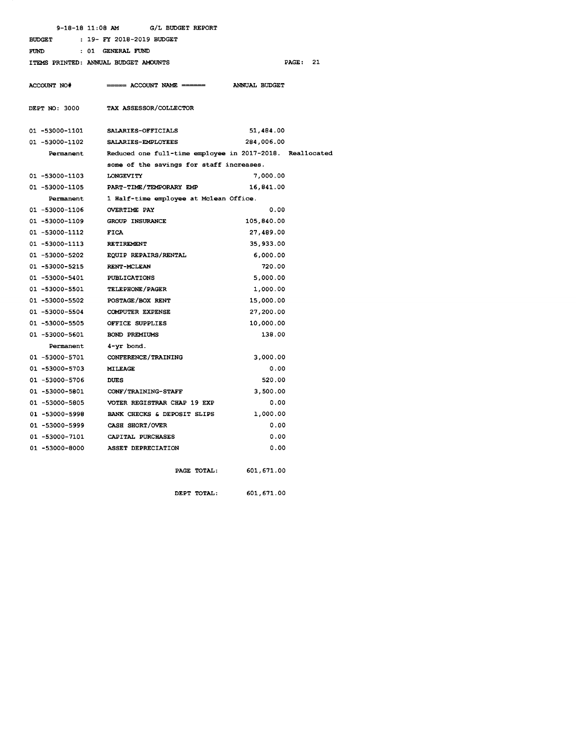9-18-18 11:08 AM G/L BUDGET REPORT

BUDGET : 19- FY 2018-2019 BUDGET

FUND : 01 GENERAL FUND

ITEMS PRINTED: ANNUAL BUDGET AMOUNTS

| ACCOUNT NO# | ===== ACCOUNT NAME ===== | ANNUAL BUDGET |
|---|---|---|
| DEPT NO: 3000 | TAX ASSESSOR/COLLECTOR | |
| 01 -53000-1101 | SALARIES-OFFICIALS | 51,484.00 |
| 01 -53000-1102 | SALARIES-EMPLOYEES | 284,006.00 |
| Permanent | Reduced one full-time employee in 2017-2018. Reallocated some of the savings for staff increases. | |
| 01 -53000-1103 | LONGEVITY | 7,000.00 |
| 01 -53000-1105 | PART-TIME/TEMPORARY EMP | 16,841.00 |
| Permanent | 1 Half-time employee at Mclean Office. | |
| 01 -53000-1106 | OVERTIME PAY | 0.00 |
| 01 -53000-1109 | GROUP INSURANCE | 105,840.00 |
| 01 -53000-1112 | FICA | 27,489.00 |
| 01 -53000-1113 | RETIREMENT | 35,933.00 |
| 01 -53000-5202 | EQUIP REPAIRS/RENTAL | 6,000.00 |
| 01 -53000-5215 | RENT-MCLEAN | 720.00 |
| 01 -53000-5401 | PUBLICATIONS | 5,000.00 |
| 01 -53000-5501 | TELEPHONE/PAGER | 1,000.00 |
| 01 -53000-5502 | POSTAGE/BOX RENT | 15,000.00 |
| 01 -53000-5504 | COMPUTER EXPENSE | 27,200.00 |
| 01 -53000-5505 | OFFICE SUPPLIES | 10,000.00 |
| 01 -53000-5601 | BOND PREMIUMS | 138.00 |
| Permanent | 4-yr bond. | |
| 01 -53000-5701 | CONFERENCE/TRAINING | 3,000.00 |
| 01 -53000-5703 | MILEAGE | 0.00 |
| 01 -53000-5706 | DUES | 520.00 |
| 01 -53000-5801 | CONF/TRAINING-STAFF | 3,500.00 |
| 01 -53000-5805 | VOTER REGISTRAR CHAP 19 EXP | 0.00 |
| 01 -53000-5998 | BANK CHECKS & DEPOSIT SLIPS | 1,000.00 |
| 01 -53000-5999 | CASH SHORT/OVER | 0.00 |
| 01 -53000-7101 | CAPITAL PURCHASES | 0.00 |
| 01 -53000-8000 | ASSET DEPRECIATION | 0.00 |
| | PAGE TOTAL: | 601,671.00 |
| | DEPT TOTAL: | 601,671.00 |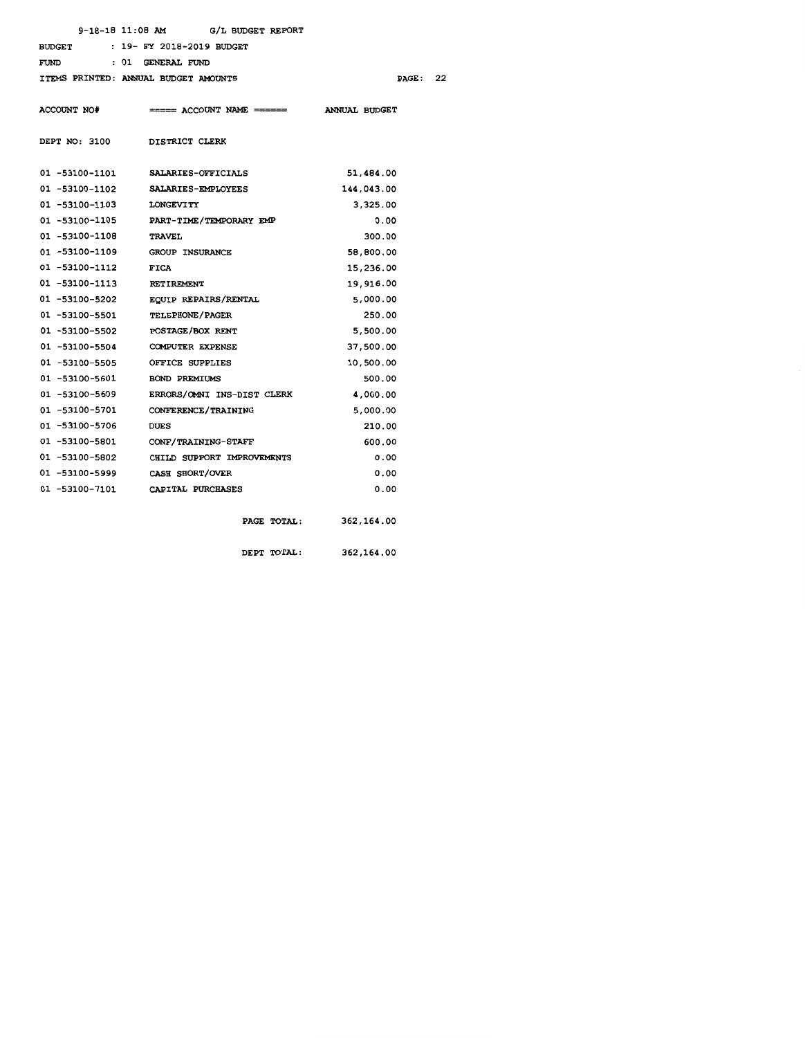9-18-18 11:08 AM G/L BUDGET REPORT

BUDGET : 19- FY 2018-2019 BUDGET

FUND : 01 GENERAL FUND

ITEMS PRINTED: ANNUAL BUDGET AMOUNTS

| ACCOUNT NO# | ===== ACCOUNT NAME ====== | ANNUAL BUDGET |
|---|---|---|
| DEPT NO: 3100 | DISTRICT CLERK | |
| 01 -53100-1101 | SALARIES-OFFICIALS | 51,484.00 |
| 01 -53100-1102 | SALARIES-EMPLOYEES | 144,043.00 |
| 01 -53100-1103 | LONGEVITY | 3,325.00 |
| 01 -53100-1105 | PART-TIME/TEMPORARY EMP | 0.00 |
| 01 -53100-1108 | TRAVEL | 300.00 |
| 01 -53100-1109 | GROUP INSURANCE | 58,800.00 |
| 01 -53100-1112 | FICA | 15,236.00 |
| 01 -53100-1113 | RETIREMENT | 19,916.00 |
| 01 -53100-5202 | EQUIP REPAIRS/RENTAL | 5,000.00 |
| 01 -53100-5501 | TELEPHONE/PAGER | 250.00 |
| 01 -53100-5502 | POSTAGE/BOX RENT | 5,500.00 |
| 01 -53100-5504 | COMPUTER EXPENSE | 37,500.00 |
| 01 -53100-5505 | OFFICE SUPPLIES | 10,500.00 |
| 01 -53100-5601 | BOND PREMIUMS | 500.00 |
| 01 -53100-5609 | ERRORS/OMNI INS-DIST CLERK | 4,000.00 |
| 01 -53100-5701 | CONFERENCE/TRAINING | 5,000.00 |
| 01 -53100-5706 | DUES | 210.00 |
| 01 -53100-5801 | CONF/TRAINING-STAFF | 600.00 |
| 01 -53100-5802 | CHILD SUPPORT IMPROVEMENTS | 0.00 |
| 01 -53100-5999 | CASH SHORT/OVER | 0.00 |
| 01 -53100-7101 | CAPITAL PURCHASES | 0.00 |
| | PAGE TOTAL: | 362,164.00 |
| | DEPT TOTAL: | 362,164.00 |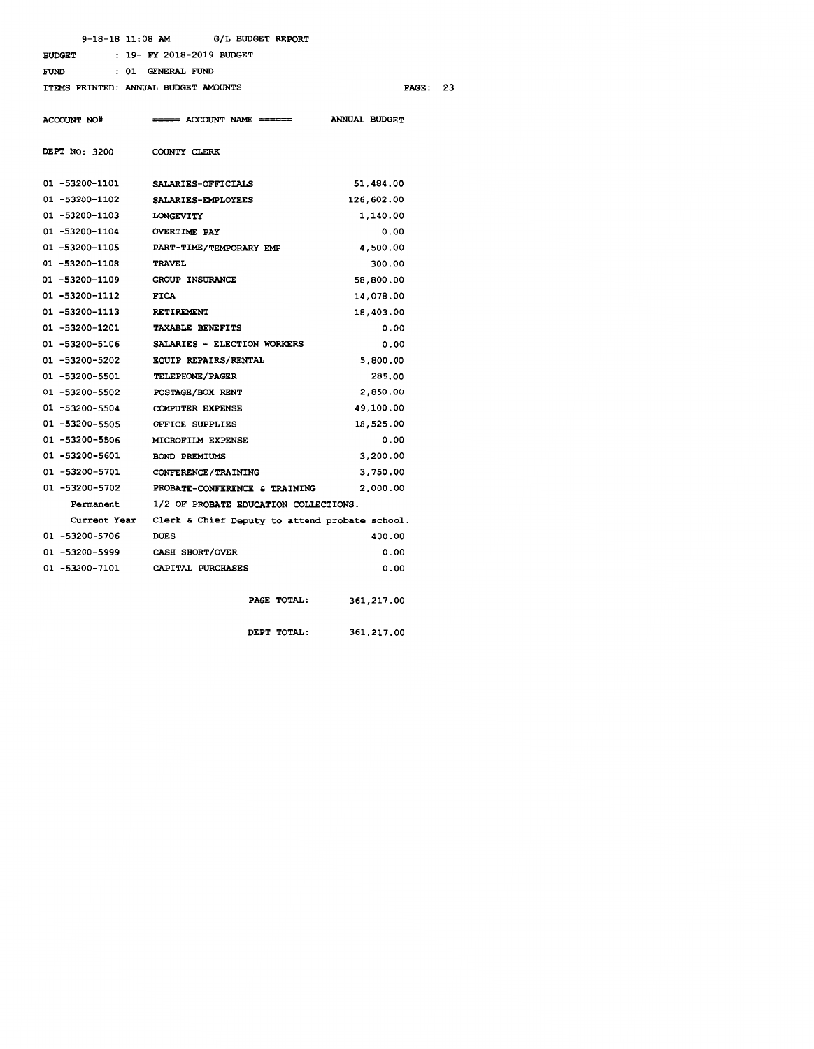9-18-18 11:08 AM G/L BUDGET REPORT

BUDGET : 19- FY 2018-2019 BUDGET

FUND : 01 GENERAL FUND

ITEMS PRINTED: ANNUAL BUDGET AMOUNTS

| ACCOUNT NO# | ===== ACCOUNT NAME ====== | ANNUAL BUDGET |
|---|---|---|
| DEPT NO: 3200 | COUNTY CLERK | |
| 01 -53200-1101 | SALARIES-OFFICIALS | 51,484.00 |
| 01 -53200-1102 | SALARIES-EMPLOYEES | 126,602.00 |
| 01 -53200-1103 | LONGEVITY | 1,140.00 |
| 01 -53200-1104 | OVERTIME PAY | 0.00 |
| 01 -53200-1105 | PART-TIME/TEMPORARY EMP | 4,500.00 |
| 01 -53200-1108 | TRAVEL | 300.00 |
| 01 -53200-1109 | GROUP INSURANCE | 58,800.00 |
| 01 -53200-1112 | FICA | 14,078.00 |
| 01 -53200-1113 | RETIREMENT | 18,403.00 |
| 01 -53200-1201 | TAXABLE BENEFITS | 0.00 |
| 01 -53200-5106 | SALARIES - ELECTION WORKERS | 0.00 |
| 01 -53200-5202 | EQUIP REPAIRS/RENTAL | 5,800.00 |
| 01 -53200-5501 | TELEPHONE/PAGER | 285.00 |
| 01 -53200-5502 | POSTAGE/BOX RENT | 2,850.00 |
| 01 -53200-5504 | COMPUTER EXPENSE | 49,100.00 |
| 01 -53200-5505 | OFFICE SUPPLIES | 18,525.00 |
| 01 -53200-5506 | MICROFILM EXPENSE | 0.00 |
| 01 -53200-5601 | BOND PREMIUMS | 3,200.00 |
| 01 -53200-5701 | CONFERENCE/TRAINING | 3,750.00 |
| 01 -53200-5702 | PROBATE-CONFERENCE & TRAINING | 2,000.00 |
| Permanent | 1/2 OF PROBATE EDUCATION COLLECTIONS. | |
| Current Year | Clerk & Chief Deputy to attend probate school. | |
| 01 -53200-5706 | DUES | 400.00 |
| 01 -53200-5999 | CASH SHORT/OVER | 0.00 |
| 01 -53200-7101 | CAPITAL PURCHASES | 0.00 |
| | PAGE TOTAL: | 361,217.00 |
| | DEPT TOTAL: | 361,217.00 |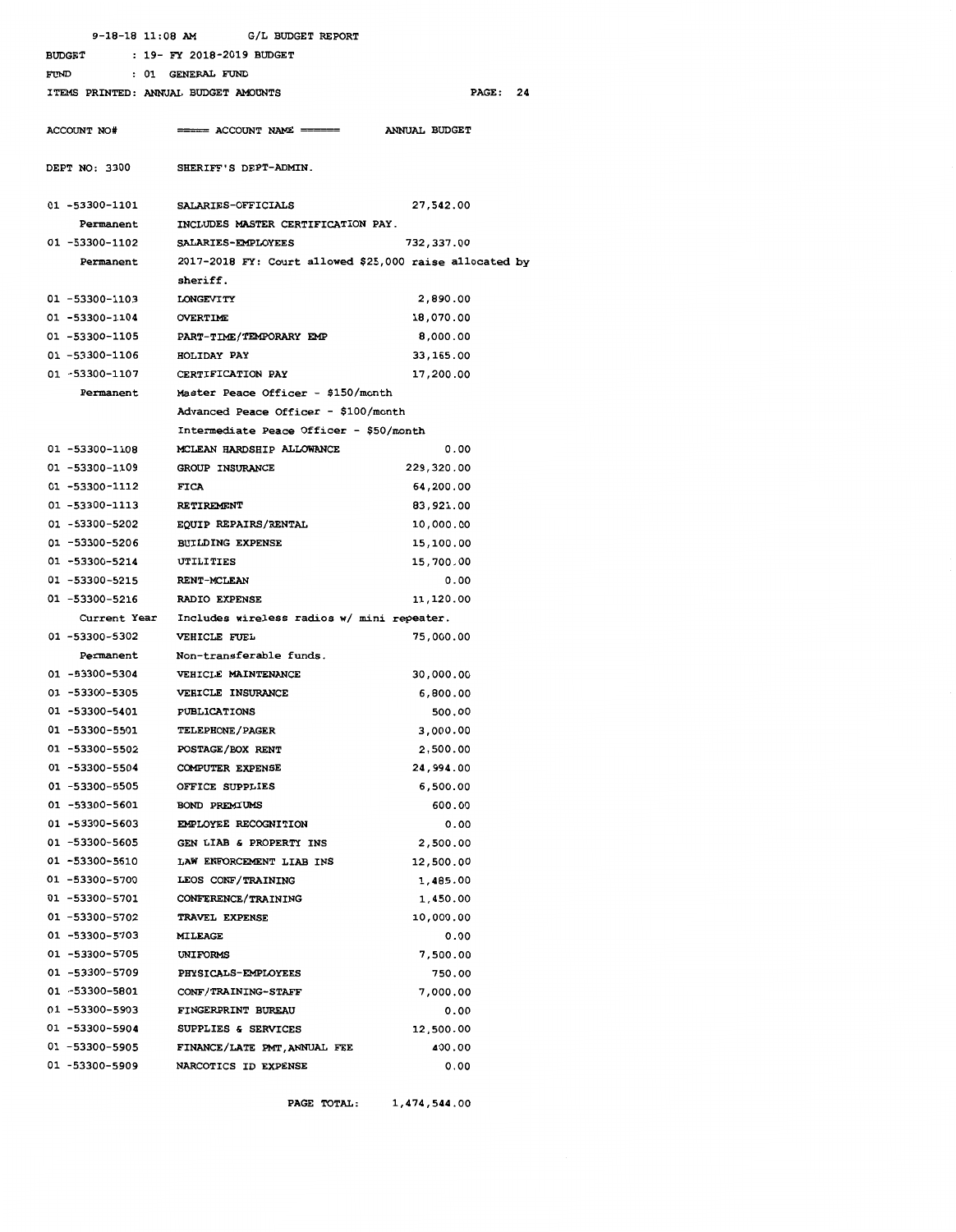9-18-18 11:08 AM G/L BUDGET REPORT

BUDGET : 19- FY 2018-2019 BUDGET

FUND : 01 GENERAL FUND

ITEMS PRINTED: ANNUAL BUDGET AMOUNTS

| ACCOUNT NO# | ACCOUNT NAME | ANNUAL BUDGET |
|---|---|---|
| DEPT NO: 3300 | SHERIFF'S DEPT-ADMIN. | |
| 01 -53300-1101 | SALARIES-OFFICIALS | 27,542.00 |
| Permanent | INCLUDES MASTER CERTIFICATION PAY. | |
| 01 -53300-1102 | SALARIES-EMPLOYEES | 732,337.00 |
| Permanent | 2017-2018 FY: Court allowed $25,000 raise allocated by sheriff. | |
| 01 -53300-1103 | LONGEVITY | 2,890.00 |
| 01 -53300-1104 | OVERTIME | 18,070.00 |
| 01 -53300-1105 | PART-TIME/TEMPORARY EMP | 8,000.00 |
| 01 -53300-1106 | HOLIDAY PAY | 33,165.00 |
| 01 -53300-1107 | CERTIFICATION PAY | 17,200.00 |
| Permanent | Master Peace Officer - $150/month<br>Advanced Peace Officer - $100/month<br>Intermediate Peace Officer - $50/month | |
| 01 -53300-1108 | MCLEAN HARDSHIP ALLOWANCE | 0.00 |
| 01 -53300-1109 | GROUP INSURANCE | 229,320.00 |
| 01 -53300-1112 | FICA | 64,200.00 |
| 01 -53300-1113 | RETIREMENT | 83,921.00 |
| 01 -53300-5202 | EQUIP REPAIRS/RENTAL | 10,000.00 |
| 01 -53300-5206 | BUILDING EXPENSE | 15,100.00 |
| 01 -53300-5214 | UTILITIES | 15,700.00 |
| 01 -53300-5215 | RENT-MCLEAN | 0.00 |
| 01 -53300-5216 | RADIO EXPENSE | 11,120.00 |
| Current Year | Includes wireless radios w/ mini repeater. | |
| 01 -53300-5302 | VEHICLE FUEL | 75,000.00 |
| Permanent | Non-transferable funds. | |
| 01 -53300-5304 | VEHICLE MAINTENANCE | 30,000.00 |
| 01 -53300-5305 | VEHICLE INSURANCE | 6,800.00 |
| 01 -53300-5401 | PUBLICATIONS | 500.00 |
| 01 -53300-5501 | TELEPHONE/PAGER | 3,000.00 |
| 01 -53300-5502 | POSTAGE/BOX RENT | 2,500.00 |
| 01 -53300-5504 | COMPUTER EXPENSE | 24,994.00 |
| 01 -53300-5505 | OFFICE SUPPLIES | 6,500.00 |
| 01 -53300-5601 | BOND PREMIUMS | 600.00 |
| 01 -53300-5603 | EMPLOYEE RECOGNITION | 0.00 |
| 01 -53300-5605 | GEN LIAB & PROPERTY INS | 2,500.00 |
| 01 -53300-5610 | LAW ENFORCEMENT LIAB INS | 12,500.00 |
| 01 -53300-5700 | LEOS CONF/TRAINING | 1,485.00 |
| 01 -53300-5701 | CONFERENCE/TRAINING | 1,450.00 |
| 01 -53300-5702 | TRAVEL EXPENSE | 10,000.00 |
| 01 -53300-5703 | MILEAGE | 0.00 |
| 01 -53300-5705 | UNIFORMS | 7,500.00 |
| 01 -53300-5709 | PHYSICALS-EMPLOYEES | 750.00 |
| 01 -53300-5801 | CONF/TRAINING-STAFF | 7,000.00 |
| 01 -53300-5903 | FINGERPRINT BUREAU | 0.00 |
| 01 -53300-5904 | SUPPLIES & SERVICES | 12,500.00 |
| 01 -53300-5905 | FINANCE/LATE PMT,ANNUAL FEE | 400.00 |
| 01 -53300-5909 | NARCOTICS ID EXPENSE | 0.00 |
| | PAGE TOTAL: | 1,474,544.00 |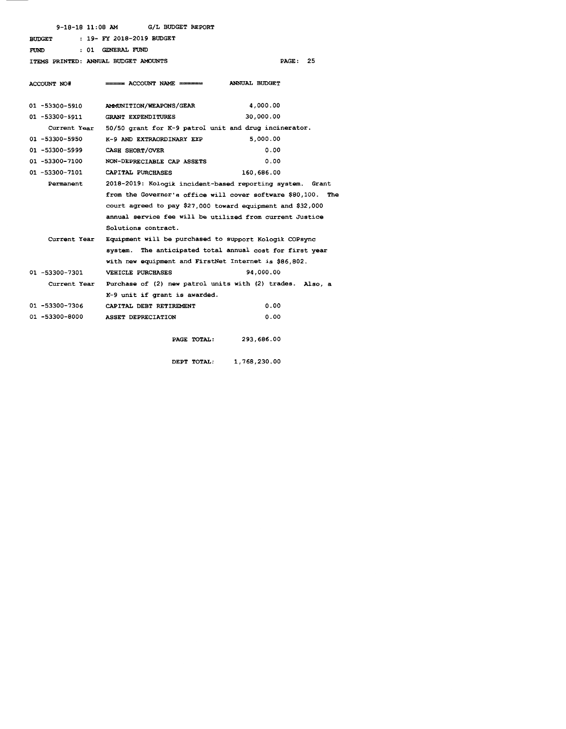9-18-18 11:08 AM G/L BUDGET REPORT

BUDGET : 19- FY 2018-2019 BUDGET

FUND : 01 GENERAL FUND

ITEMS PRINTED: ANNUAL BUDGET AMOUNTS

| ACCOUNT NO# | ===== ACCOUNT NAME ====== | ANNUAL BUDGET |
|---|---|---|
| 01 -53300-5910 | AMMUNITION/WEAPONS/GEAR | 4,000.00 |
| 01 -53300-5911 | GRANT EXPENDITURES | 30,000.00 |
| Current Year | 50/50 grant for K-9 patrol unit and drug incinerator. | |
| 01 -53300-5950 | K-9 AND EXTRAORDINARY EXP | 5,000.00 |
| 01 -53300-5999 | CASH SHORT/OVER | 0.00 |
| 01 -53300-7100 | NON-DEPRECIABLE CAP ASSETS | 0.00 |
| 01 -53300-7101 | CAPITAL PURCHASES | 160,686.00 |
| Permanent | 2018-2019: Kologik incident-based reporting system. Grant from the Governor's office will cover software $80,100. The court agreed to pay $27,000 toward equipment and $32,000 annual service fee will be utilized from current Justice Solutions contract. | |
| Current Year | Equipment will be purchased to support Kologik COPsync system. The anticipated total annual cost for first year with new equipment and FirstNet Internet is $86,802. | |
| 01 -53300-7301 | VEHICLE PURCHASES | 94,000.00 |
| Current Year | Purchase of (2) new patrol units with (2) trades. Also, a K-9 unit if grant is awarded. | |
| 01 -53300-7306 | CAPITAL DEBT RETIREMENT | 0.00 |
| 01 -53300-8000 | ASSET DEPRECIATION | 0.00 |
| | PAGE TOTAL: | 293,686.00 |
| | DEPT TOTAL: | 1,768,230.00 |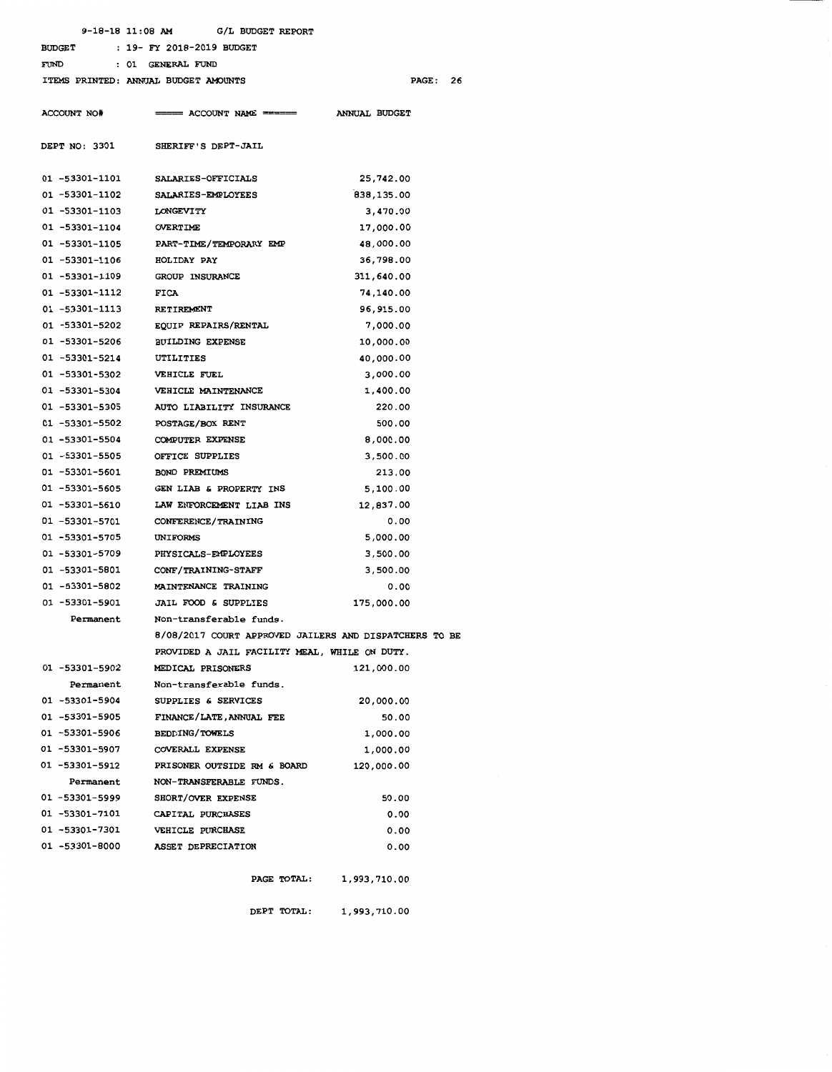9-18-18 11:08 AM G/L BUDGET REPORT

BUDGET : 19- FY 2018-2019 BUDGET

FUND : 01 GENERAL FUND

ITEMS PRINTED: ANNUAL BUDGET AMOUNTS

DEPT NO: 3301 SHERIFF'S DEPT-JAIL

| ACCOUNT NO# | ACCOUNT NAME | ANNUAL BUDGET |
|---|---|---|
| 01 -53301-1101 | SALARIES-OFFICIALS | 25,742.00 |
| 01 -53301-1102 | SALARIES-EMPLOYEES | 838,135.00 |
| 01 -53301-1103 | LONGEVITY | 3,470.00 |
| 01 -53301-1104 | OVERTIME | 17,000.00 |
| 01 -53301-1105 | PART-TIME/TEMPORARY EMP | 48,000.00 |
| 01 -53301-1106 | HOLIDAY PAY | 36,798.00 |
| 01 -53301-1109 | GROUP INSURANCE | 311,640.00 |
| 01 -53301-1112 | FICA | 74,140.00 |
| 01 -53301-1113 | RETIREMENT | 96,915.00 |
| 01 -53301-5202 | EQUIP REPAIRS/RENTAL | 7,000.00 |
| 01 -53301-5206 | BUILDING EXPENSE | 10,000.00 |
| 01 -53301-5214 | UTILITIES | 40,000.00 |
| 01 -53301-5302 | VEHICLE FUEL | 3,000.00 |
| 01 -53301-5304 | VEHICLE MAINTENANCE | 1,400.00 |
| 01 -53301-5305 | AUTO LIABILITY INSURANCE | 220.00 |
| 01 -53301-5502 | POSTAGE/BOX RENT | 500.00 |
| 01 -53301-5504 | COMPUTER EXPENSE | 8,000.00 |
| 01 -53301-5505 | OFFICE SUPPLIES | 3,500.00 |
| 01 -53301-5601 | BOND PREMIUMS | 213.00 |
| 01 -53301-5605 | GEN LIAB & PROPERTY INS | 5,100.00 |
| 01 -53301-5610 | LAW ENFORCEMENT LIAB INS | 12,837.00 |
| 01 -53301-5701 | CONFERENCE/TRAINING | 0.00 |
| 01 -53301-5705 | UNIFORMS | 5,000.00 |
| 01 -53301-5709 | PHYSICALS-EMPLOYEES | 3,500.00 |
| 01 -53301-5801 | CONF/TRAINING-STAFF | 3,500.00 |
| 01 -53301-5802 | MAINTENANCE TRAINING | 0.00 |
| 01 -53301-5901 | JAIL FOOD & SUPPLIES | 175,000.00 |
| Permanent | Non-transferable funds. | |
| | 8/08/2017 COURT APPROVED JAILERS AND DISPATCHERS TO BE PROVIDED A JAIL FACILITY MEAL, WHILE ON DUTY. | |
| 01 -53301-5902 | MEDICAL PRISONERS | 121,000.00 |
| Permanent | Non-transferable funds. | |
| 01 -53301-5904 | SUPPLIES & SERVICES | 20,000.00 |
| 01 -53301-5905 | FINANCE/LATE,ANNUAL FEE | 50.00 |
| 01 -53301-5906 | BEDDING/TOWELS | 1,000.00 |
| 01 -53301-5907 | COVERALL EXPENSE | 1,000.00 |
| 01 -53301-5912 | PRISONER OUTSIDE RM & BOARD | 120,000.00 |
| Permanent | NON-TRANSFERABLE FUNDS. | |
| 01 -53301-5999 | SHORT/OVER EXPENSE | 50.00 |
| 01 -53301-7101 | CAPITAL PURCHASES | 0.00 |
| 01 -53301-7301 | VEHICLE PURCHASE | 0.00 |
| 01 -53301-8000 | ASSET DEPRECIATION | 0.00 |
| | PAGE TOTAL: | 1,993,710.00 |
| | DEPT TOTAL: | 1,993,710.00 |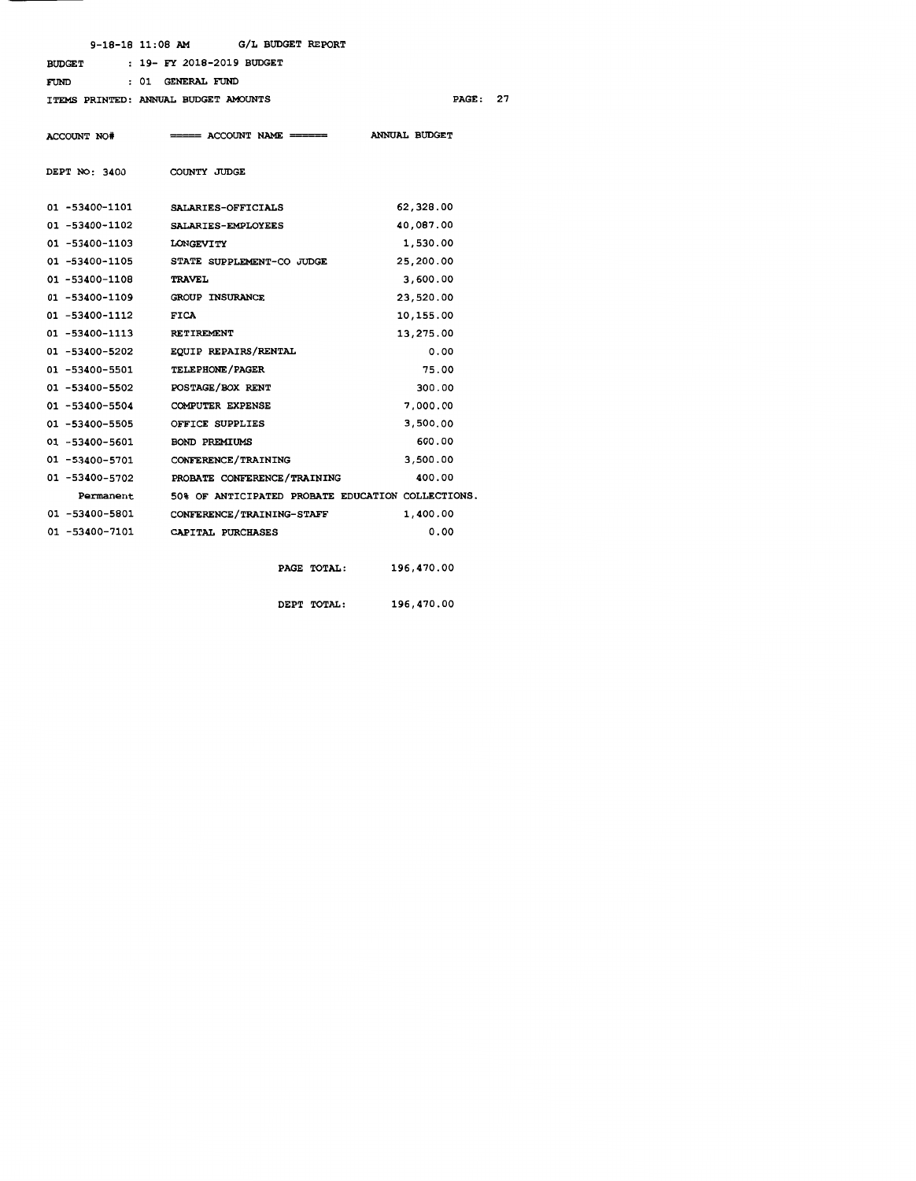9-18-18 11:08 AM G/L BUDGET REPORT

BUDGET : 19- FY 2018-2019 BUDGET

FUND : 01 GENERAL FUND

ITEMS PRINTED: ANNUAL BUDGET AMOUNTS

PAGE: 27

DEPT NO: 3400 COUNTY JUDGE

| ACCOUNT NO# | ===== ACCOUNT NAME ===== | ANNUAL BUDGET |
|---|---|---|
| 01 -53400-1101 | SALARIES-OFFICIALS | 62,328.00 |
| 01 -53400-1102 | SALARIES-EMPLOYEES | 40,087.00 |
| 01 -53400-1103 | LONGEVITY | 1,530.00 |
| 01 -53400-1105 | STATE SUPPLEMENT-CO JUDGE | 25,200.00 |
| 01 -53400-1108 | TRAVEL | 3,600.00 |
| 01 -53400-1109 | GROUP INSURANCE | 23,520.00 |
| 01 -53400-1112 | FICA | 10,155.00 |
| 01 -53400-1113 | RETIREMENT | 13,275.00 |
| 01 -53400-5202 | EQUIP REPAIRS/RENTAL | 0.00 |
| 01 -53400-5501 | TELEPHONE/PAGER | 75.00 |
| 01 -53400-5502 | POSTAGE/BOX RENT | 300.00 |
| 01 -53400-5504 | COMPUTER EXPENSE | 7,000.00 |
| 01 -53400-5505 | OFFICE SUPPLIES | 3,500.00 |
| 01 -53400-5601 | BOND PREMIUMS | 600.00 |
| 01 -53400-5701 | CONFERENCE/TRAINING | 3,500.00 |
| 01 -53400-5702 | PROBATE CONFERENCE/TRAINING | 400.00 |
| Permanent | 50% OF ANTICIPATED PROBATE EDUCATION COLLECTIONS. | |
| 01 -53400-5801 | CONFERENCE/TRAINING-STAFF | 1,400.00 |
| 01 -53400-7101 | CAPITAL PURCHASES | 0.00 |
| | PAGE TOTAL: | 196,470.00 |
| | DEPT TOTAL: | 196,470.00 |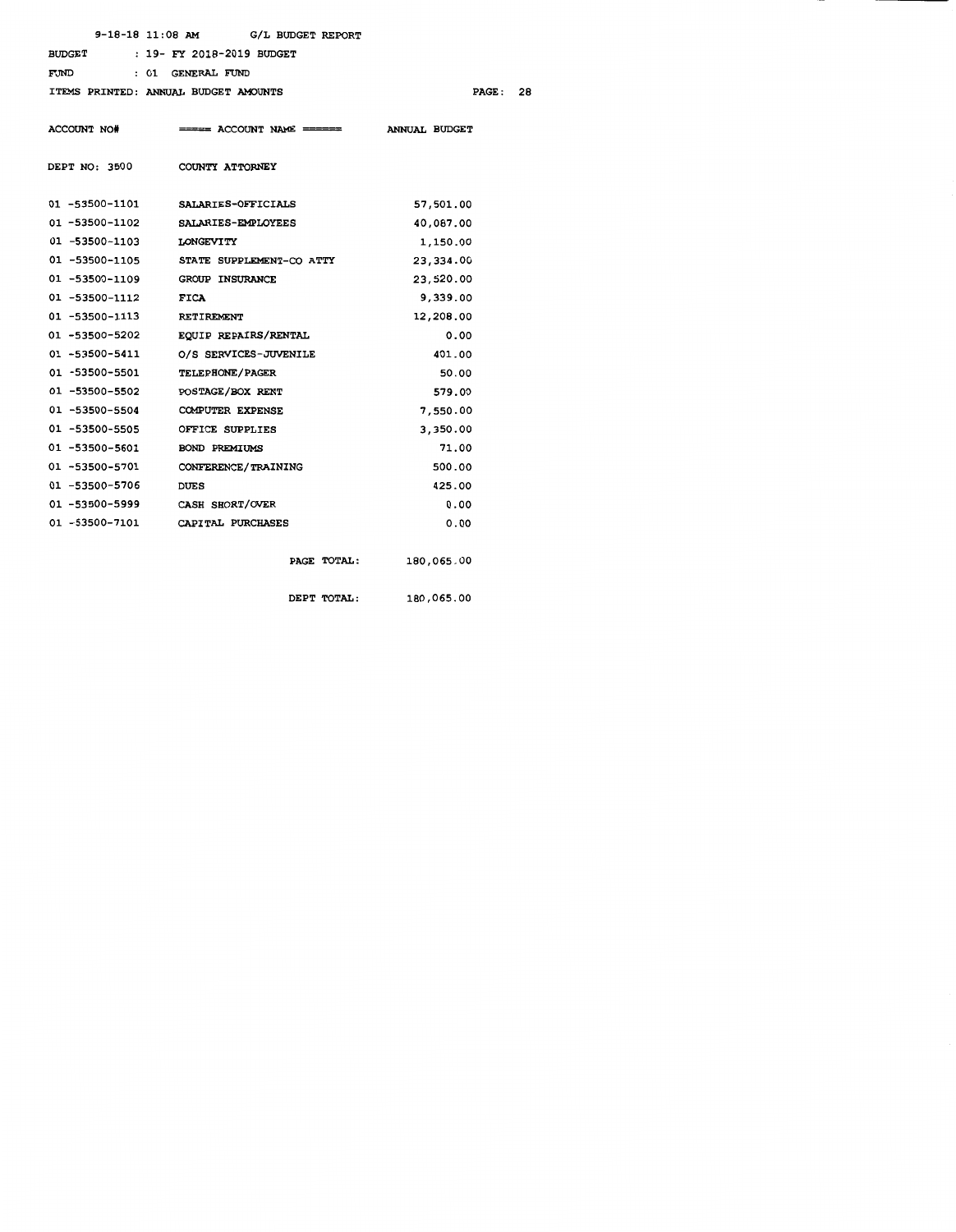9-18-18 11:08 AM G/L BUDGET REPORT

BUDGET : 19- FY 2018-2019 BUDGET

FUND : 01 GENERAL FUND

ITEMS PRINTED: ANNUAL BUDGET AMOUNTS

| ACCOUNT NO# | ===== ACCOUNT NAME ====== | ANNUAL BUDGET |
|---|---|---|
| DEPT NO: 3500 | COUNTY ATTORNEY | |
| 01 -53500-1101 | SALARIES-OFFICIALS | 57,501.00 |
| 01 -53500-1102 | SALARIES-EMPLOYEES | 40,087.00 |
| 01 -53500-1103 | LONGEVITY | 1,150.00 |
| 01 -53500-1105 | STATE SUPPLEMENT-CO ATTY | 23,334.00 |
| 01 -53500-1109 | GROUP INSURANCE | 23,520.00 |
| 01 -53500-1112 | FICA | 9,339.00 |
| 01 -53500-1113 | RETIREMENT | 12,208.00 |
| 01 -53500-5202 | EQUIP REPAIRS/RENTAL | 0.00 |
| 01 -53500-5411 | O/S SERVICES-JUVENILE | 401.00 |
| 01 -53500-5501 | TELEPHONE/PAGER | 50.00 |
| 01 -53500-5502 | POSTAGE/BOX RENT | 579.00 |
| 01 -53500-5504 | COMPUTER EXPENSE | 7,550.00 |
| 01 -53500-5505 | OFFICE SUPPLIES | 3,350.00 |
| 01 -53500-5601 | BOND PREMIUMS | 71.00 |
| 01 -53500-5701 | CONFERENCE/TRAINING | 500.00 |
| 01 -53500-5706 | DUES | 425.00 |
| 01 -53500-5999 | CASH SHORT/OVER | 0.00 |
| 01 -53500-7101 | CAPITAL PURCHASES | 0.00 |
| | PAGE TOTAL: | 180,065.00 |
| | DEPT TOTAL: | 180,065.00 |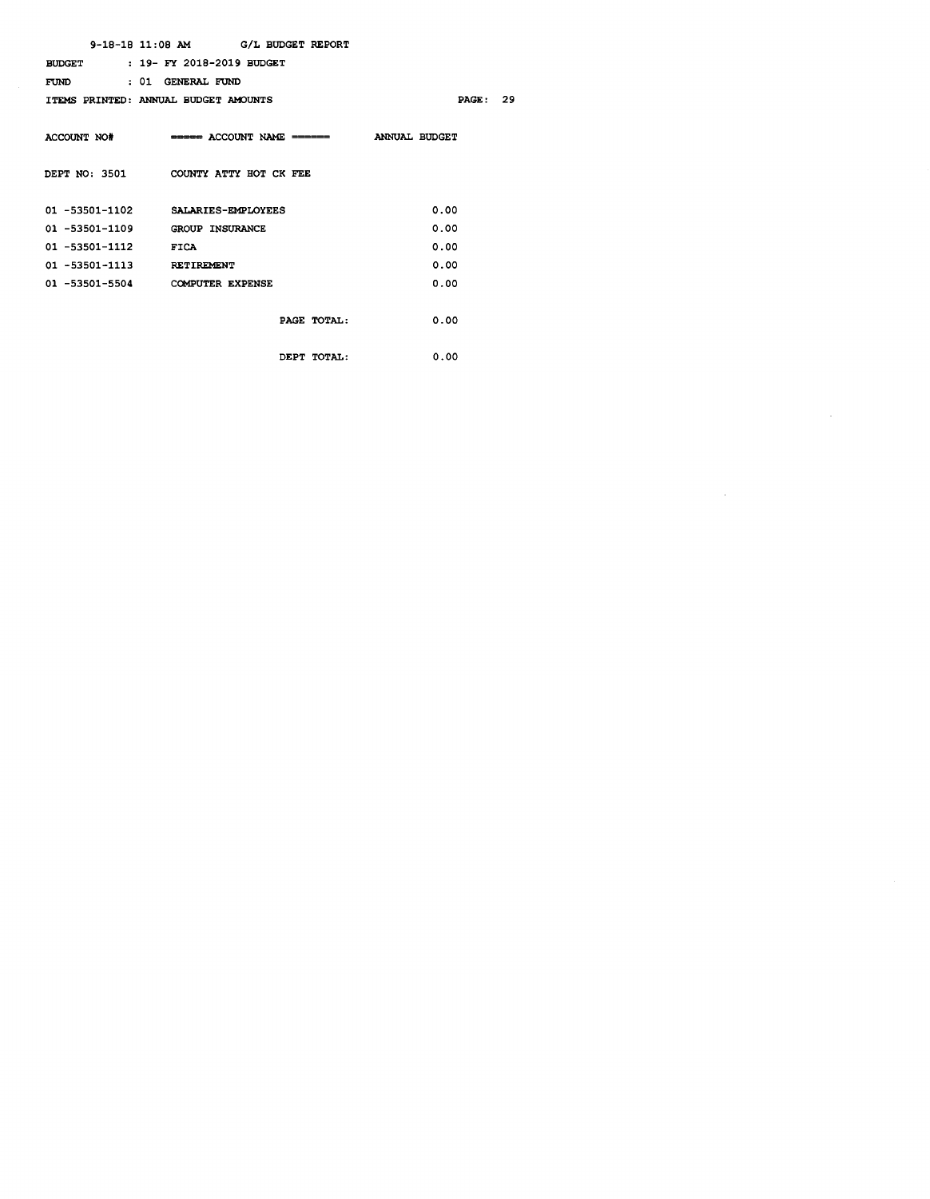9-18-18 11:08 AM G/L BUDGET REPORT

BUDGET : 19- FY 2018-2019 BUDGET

FUND : 01 GENERAL FUND

ITEMS PRINTED: ANNUAL BUDGET AMOUNTS

| ACCOUNT NO# | ===== ACCOUNT NAME ====== | ANNUAL BUDGET |
|---|---|---|
| DEPT NO: 3501 | COUNTY ATTY HOT CK FEE | |
| 01 -53501-1102 | SALARIES-EMPLOYEES | 0.00 |
| 01 -53501-1109 | GROUP INSURANCE | 0.00 |
| 01 -53501-1112 | FICA | 0.00 |
| 01 -53501-1113 | RETIREMENT | 0.00 |
| 01 -53501-5504 | COMPUTER EXPENSE | 0.00 |
| | PAGE TOTAL: | 0.00 |
| | DEPT TOTAL: | 0.00 |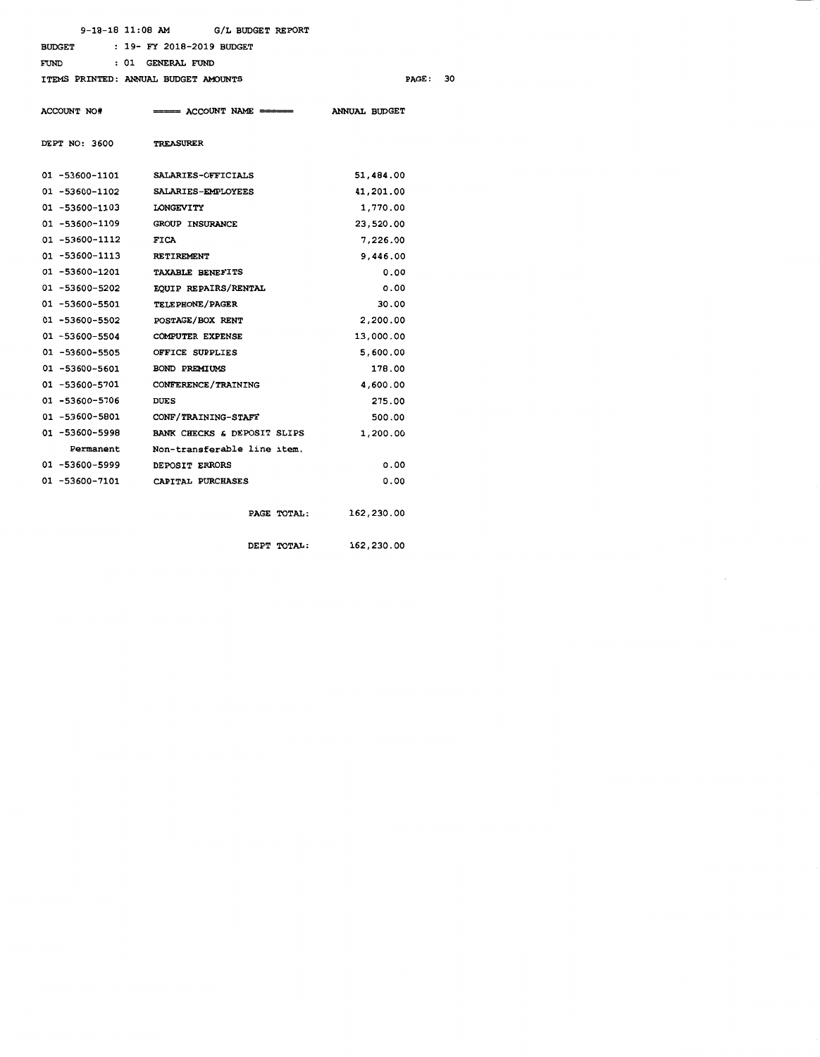9-18-18 11:08 AM G/L BUDGET REPORT

BUDGET : 19- FY 2018-2019 BUDGET

FUND : 01 GENERAL FUND

ITEMS PRINTED: ANNUAL BUDGET AMOUNTS

| ACCOUNT NO# | ===== ACCOUNT NAME ===== | ANNUAL BUDGET |
|---|---|---|
| DEPT NO: 3600 | TREASURER | |
| 01 -53600-1101 | SALARIES-OFFICIALS | 51,484.00 |
| 01 -53600-1102 | SALARIES-EMPLOYEES | 41,201.00 |
| 01 -53600-1103 | LONGEVITY | 1,770.00 |
| 01 -53600-1109 | GROUP INSURANCE | 23,520.00 |
| 01 -53600-1112 | FICA | 7,226.00 |
| 01 -53600-1113 | RETIREMENT | 9,446.00 |
| 01 -53600-1201 | TAXABLE BENEFITS | 0.00 |
| 01 -53600-5202 | EQUIP REPAIRS/RENTAL | 0.00 |
| 01 -53600-5501 | TELEPHONE/PAGER | 30.00 |
| 01 -53600-5502 | POSTAGE/BOX RENT | 2,200.00 |
| 01 -53600-5504 | COMPUTER EXPENSE | 13,000.00 |
| 01 -53600-5505 | OFFICE SUPPLIES | 5,600.00 |
| 01 -53600-5601 | BOND PREMIUMS | 178.00 |
| 01 -53600-5701 | CONFERENCE/TRAINING | 4,600.00 |
| 01 -53600-5706 | DUES | 275.00 |
| 01 -53600-5801 | CONF/TRAINING-STAFF | 500.00 |
| 01 -53600-5998 | BANK CHECKS & DEPOSIT SLIPS | 1,200.00 |
| Permanent | Non-transferable line item. | |
| 01 -53600-5999 | DEPOSIT ERRORS | 0.00 |
| 01 -53600-7101 | CAPITAL PURCHASES | 0.00 |
| | PAGE TOTAL: | 162,230.00 |
| | DEPT TOTAL: | 162,230.00 |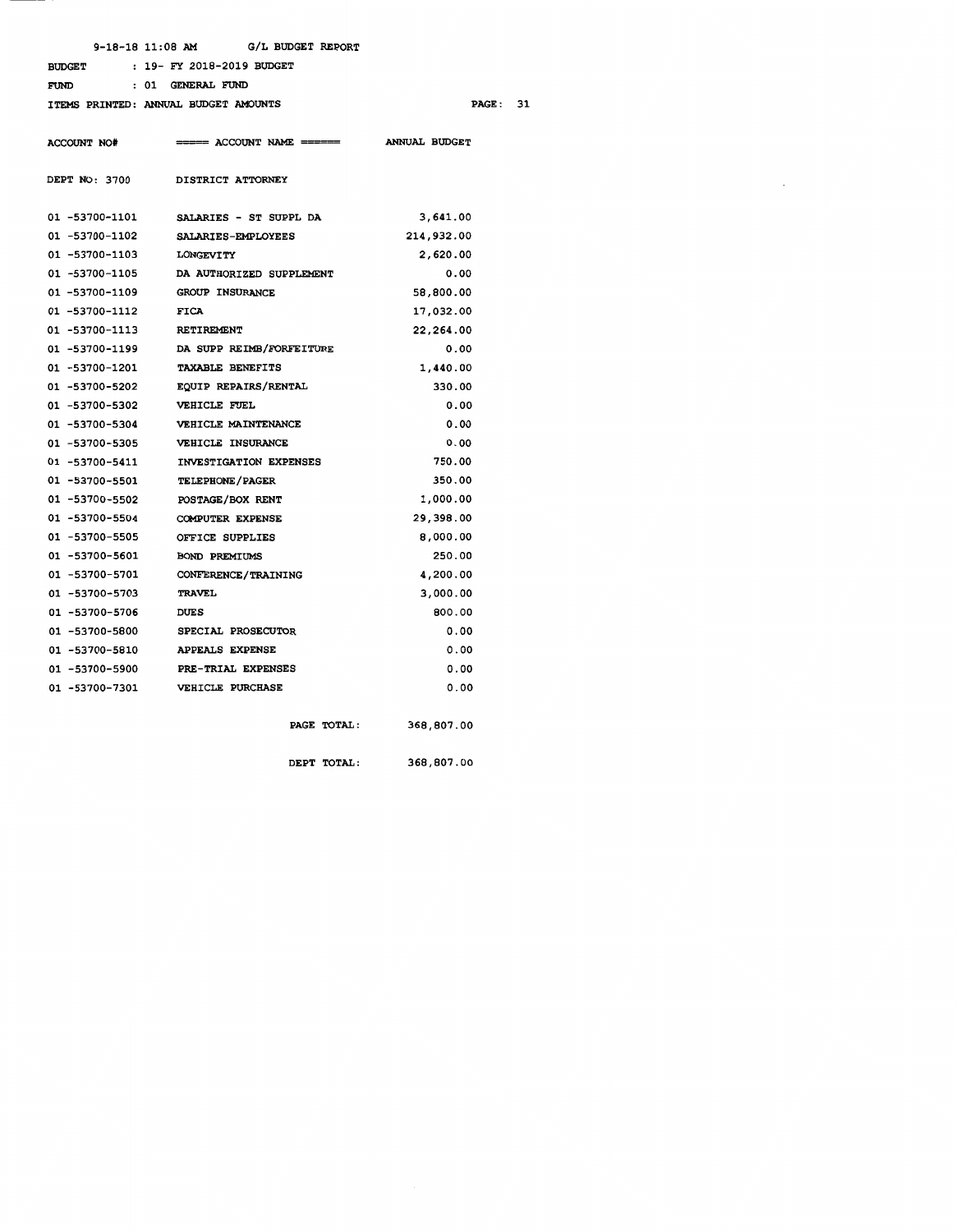9-18-18 11:08 AM G/L BUDGET REPORT

BUDGET : 19- FY 2018-2019 BUDGET

FUND : 01 GENERAL FUND

ITEMS PRINTED: ANNUAL BUDGET AMOUNTS

DEPT NO: 3700 DISTRICT ATTORNEY

| ACCOUNT NO# | ===== ACCOUNT NAME ====== | ANNUAL BUDGET |
|---|---|---|
| 01 -53700-1101 | SALARIES - ST SUPPL DA | 3,641.00 |
| 01 -53700-1102 | SALARIES-EMPLOYEES | 214,932.00 |
| 01 -53700-1103 | LONGEVITY | 2,620.00 |
| 01 -53700-1105 | DA AUTHORIZED SUPPLEMENT | 0.00 |
| 01 -53700-1109 | GROUP INSURANCE | 58,800.00 |
| 01 -53700-1112 | FICA | 17,032.00 |
| 01 -53700-1113 | RETIREMENT | 22,264.00 |
| 01 -53700-1199 | DA SUPP REIMB/FORFEITURE | 0.00 |
| 01 -53700-1201 | TAXABLE BENEFITS | 1,440.00 |
| 01 -53700-5202 | EQUIP REPAIRS/RENTAL | 330.00 |
| 01 -53700-5302 | VEHICLE FUEL | 0.00 |
| 01 -53700-5304 | VEHICLE MAINTENANCE | 0.00 |
| 01 -53700-5305 | VEHICLE INSURANCE | 0.00 |
| 01 -53700-5411 | INVESTIGATION EXPENSES | 750.00 |
| 01 -53700-5501 | TELEPHONE/PAGER | 350.00 |
| 01 -53700-5502 | POSTAGE/BOX RENT | 1,000.00 |
| 01 -53700-5504 | COMPUTER EXPENSE | 29,398.00 |
| 01 -53700-5505 | OFFICE SUPPLIES | 8,000.00 |
| 01 -53700-5601 | BOND PREMIUMS | 250.00 |
| 01 -53700-5701 | CONFERENCE/TRAINING | 4,200.00 |
| 01 -53700-5703 | TRAVEL | 3,000.00 |
| 01 -53700-5706 | DUES | 800.00 |
| 01 -53700-5800 | SPECIAL PROSECUTOR | 0.00 |
| 01 -53700-5810 | APPEALS EXPENSE | 0.00 |
| 01 -53700-5900 | PRE-TRIAL EXPENSES | 0.00 |
| 01 -53700-7301 | VEHICLE PURCHASE | 0.00 |
| | PAGE TOTAL: | 368,807.00 |
| | DEPT TOTAL: | 368,807.00 |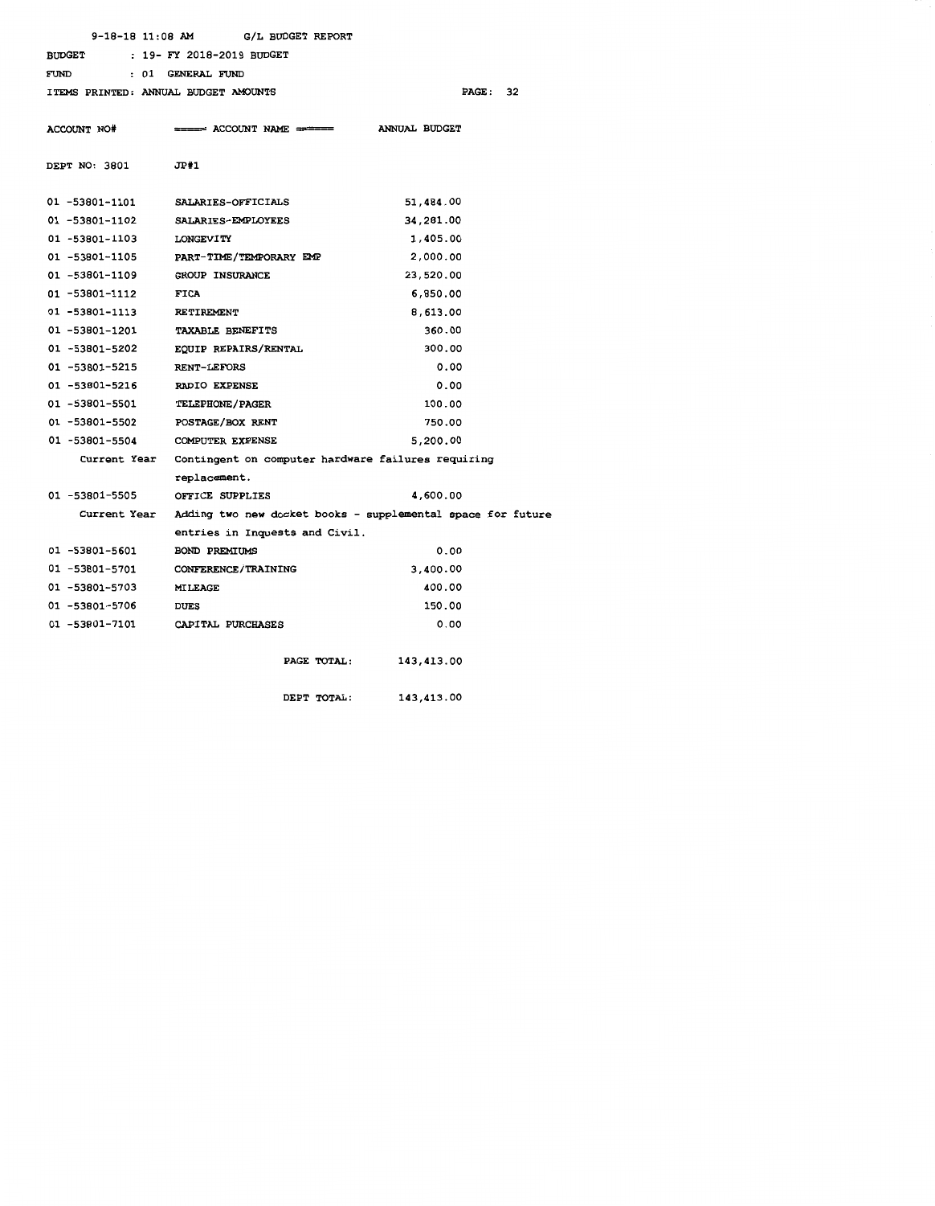9-18-18 11:08 AM G/L BUDGET REPORT

BUDGET : 19- FY 2018-2019 BUDGET

FUND : 01 GENERAL FUND

ITEMS PRINTED: ANNUAL BUDGET AMOUNTS

DEPT NO: 3801 JP#1

| ACCOUNT NO# | ===== ACCOUNT NAME ===== | ANNUAL BUDGET |
|---|---|---|
| 01 -53801-1101 | SALARIES-OFFICIALS | 51,484.00 |
| 01 -53801-1102 | SALARIES-EMPLOYEES | 34,281.00 |
| 01 -53801-1103 | LONGEVITY | 1,405.00 |
| 01 -53801-1105 | PART-TIME/TEMPORARY EMP | 2,000.00 |
| 01 -53801-1109 | GROUP INSURANCE | 23,520.00 |
| 01 -53801-1112 | FICA | 6,850.00 |
| 01 -53801-1113 | RETIREMENT | 8,613.00 |
| 01 -53801-1201 | TAXABLE BENEFITS | 360.00 |
| 01 -53801-5202 | EQUIP REPAIRS/RENTAL | 300.00 |
| 01 -53801-5215 | RENT-LEFORS | 0.00 |
| 01 -53801-5216 | RADIO EXPENSE | 0.00 |
| 01 -53801-5501 | TELEPHONE/PAGER | 100.00 |
| 01 -53801-5502 | POSTAGE/BOX RENT | 750.00 |
| 01 -53801-5504 | COMPUTER EXPENSE | 5,200.00 |
| Current Year | Contingent on computer hardware failures requiring replacement. | |
| 01 -53801-5505 | OFFICE SUPPLIES | 4,600.00 |
| Current Year | Adding two new docket books - supplemental space for future entries in Inquests and Civil. | |
| 01 -53801-5601 | BOND PREMIUMS | 0.00 |
| 01 -53801-5701 | CONFERENCE/TRAINING | 3,400.00 |
| 01 -53801-5703 | MILEAGE | 400.00 |
| 01 -53801-5706 | DUES | 150.00 |
| 01 -53801-7101 | CAPITAL PURCHASES | 0.00 |
| | PAGE TOTAL: | 143,413.00 |
| | DEPT TOTAL: | 143,413.00 |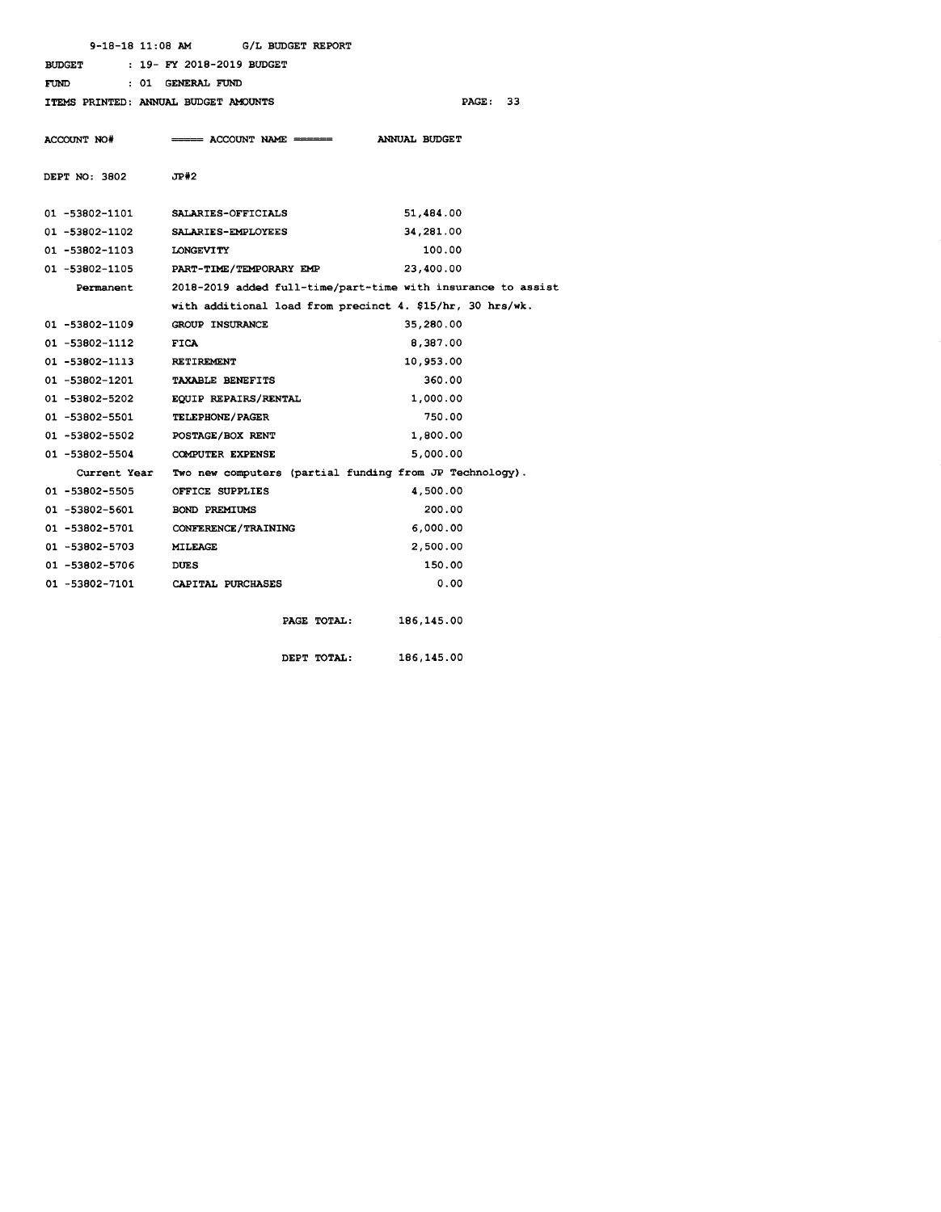9-18-18 11:08 AM G/L BUDGET REPORT

BUDGET : 19- FY 2018-2019 BUDGET

FUND : 01 GENERAL FUND

ITEMS PRINTED: ANNUAL BUDGET AMOUNTS

PAGE: 33

| ACCOUNT NO# | ===== ACCOUNT NAME ===== | ANNUAL BUDGET |
|---|---|---|
| DEPT NO: 3802 | JP#2 | |
| 01 -53802-1101 | SALARIES-OFFICIALS | 51,484.00 |
| 01 -53802-1102 | SALARIES-EMPLOYEES | 34,281.00 |
| 01 -53802-1103 | LONGEVITY | 100.00 |
| 01 -53802-1105 | PART-TIME/TEMPORARY EMP | 23,400.00 |
| Permanent | 2018-2019 added full-time/part-time with insurance to assist with additional load from precinct 4. $15/hr, 30 hrs/wk. | |
| 01 -53802-1109 | GROUP INSURANCE | 35,280.00 |
| 01 -53802-1112 | FICA | 8,387.00 |
| 01 -53802-1113 | RETIREMENT | 10,953.00 |
| 01 -53802-1201 | TAXABLE BENEFITS | 360.00 |
| 01 -53802-5202 | EQUIP REPAIRS/RENTAL | 1,000.00 |
| 01 -53802-5501 | TELEPHONE/PAGER | 750.00 |
| 01 -53802-5502 | POSTAGE/BOX RENT | 1,800.00 |
| 01 -53802-5504 | COMPUTER EXPENSE | 5,000.00 |
| Current Year | Two new computers (partial funding from JP Technology). | |
| 01 -53802-5505 | OFFICE SUPPLIES | 4,500.00 |
| 01 -53802-5601 | BOND PREMIUMS | 200.00 |
| 01 -53802-5701 | CONFERENCE/TRAINING | 6,000.00 |
| 01 -53802-5703 | MILEAGE | 2,500.00 |
| 01 -53802-5706 | DUES | 150.00 |
| 01 -53802-7101 | CAPITAL PURCHASES | 0.00 |
| | PAGE TOTAL: | 186,145.00 |
| | DEPT TOTAL: | 186,145.00 |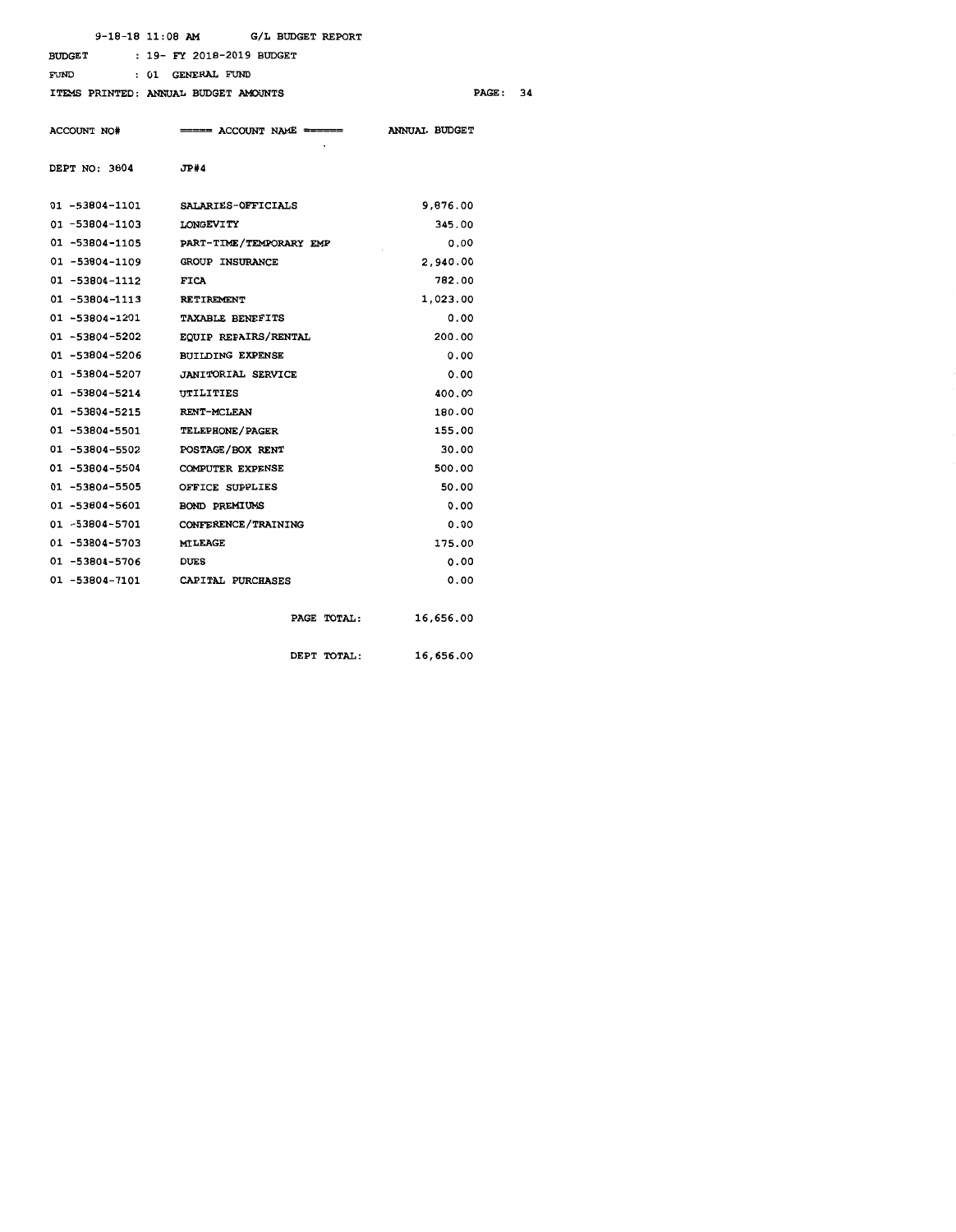9-18-18 11:08 AM G/L BUDGET REPORT

BUDGET : 19- FY 2018-2019 BUDGET

FUND : 01 GENERAL FUND

ITEMS PRINTED: ANNUAL BUDGET AMOUNTS

| ACCOUNT NO# | ===== ACCOUNT NAME ===== | ANNUAL BUDGET |
|---|---|---|
| DEPT NO: 3804 | JP#4 | |
| 01 -53804-1101 | SALARIES-OFFICIALS | 9,876.00 |
| 01 -53804-1103 | LONGEVITY | 345.00 |
| 01 -53804-1105 | PART-TIME/TEMPORARY EMP | 0.00 |
| 01 -53804-1109 | GROUP INSURANCE | 2,940.00 |
| 01 -53804-1112 | FICA | 782.00 |
| 01 -53804-1113 | RETIREMENT | 1,023.00 |
| 01 -53804-1201 | TAXABLE BENEFITS | 0.00 |
| 01 -53804-5202 | EQUIP REPAIRS/RENTAL | 200.00 |
| 01 -53804-5206 | BUILDING EXPENSE | 0.00 |
| 01 -53804-5207 | JANITORIAL SERVICE | 0.00 |
| 01 -53804-5214 | UTILITIES | 400.00 |
| 01 -53804-5215 | RENT-MCLEAN | 180.00 |
| 01 -53804-5501 | TELEPHONE/PAGER | 155.00 |
| 01 -53804-5502 | POSTAGE/BOX RENT | 30.00 |
| 01 -53804-5504 | COMPUTER EXPENSE | 500.00 |
| 01 -53804-5505 | OFFICE SUPPLIES | 50.00 |
| 01 -53804-5601 | BOND PREMIUMS | 0.00 |
| 01 -53804-5701 | CONFERENCE/TRAINING | 0.00 |
| 01 -53804-5703 | MILEAGE | 175.00 |
| 01 -53804-5706 | DUES | 0.00 |
| 01 -53804-7101 | CAPITAL PURCHASES | 0.00 |
| | PAGE TOTAL: | 16,656.00 |
| | DEPT TOTAL: | 16,656.00 |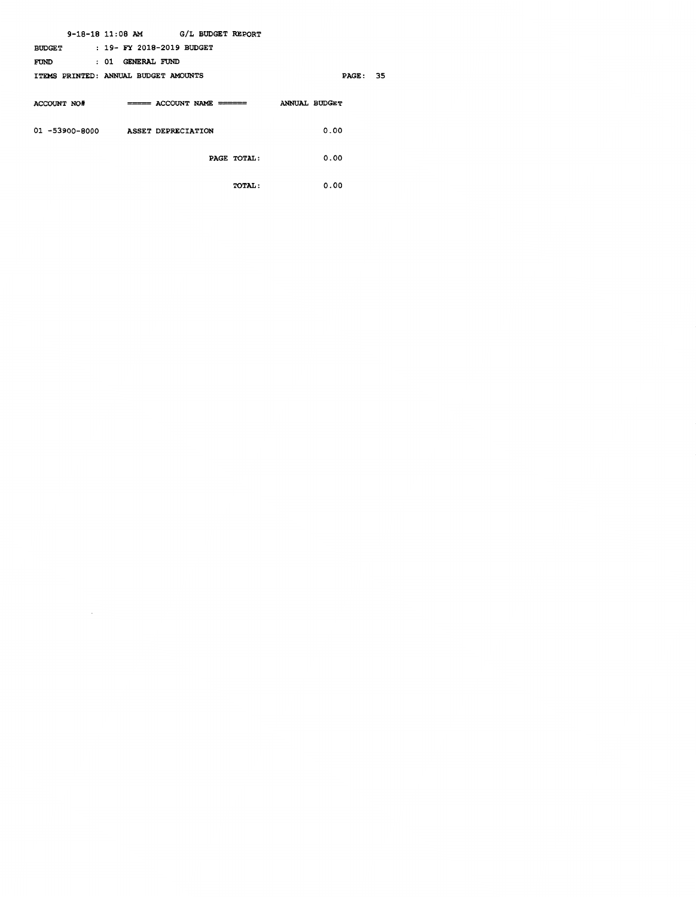9-18-18 11:08 AM G/L BUDGET REPORT

BUDGET : 19- FY 2018-2019 BUDGET

FUND : 01 GENERAL FUND

ITEMS PRINTED: ANNUAL BUDGET AMOUNTS

| ACCOUNT NO# | ===== ACCOUNT NAME ====== | ANNUAL BUDGET |
|---|---|---|
| 01 -53900-8000 | ASSET DEPRECIATION | 0.00 |
| | PAGE TOTAL: | 0.00 |
| | TOTAL: | 0.00 |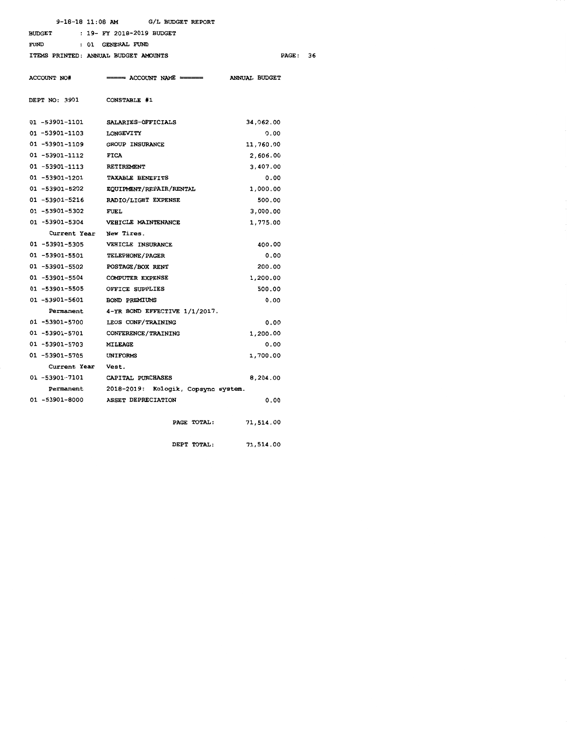9-18-18 11:08 AM G/L BUDGET REPORT

BUDGET : 19- FY 2018-2019 BUDGET

FUND : 01 GENERAL FUND

ITEMS PRINTED: ANNUAL BUDGET AMOUNTS

| ACCOUNT NO# | ==== ACCOUNT NAME ==== | ANNUAL BUDGET |
|---|---|---|
| DEPT NO: 3901 | CONSTABLE #1 | |
| 01 -53901-1101 | SALARIES-OFFICIALS | 34,062.00 |
| 01 -53901-1103 | LONGEVITY | 0.00 |
| 01 -53901-1109 | GROUP INSURANCE | 11,760.00 |
| 01 -53901-1112 | FICA | 2,606.00 |
| 01 -53901-1113 | RETIREMENT | 3,407.00 |
| 01 -53901-1201 | TAXABLE BENEFITS | 0.00 |
| 01 -53901-5202 | EQUIPMENT/REPAIR/RENTAL | 1,000.00 |
| 01 -53901-5216 | RADIO/LIGHT EXPENSE | 500.00 |
| 01 -53901-5302 | FUEL | 3,000.00 |
| 01 -53901-5304 | VEHICLE MAINTENANCE | 1,775.00 |
| Current Year | New Tires. | |
| 01 -53901-5305 | VEHICLE INSURANCE | 400.00 |
| 01 -53901-5501 | TELEPHONE/PAGER | 0.00 |
| 01 -53901-5502 | POSTAGE/BOX RENT | 200.00 |
| 01 -53901-5504 | COMPUTER EXPENSE | 1,200.00 |
| 01 -53901-5505 | OFFICE SUPPLIES | 500.00 |
| 01 -53901-5601 | BOND PREMIUMS | 0.00 |
| Permanent | 4-YR BOND EFFECTIVE 1/1/2017. | |
| 01 -53901-5700 | LEOS CONF/TRAINING | 0.00 |
| 01 -53901-5701 | CONFERENCE/TRAINING | 1,200.00 |
| 01 -53901-5703 | MILEAGE | 0.00 |
| 01 -53901-5705 | UNIFORMS | 1,700.00 |
| Current Year | Vest. | |
| 01 -53901-7101 | CAPITAL PURCHASES | 8,204.00 |
| Permanent | 2018-2019: Kologik, Copsync system. | |
| 01 -53901-8000 | ASSET DEPRECIATION | 0.00 |
| | PAGE TOTAL: | 71,514.00 |
| | DEPT TOTAL: | 71,514.00 |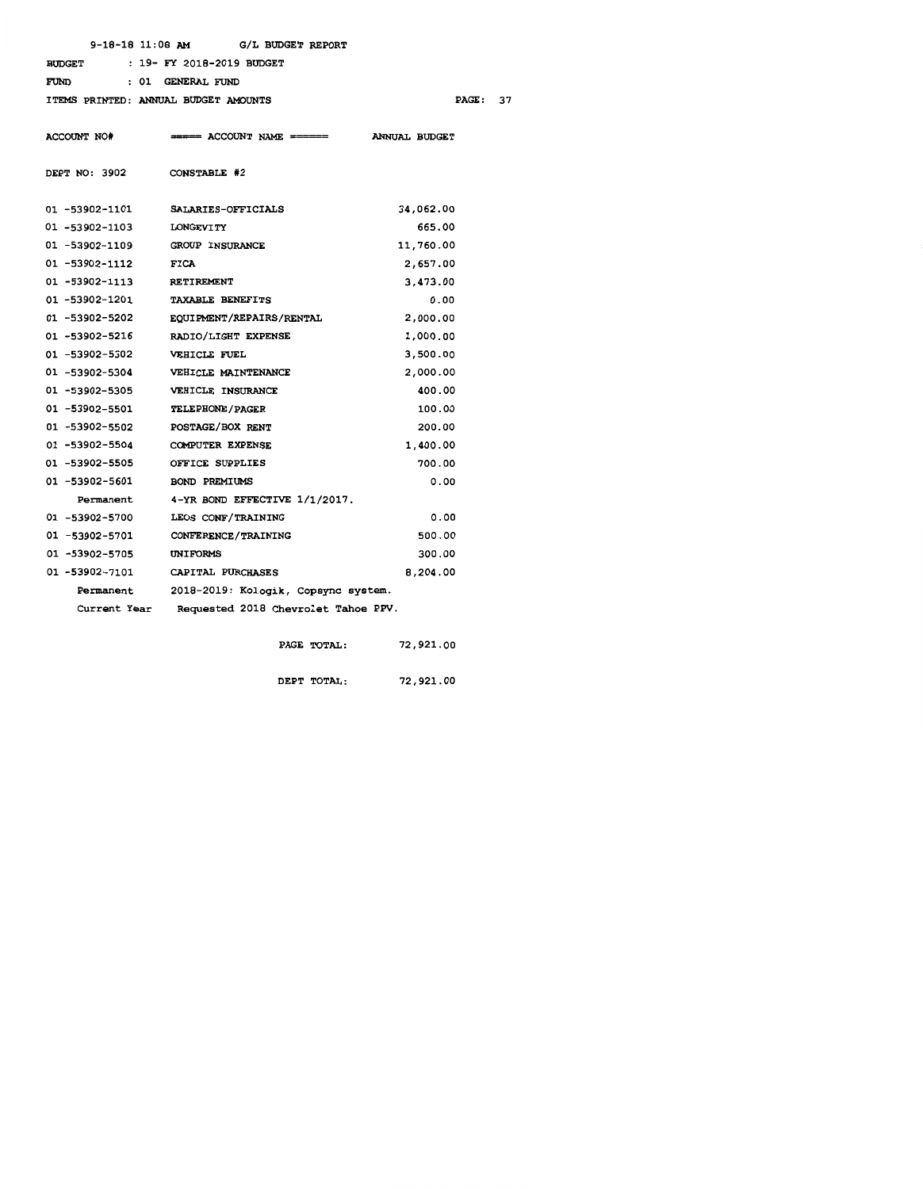9-18-18 11:08 AM G/L BUDGET REPORT

BUDGET : 19- FY 2018-2019 BUDGET

FUND : 01 GENERAL FUND

ITEMS PRINTED: ANNUAL BUDGET AMOUNTS

| ACCOUNT NO# | ===== ACCOUNT NAME ===== | ANNUAL BUDGET |
|---|---|---|
| DEPT NO: 3902 | CONSTABLE #2 | |
| 01 -53902-1101 | SALARIES-OFFICIALS | 34,062.00 |
| 01 -53902-1103 | LONGEVITY | 665.00 |
| 01 -53902-1109 | GROUP INSURANCE | 11,760.00 |
| 01 -53902-1112 | FICA | 2,657.00 |
| 01 -53902-1113 | RETIREMENT | 3,473.00 |
| 01 -53902-1201 | TAXABLE BENEFITS | 0.00 |
| 01 -53902-5202 | EQUIPMENT/REPAIRS/RENTAL | 2,000.00 |
| 01 -53902-5216 | RADIO/LIGHT EXPENSE | 1,000.00 |
| 01 -53902-5302 | VEHICLE FUEL | 3,500.00 |
| 01 -53902-5304 | VEHICLE MAINTENANCE | 2,000.00 |
| 01 -53902-5305 | VEHICLE INSURANCE | 400.00 |
| 01 -53902-5501 | TELEPHONE/PAGER | 100.00 |
| 01 -53902-5502 | POSTAGE/BOX RENT | 200.00 |
| 01 -53902-5504 | COMPUTER EXPENSE | 1,400.00 |
| 01 -53902-5505 | OFFICE SUPPLIES | 700.00 |
| 01 -53902-5601 | BOND PREMIUMS | 0.00 |
| Permanent | 4-YR BOND EFFECTIVE 1/1/2017. | |
| 01 -53902-5700 | LEOs CONF/TRAINING | 0.00 |
| 01 -53902-5701 | CONFERENCE/TRAINING | 500.00 |
| 01 -53902-5705 | UNIFORMS | 300.00 |
| 01 -53902-7101 | CAPITAL PURCHASES | 8,204.00 |
| Permanent | 2018-2019: Kologik, Copsync system. | |
| Current Year | Requested 2018 Chevrolet Tahoe PPV. | |

PAGE TOTAL: 72,921.00

DEPT TOTAL: 72,921.00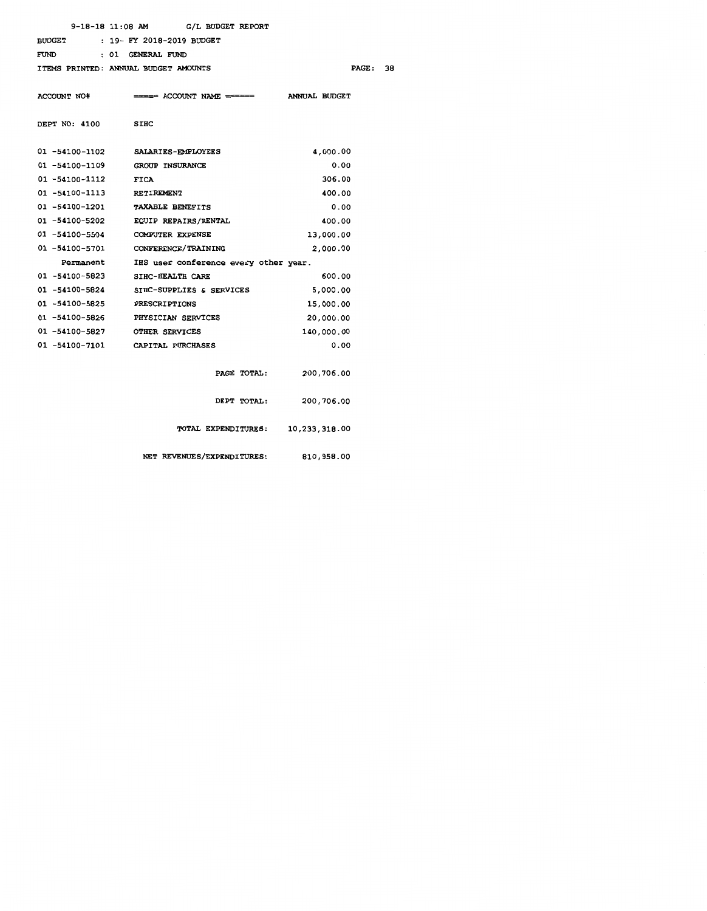9-18-18 11:08 AM G/L BUDGET REPORT

BUDGET : 19- FY 2018-2019 BUDGET

FUND : 01 GENERAL FUND

ITEMS PRINTED: ANNUAL BUDGET AMOUNTS

| ACCOUNT NO# | ===== ACCOUNT NAME ===== | ANNUAL BUDGET |
|---|---|---|
| DEPT NO: 4100 | SIHC | |
| 01 -54100-1102 | SALARIES-EMPLOYEES | 4,000.00 |
| 01 -54100-1109 | GROUP INSURANCE | 0.00 |
| 01 -54100-1112 | FICA | 306.00 |
| 01 -54100-1113 | RETIREMENT | 400.00 |
| 01 -54100-1201 | TAXABLE BENEFITS | 0.00 |
| 01 -54100-5202 | EQUIP REPAIRS/RENTAL | 400.00 |
| 01 -54100-5504 | COMPUTER EXPENSE | 13,000.00 |
| 01 -54100-5701 | CONFERENCE/TRAINING | 2,000.00 |
| Permanent | IHS user conference every other year. | |
| 01 -54100-5823 | SIHC-HEALTH CARE | 600.00 |
| 01 -54100-5824 | SIHC-SUPPLIES & SERVICES | 5,000.00 |
| 01 -54100-5825 | PRESCRIPTIONS | 15,000.00 |
| 01 -54100-5826 | PHYSICIAN SERVICES | 20,000.00 |
| 01 -54100-5827 | OTHER SERVICES | 140,000.00 |
| 01 -54100-7101 | CAPITAL PURCHASES | 0.00 |
| | PAGE TOTAL: | 200,706.00 |
| | DEPT TOTAL: | 200,706.00 |
| | TOTAL EXPENDITURES: | 10,233,318.00 |
| | NET REVENUES/EXPENDITURES: | 810,958.00 |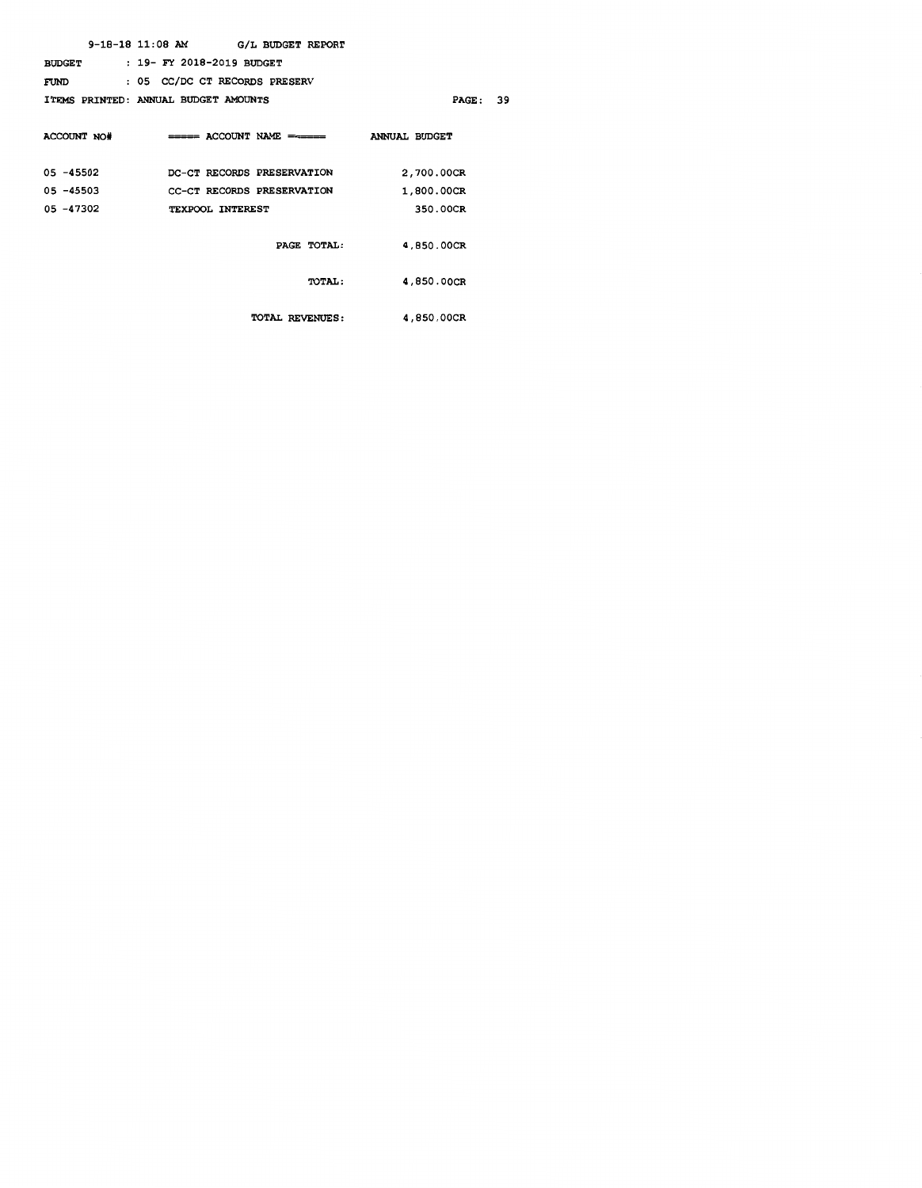9-18-18 11:08 AM G/L BUDGET REPORT

BUDGET : 19- FY 2018-2019 BUDGET

FUND : 05 CC/DC CT RECORDS PRESERV

ITEMS PRINTED: ANNUAL BUDGET AMOUNTS

PAGE: 39

| ACCOUNT NO# | ===== ACCOUNT NAME ===== | ANNUAL BUDGET |
|---|---|---|
| 05 -45502 | DC-CT RECORDS PRESERVATION | 2,700.00CR |
| 05 -45503 | CC-CT RECORDS PRESERVATION | 1,800.00CR |
| 05 -47302 | TEXPOOL INTEREST | 350.00CR |
| | PAGE TOTAL: | 4,850.00CR |
| | TOTAL: | 4,850.00CR |
| | TOTAL REVENUES: | 4,850.00CR |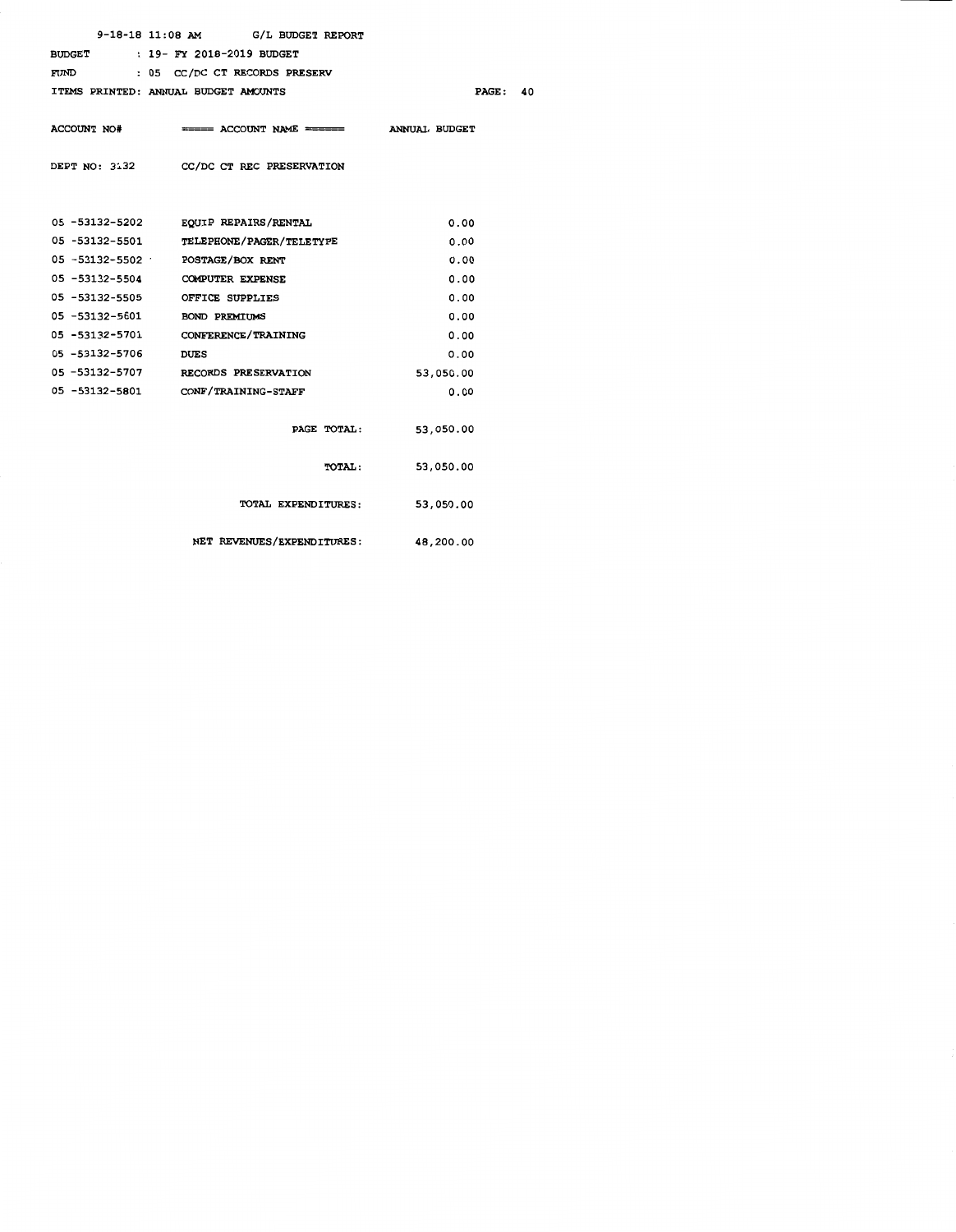9-18-18 11:08 AM G/L BUDGET REPORT

BUDGET : 19- FY 2018-2019 BUDGET

FUND : 05 CC/DC CT RECORDS PRESERV

ITEMS PRINTED: ANNUAL BUDGET AMOUNTS

PAGE: 40

| ACCOUNT NO# | ===== ACCOUNT NAME ====== | ANNUAL BUDGET |
|---|---|---|
| DEPT NO: 3132 | CC/DC CT REC PRESERVATION | |
| 05 -53132-5202 | EQUIP REPAIRS/RENTAL | 0.00 |
| 05 -53132-5501 | TELEPHONE/PAGER/TELETYPE | 0.00 |
| 05 -53132-5502 | POSTAGE/BOX RENT | 0.00 |
| 05 -53132-5504 | COMPUTER EXPENSE | 0.00 |
| 05 -53132-5505 | OFFICE SUPPLIES | 0.00 |
| 05 -53132-5601 | BOND PREMIUMS | 0.00 |
| 05 -53132-5701 | CONFERENCE/TRAINING | 0.00 |
| 05 -53132-5706 | DUES | 0.00 |
| 05 -53132-5707 | RECORDS PRESERVATION | 53,050.00 |
| 05 -53132-5801 | CONF/TRAINING-STAFF | 0.00 |
| | PAGE TOTAL: | 53,050.00 |
| | TOTAL: | 53,050.00 |
| | TOTAL EXPENDITURES: | 53,050.00 |
| | NET REVENUES/EXPENDITURES: | 48,200.00 |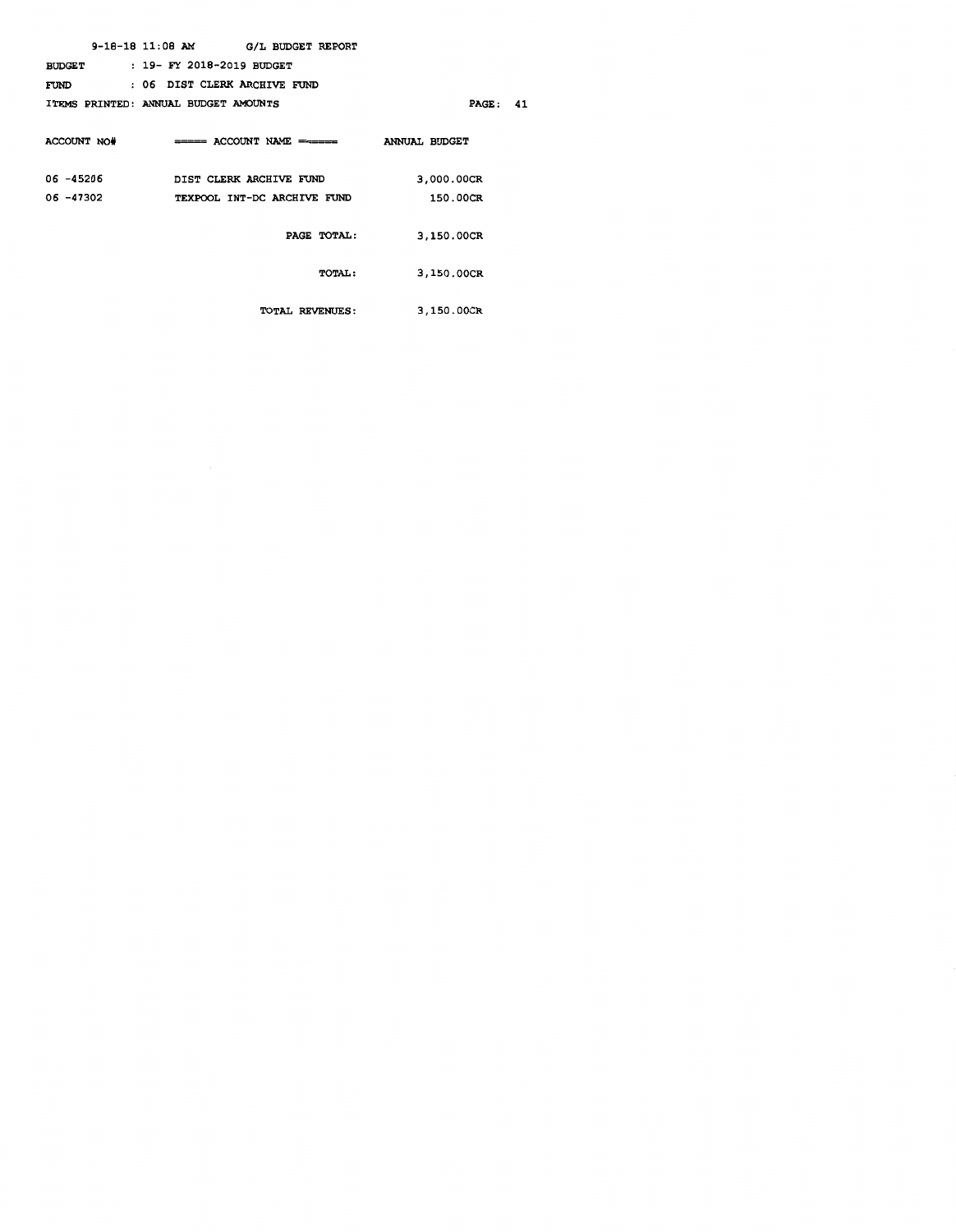9-18-18 11:08 AM G/L BUDGET REPORT

BUDGET : 19- FY 2018-2019 BUDGET

FUND : 06 DIST CLERK ARCHIVE FUND

ITEMS PRINTED: ANNUAL BUDGET AMOUNTS

| ACCOUNT NO# | ===== ACCOUNT NAME ===== | ANNUAL BUDGET |
|---|---|---|
| 06 -45206 | DIST CLERK ARCHIVE FUND | 3,000.00CR |
| 06 -47302 | TEXPOOL INT-DC ARCHIVE FUND | 150.00CR |
| | PAGE TOTAL: | 3,150.00CR |
| | TOTAL: | 3,150.00CR |
| | TOTAL REVENUES: | 3,150.00CR |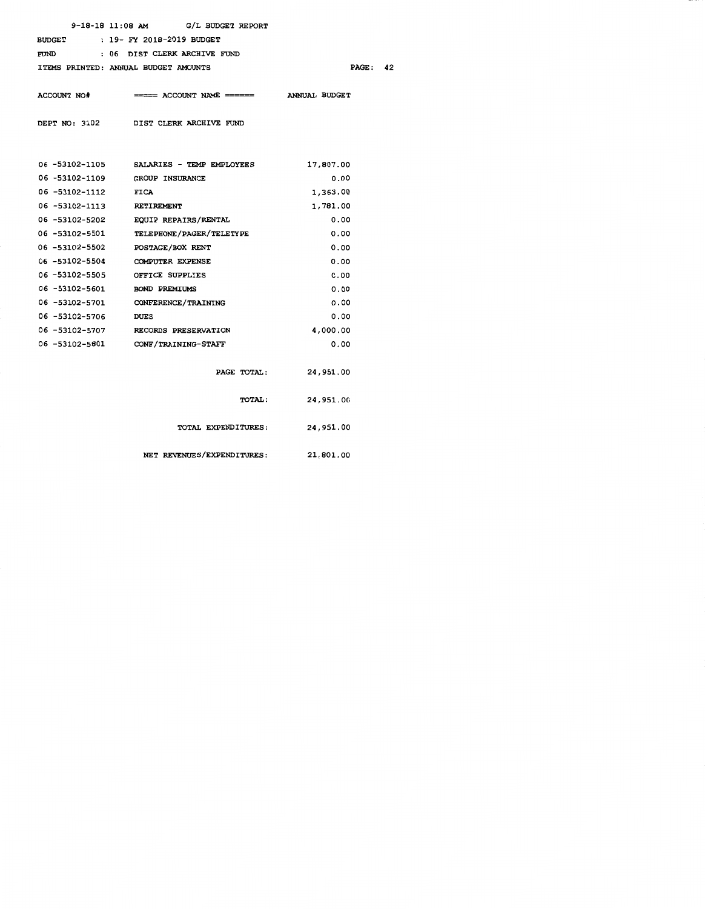9-18-18 11:08 AM G/L BUDGET REPORT

BUDGET : 19- FY 2018-2019 BUDGET

FUND : 06 DIST CLERK ARCHIVE FUND

ITEMS PRINTED: ANNUAL BUDGET AMOUNTS

| ACCOUNT NO# | ==== ACCOUNT NAME ===== | ANNUAL BUDGET |
|---|---|---|
| DEPT NO: 3102 | DIST CLERK ARCHIVE FUND | |
| 06 -53102-1105 | SALARIES - TEMP EMPLOYEES | 17,807.00 |
| 06 -53102-1109 | GROUP INSURANCE | 0.00 |
| 06 -53102-1112 | FICA | 1,363.00 |
| 06 -53102-1113 | RETIREMENT | 1,781.00 |
| 06 -53102-5202 | EQUIP REPAIRS/RENTAL | 0.00 |
| 06 -53102-5501 | TELEPHONE/PAGER/TELETYPE | 0.00 |
| 06 -53102-5502 | POSTAGE/BOX RENT | 0.00 |
| 06 -53102-5504 | COMPUTER EXPENSE | 0.00 |
| 06 -53102-5505 | OFFICE SUPPLIES | 0.00 |
| 06 -53102-5601 | BOND PREMIUMS | 0.00 |
| 06 -53102-5701 | CONFERENCE/TRAINING | 0.00 |
| 06 -53102-5706 | DUES | 0.00 |
| 06 -53102-5707 | RECORDS PRESERVATION | 4,000.00 |
| 06 -53102-5801 | CONF/TRAINING-STAFF | 0.00 |
| | PAGE TOTAL: | 24,951.00 |
| | TOTAL: | 24,951.00 |
| | TOTAL EXPENDITURES: | 24,951.00 |
| | NET REVENUES/EXPENDITURES: | 21,801.00 |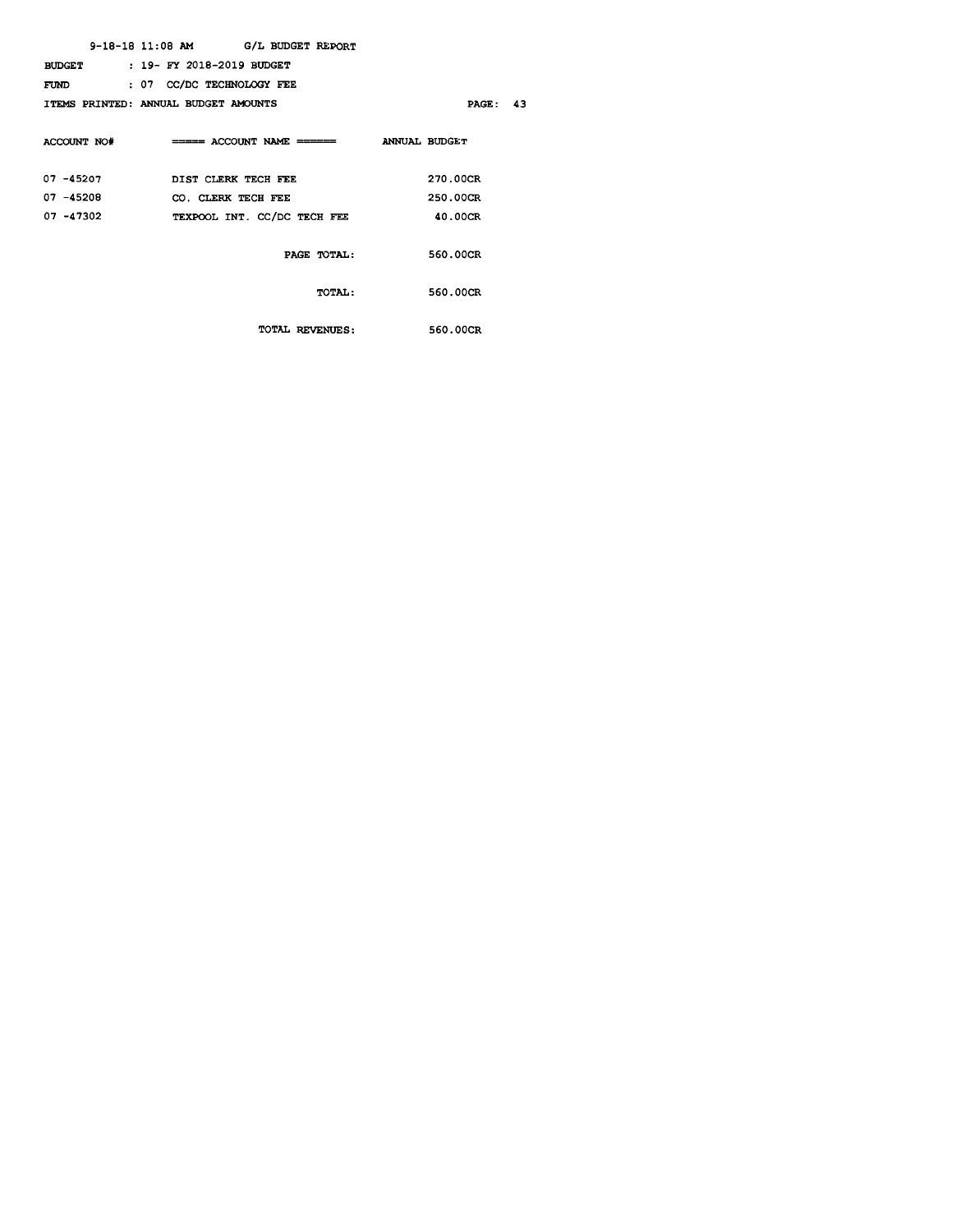9-18-18 11:08 AM G/L BUDGET REPORT

BUDGET : 19- FY 2018-2019 BUDGET

FUND : 07 CC/DC TECHNOLOGY FEE

ITEMS PRINTED: ANNUAL BUDGET AMOUNTS

| ACCOUNT NO# | ===== ACCOUNT NAME ===== | ANNUAL BUDGET |
|---|---|---|
| 07 -45207 | DIST CLERK TECH FEE | 270.00CR |
| 07 -45208 | CO. CLERK TECH FEE | 250.00CR |
| 07 -47302 | TEXPOOL INT. CC/DC TECH FEE | 40.00CR |
| | PAGE TOTAL: | 560.00CR |
| | TOTAL: | 560.00CR |
| | TOTAL REVENUES: | 560.00CR |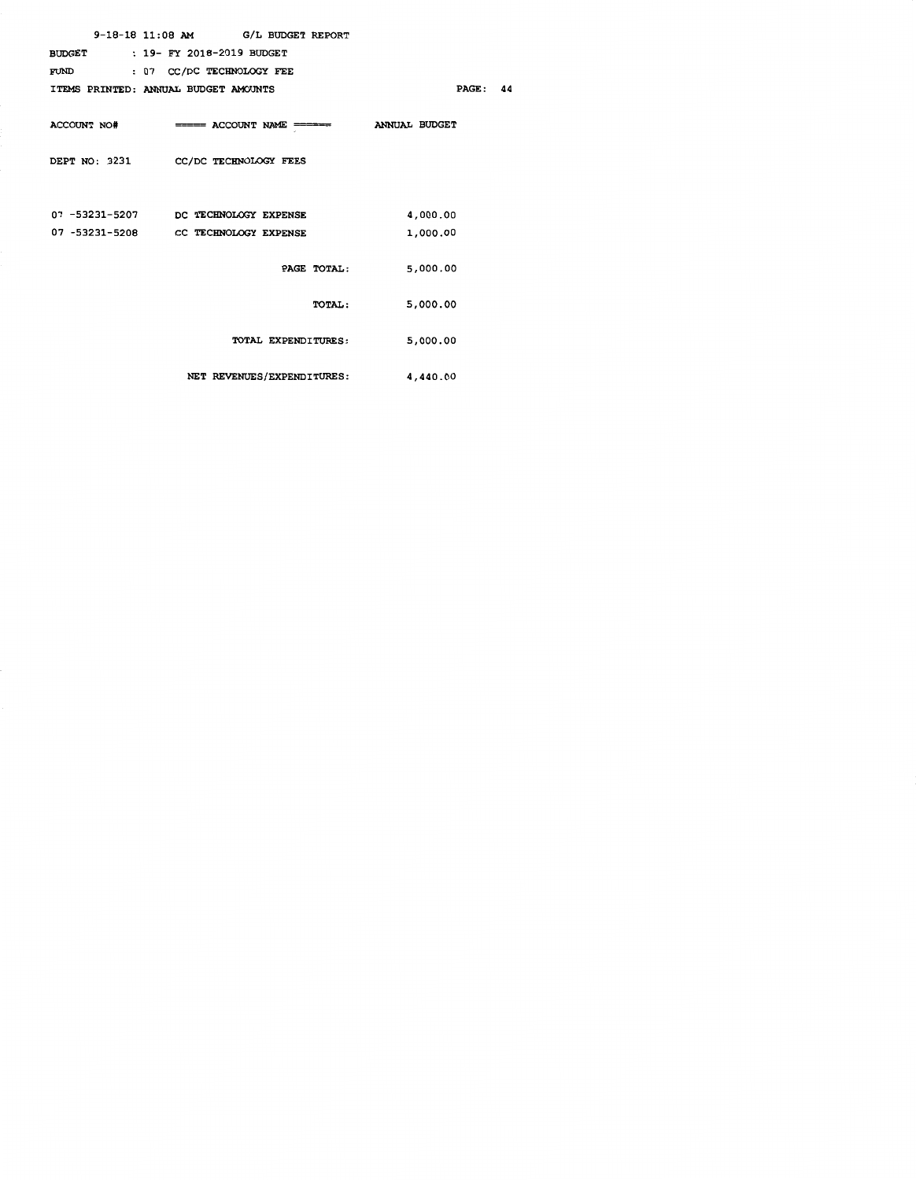9-18-18 11:08 AM G/L BUDGET REPORT

BUDGET : 19- FY 2018-2019 BUDGET

FUND : 07 CC/DC TECHNOLOGY FEE

ITEMS PRINTED: ANNUAL BUDGET AMOUNTS

PAGE: 44

| ACCOUNT NO# | ===== ACCOUNT NAME ===== | ANNUAL BUDGET |
|---|---|---|
| DEPT NO: 3231 | CC/DC TECHNOLOGY FEES | |
| 07 -53231-5207 | DC TECHNOLOGY EXPENSE | 4,000.00 |
| 07 -53231-5208 | CC TECHNOLOGY EXPENSE | 1,000.00 |
| | PAGE TOTAL: | 5,000.00 |
| | TOTAL: | 5,000.00 |
| | TOTAL EXPENDITURES: | 5,000.00 |
| | NET REVENUES/EXPENDITURES: | 4,440.00 |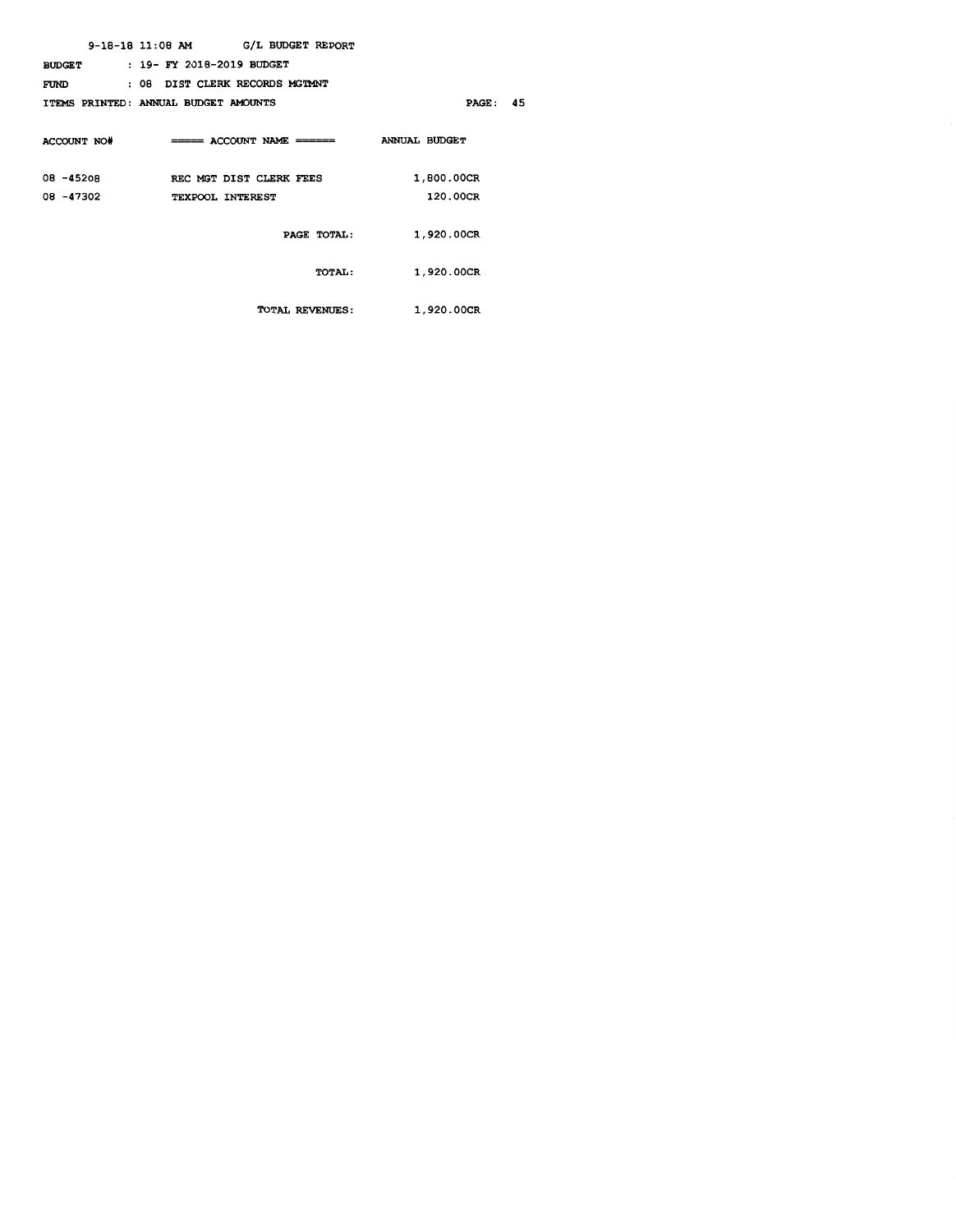9-18-18 11:08 AM G/L BUDGET REPORT

BUDGET : 19- FY 2018-2019 BUDGET

FUND : 08 DIST CLERK RECORDS MGTMNT

ITEMS PRINTED: ANNUAL BUDGET AMOUNTS

| ACCOUNT NO# | ===== ACCOUNT NAME ===== | ANNUAL BUDGET |
|---|---|---|
| 08 -45208 | REC MGT DIST CLERK FEES | 1,800.00CR |
| 08 -47302 | TEXPOOL INTEREST | 120.00CR |
| | PAGE TOTAL: | 1,920.00CR |
| | TOTAL: | 1,920.00CR |
| | TOTAL REVENUES: | 1,920.00CR |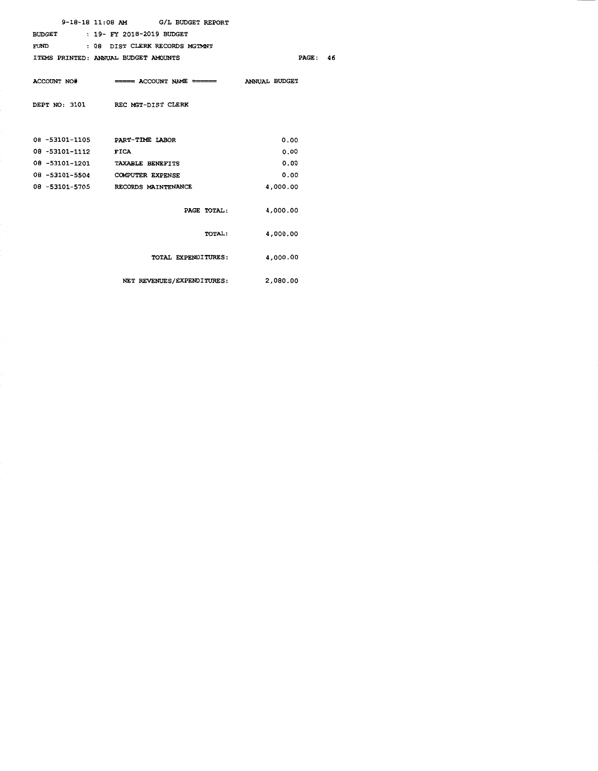9-18-18 11:08 AM G/L BUDGET REPORT

BUDGET : 19- FY 2018-2019 BUDGET

FUND : 08 DIST CLERK RECORDS MGTMNT

ITEMS PRINTED: ANNUAL BUDGET AMOUNTS

PAGE: 46

DEPT NO: 3101 REC MGT-DIST CLERK

| ACCOUNT NO# | ===== ACCOUNT NAME ====== | ANNUAL BUDGET |
|---|---|---|
| 08 -53101-1105 | PART-TIME LABOR | 0.00 |
| 08 -53101-1112 | FICA | 0.00 |
| 08 -53101-1201 | TAXABLE BENEFITS | 0.00 |
| 08 -53101-5504 | COMPUTER EXPENSE | 0.00 |
| 08 -53101-5705 | RECORDS MAINTENANCE | 4,000.00 |
| | PAGE TOTAL: | 4,000.00 |
| | TOTAL: | 4,000.00 |
| | TOTAL EXPENDITURES: | 4,000.00 |
| | NET REVENUES/EXPENDITURES: | 2,080.00 |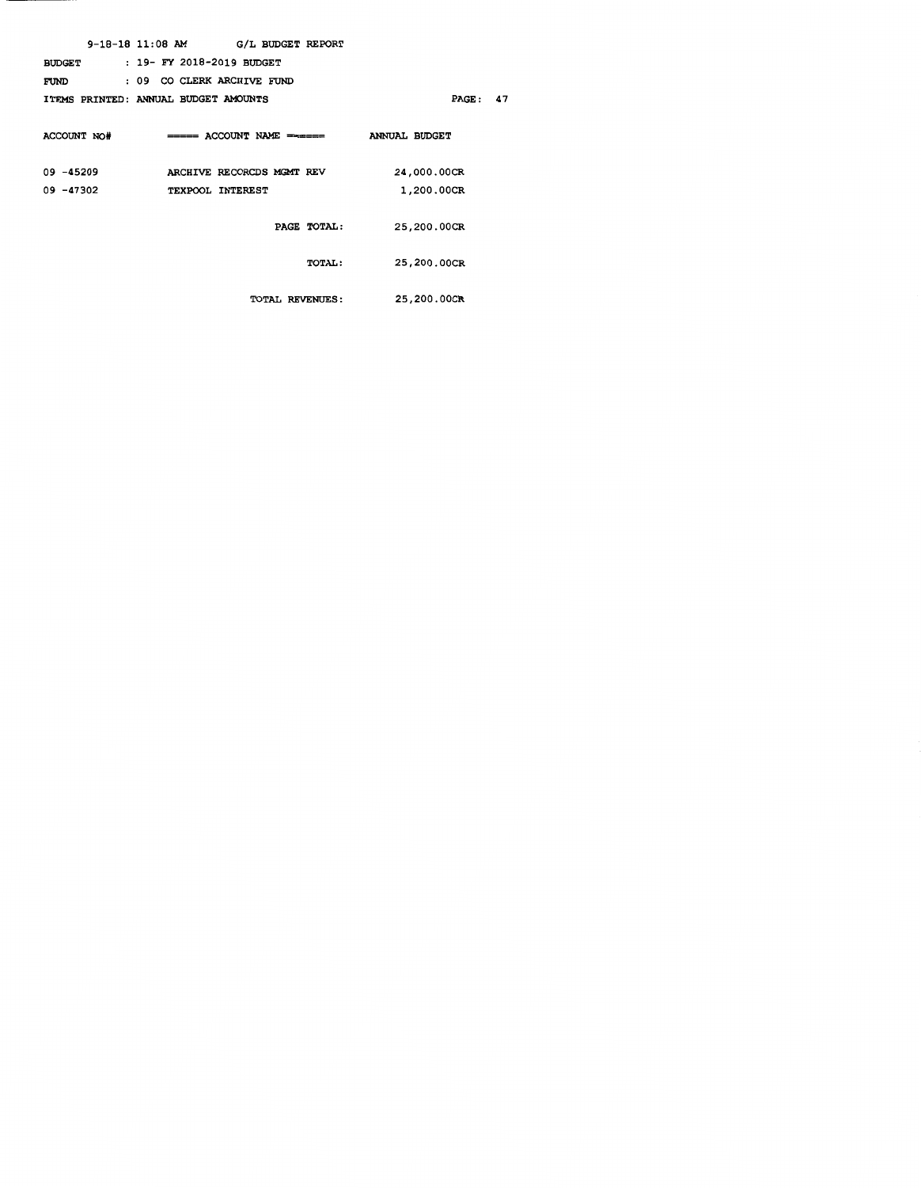9-18-18 11:08 AM G/L BUDGET REPORT

BUDGET : 19- FY 2018-2019 BUDGET

FUND : 09 CO CLERK ARCHIVE FUND

ITEMS PRINTED: ANNUAL BUDGET AMOUNTS

| ACCOUNT NO# | ===== ACCOUNT NAME ===== | ANNUAL BUDGET |
|---|---|---|
| 09 -45209 | ARCHIVE RECORCDS MGMT REV | 24,000.00CR |
| 09 -47302 | TEXPOOL INTEREST | 1,200.00CR |
| | PAGE TOTAL: | 25,200.00CR |
| | TOTAL: | 25,200.00CR |
| | TOTAL REVENUES: | 25,200.00CR |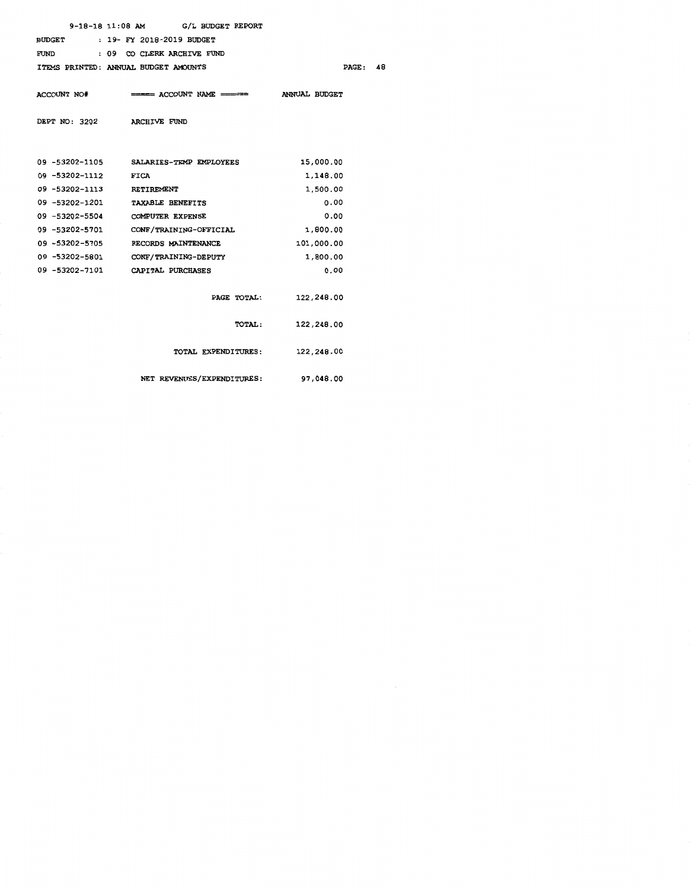9-18-18 11:08 AM G/L BUDGET REPORT

BUDGET : 19- FY 2018-2019 BUDGET

FUND : 09 CO CLERK ARCHIVE FUND

ITEMS PRINTED: ANNUAL BUDGET AMOUNTS

DEPT NO: 3202 ARCHIVE FUND

| ACCOUNT NO# | ===== ACCOUNT NAME ===== | ANNUAL BUDGET |
|---|---|---|
| 09 -53202-1105 | SALARIES-TEMP EMPLOYEES | 15,000.00 |
| 09 -53202-1112 | FICA | 1,148.00 |
| 09 -53202-1113 | RETIREMENT | 1,500.00 |
| 09 -53202-1201 | TAXABLE BENEFITS | 0.00 |
| 09 -53202-5504 | COMPUTER EXPENSE | 0.00 |
| 09 -53202-5701 | CONF/TRAINING-OFFICIAL | 1,800.00 |
| 09 -53202-5705 | RECORDS MAINTENANCE | 101,000.00 |
| 09 -53202-5801 | CONF/TRAINING-DEPUTY | 1,800.00 |
| 09 -53202-7101 | CAPITAL PURCHASES | 0.00 |
| | PAGE TOTAL: | 122,248.00 |
| | TOTAL: | 122,248.00 |
| | TOTAL EXPENDITURES: | 122,248.00 |
| | NET REVENUES/EXPENDITURES: | 97,048.00 |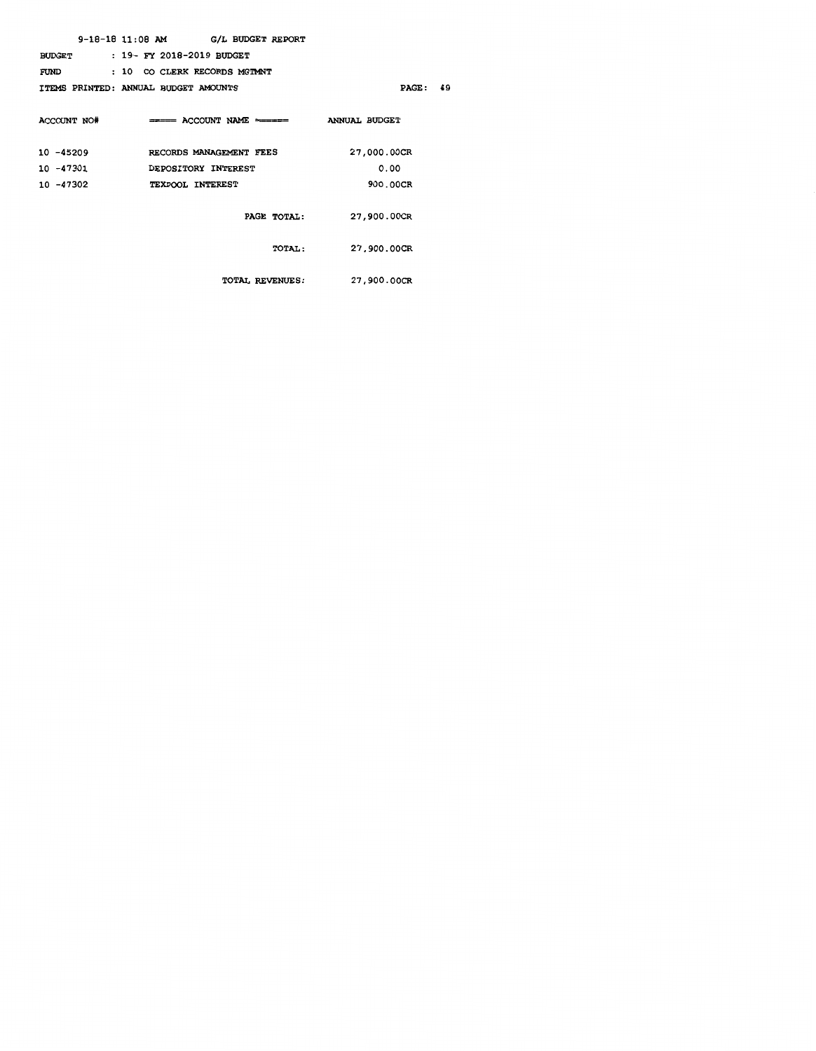9-18-18 11:08 AM G/L BUDGET REPORT

BUDGET : 19- FY 2018-2019 BUDGET

FUND : 10 CO CLERK RECORDS MGTMNT

ITEMS PRINTED: ANNUAL BUDGET AMOUNTS

| ACCOUNT NO# | ===== ACCOUNT NAME ====== | ANNUAL BUDGET |
|---|---|---|
| 10 -45209 | RECORDS MANAGEMENT FEES | 27,000.00CR |
| 10 -47301 | DEPOSITORY INTEREST | 0.00 |
| 10 -47302 | TEXPOOL INTEREST | 900.00CR |
| | PAGE TOTAL: | 27,900.00CR |
| | TOTAL: | 27,900.00CR |
| | TOTAL REVENUES: | 27,900.00CR |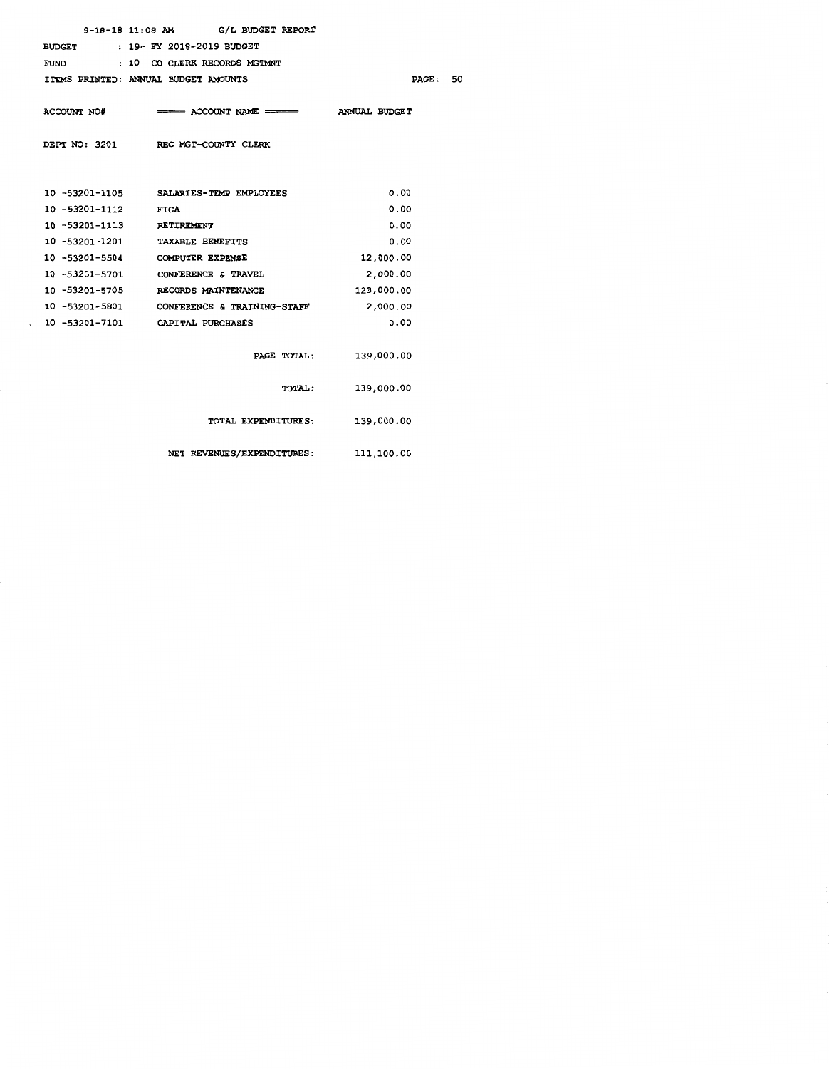9-18-18 11:08 AM G/L BUDGET REPORT

BUDGET : 19- FY 2018-2019 BUDGET

FUND : 10 CO CLERK RECORDS MGTMNT

ITEMS PRINTED: ANNUAL BUDGET AMOUNTS

| ACCOUNT NO# | ===== ACCOUNT NAME ===== | ANNUAL BUDGET |
|---|---|---|
| DEPT NO: 3201 | REC MGT-COUNTY CLERK | |
| 10 -53201-1105 | SALARIES-TEMP EMPLOYEES | 0.00 |
| 10 -53201-1112 | FICA | 0.00 |
| 10 -53201-1113 | RETIREMENT | 0.00 |
| 10 -53201-1201 | TAXABLE BENEFITS | 0.00 |
| 10 -53201-5504 | COMPUTER EXPENSE | 12,000.00 |
| 10 -53201-5701 | CONFERENCE & TRAVEL | 2,000.00 |
| 10 -53201-5705 | RECORDS MAINTENANCE | 123,000.00 |
| 10 -53201-5801 | CONFERENCE & TRAINING-STAFF | 2,000.00 |
| 10 -53201-7101 | CAPITAL PURCHASES | 0.00 |
| | PAGE TOTAL: | 139,000.00 |
| | TOTAL: | 139,000.00 |
| | TOTAL EXPENDITURES: | 139,000.00 |
| | NET REVENUES/EXPENDITURES: | 111,100.00 |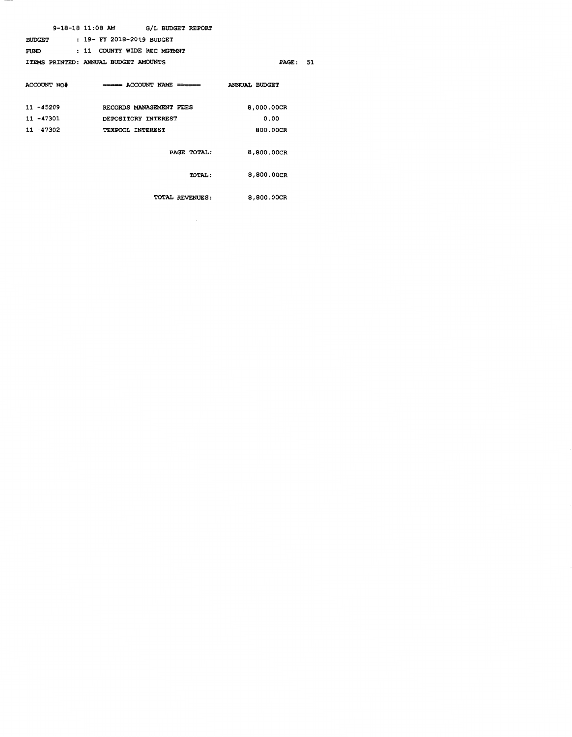9-18-18 11:08 AM G/L BUDGET REPORT

BUDGET : 19- FY 2018-2019 BUDGET

FUND : 11 COUNTY WIDE REC MGTMNT

ITEMS PRINTED: ANNUAL BUDGET AMOUNTS

| ACCOUNT NO# | ===== ACCOUNT NAME ===== | ANNUAL BUDGET |
|---|---|---|
| 11 -45209 | RECORDS MANAGEMENT FEES | 8,000.00CR |
| 11 -47301 | DEPOSITORY INTEREST | 0.00 |
| 11 -47302 | TEXPOOL INTEREST | 800.00CR |
| | PAGE TOTAL: | 8,800.00CR |
| | TOTAL: | 8,800.00CR |
| | TOTAL REVENUES: | 8,800.00CR |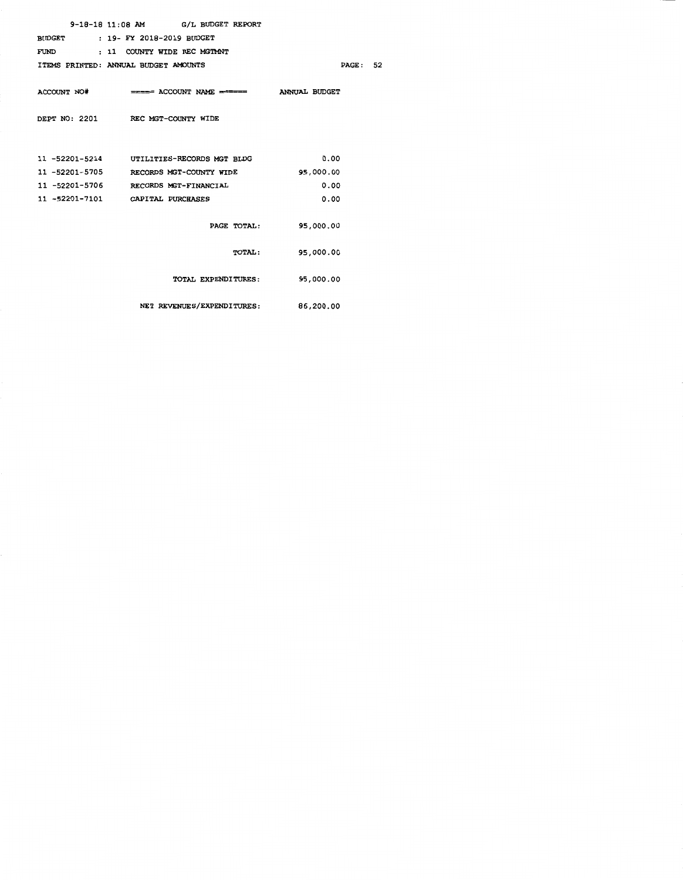9-18-18 11:08 AM G/L BUDGET REPORT

BUDGET : 19- FY 2018-2019 BUDGET

FUND : 11 COUNTY WIDE REC MGTMNT

ITEMS PRINTED: ANNUAL BUDGET AMOUNTS

| ACCOUNT NO# | ==== ACCOUNT NAME ===== | ANNUAL BUDGET |
|---|---|---|
| DEPT NO: 2201 | REC MGT-COUNTY WIDE | |
| 11 -52201-5214 | UTILITIES-RECORDS MGT BLDG | 0.00 |
| 11 -52201-5705 | RECORDS MGT-COUNTY WIDE | 95,000.00 |
| 11 -52201-5706 | RECORDS MGT-FINANCIAL | 0.00 |
| 11 -52201-7101 | CAPITAL PURCHASES | 0.00 |
| | PAGE TOTAL: | 95,000.00 |
| | TOTAL: | 95,000.00 |
| | TOTAL EXPENDITURES: | 95,000.00 |
| | NET REVENUES/EXPENDITURES: | 86,200.00 |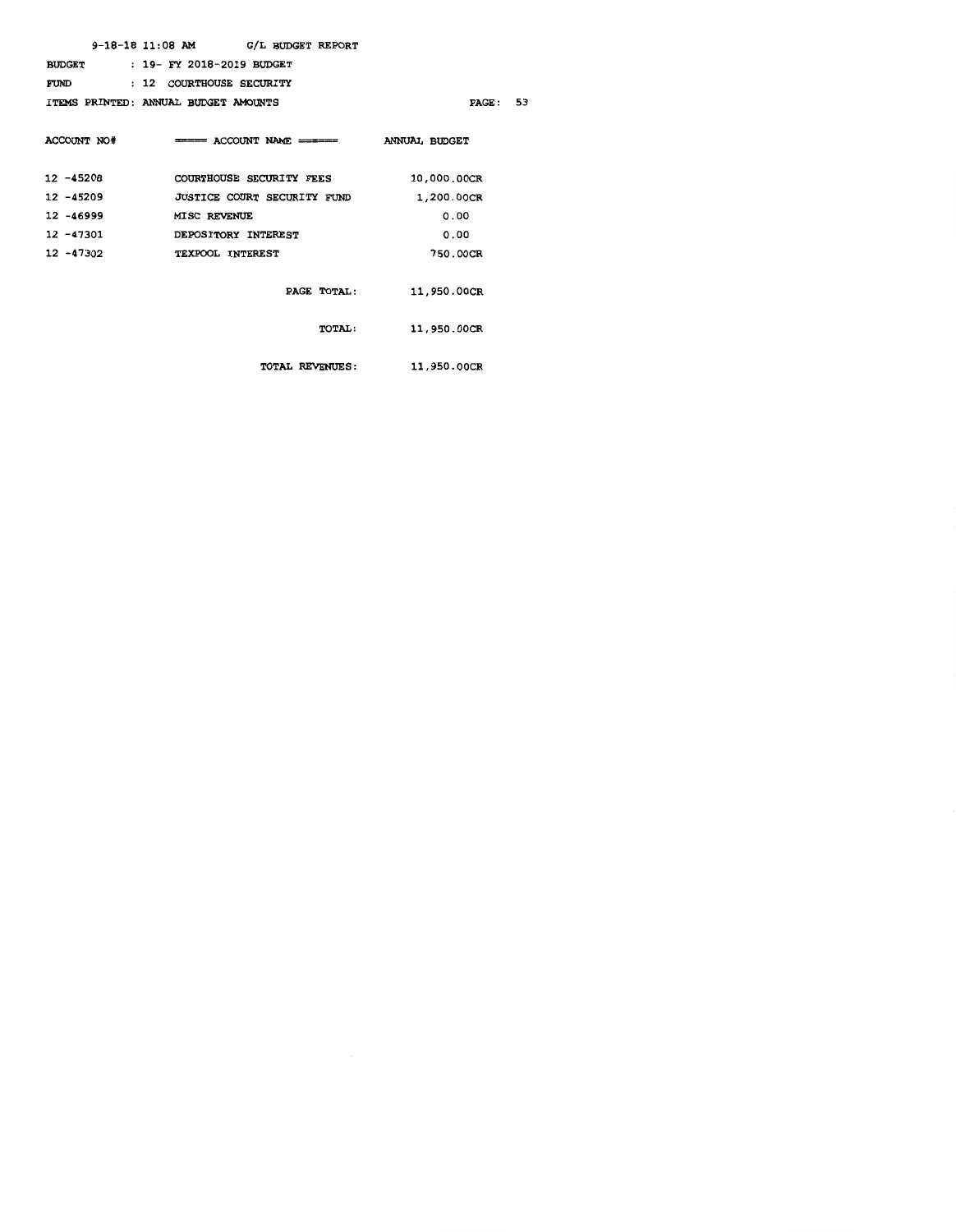9-18-18 11:08 AM G/L BUDGET REPORT

BUDGET : 19- FY 2018-2019 BUDGET

FUND : 12 COURTHOUSE SECURITY

ITEMS PRINTED: ANNUAL BUDGET AMOUNTS

| ACCOUNT NO# | ===== ACCOUNT NAME ====== | ANNUAL BUDGET |
|---|---|---|
| 12 -45208 | COURTHOUSE SECURITY FEES | 10,000.00CR |
| 12 -45209 | JUSTICE COURT SECURITY FUND | 1,200.00CR |
| 12 -46999 | MISC REVENUE | 0.00 |
| 12 -47301 | DEPOSITORY INTEREST | 0.00 |
| 12 -47302 | TEXPOOL INTEREST | 750.00CR |
| | PAGE TOTAL: | 11,950.00CR |
| | TOTAL: | 11,950.00CR |
| | TOTAL REVENUES: | 11,950.00CR |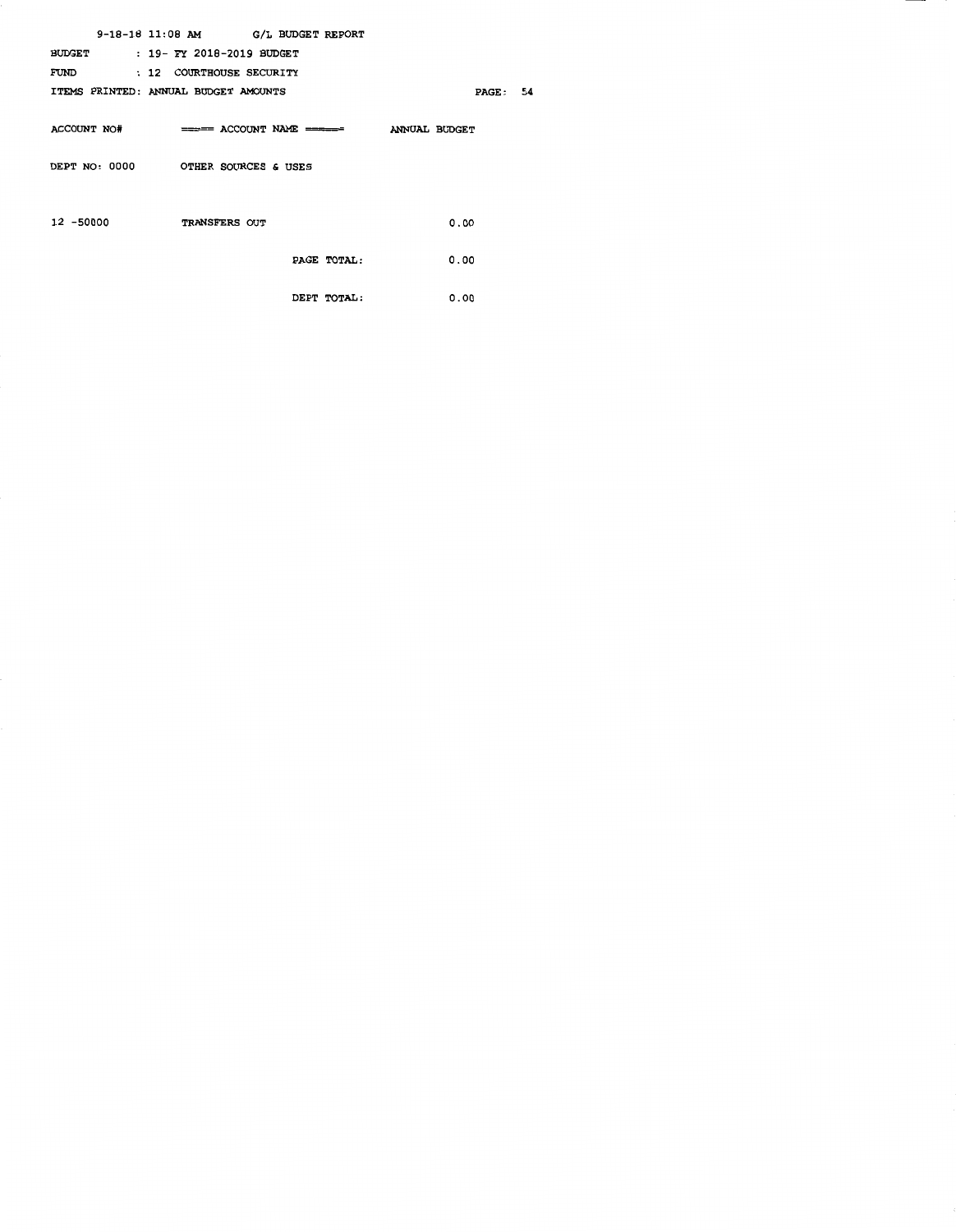9-18-18 11:08 AM G/L BUDGET REPORT

BUDGET : 19- FY 2018-2019 BUDGET

FUND : 12 COURTHOUSE SECURITY

ITEMS PRINTED: ANNUAL BUDGET AMOUNTS

| ACCOUNT NO# | ==== ACCOUNT NAME ===== | ANNUAL BUDGET |
|---|---|---|
| DEPT NO: 0000 | OTHER SOURCES & USES | |
| 12 -50000 | TRANSFERS OUT | 0.00 |
| | PAGE TOTAL: | 0.00 |
| | DEPT TOTAL: | 0.00 |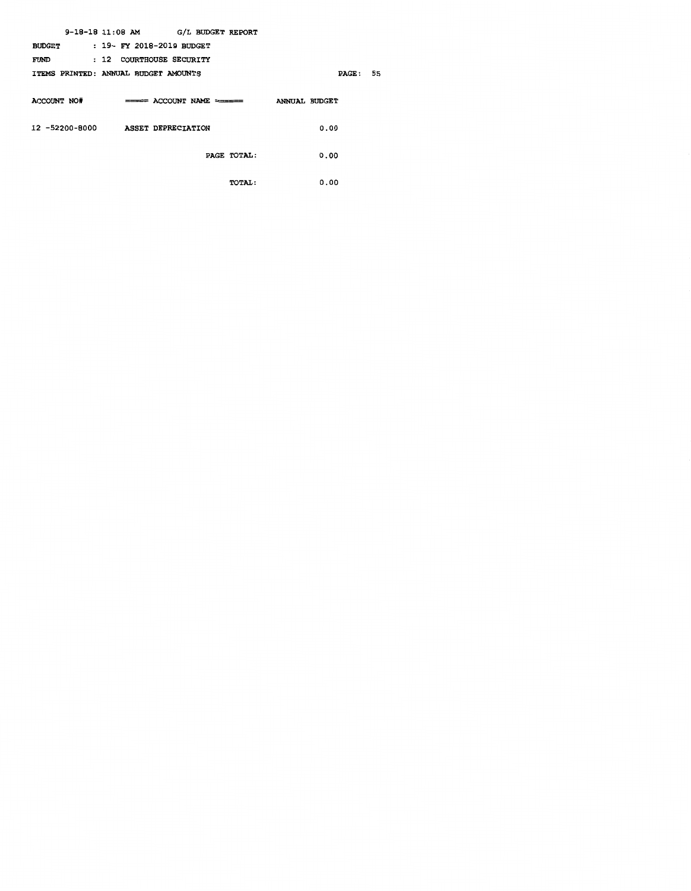9-18-18 11:08 AM G/L BUDGET REPORT

BUDGET : 19- FY 2018-2019 BUDGET

FUND : 12 COURTHOUSE SECURITY

ITEMS PRINTED: ANNUAL BUDGET AMOUNTS

| ACCOUNT NO# | ===== ACCOUNT NAME ===== | ANNUAL BUDGET |
|---|---|---|
| 12 -52200-8000 | ASSET DEPRECIATION | 0.00 |
| | PAGE TOTAL: | 0.00 |
| | TOTAL: | 0.00 |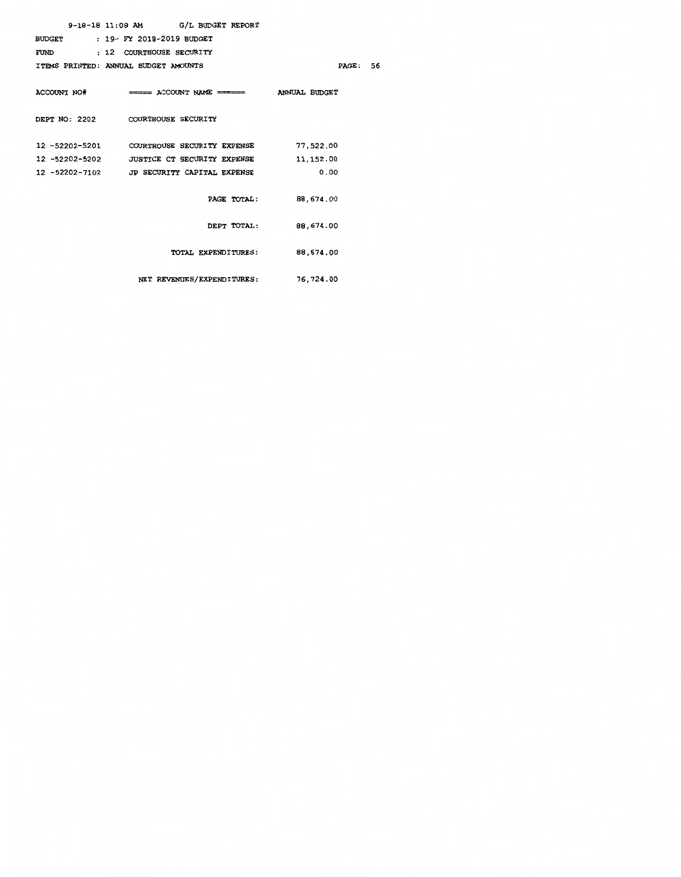9-18-18 11:08 AM G/L BUDGET REPORT

BUDGET : 19- FY 2018-2019 BUDGET

FUND : 12 COURTHOUSE SECURITY

ITEMS PRINTED: ANNUAL BUDGET AMOUNTS

PAGE: 56

| ACCOUNT NO# | ===== ACCOUNT NAME ====== | ANNUAL BUDGET |
|---|---|---|
| DEPT NO: 2202 | COURTHOUSE SECURITY | |
| 12 -52202-5201 | COURTHOUSE SECURITY EXPENSE | 77,522.00 |
| 12 -52202-5202 | JUSTICE CT SECURITY EXPENSE | 11,152.00 |
| 12 -52202-7102 | JP SECURITY CAPITAL EXPENSE | 0.00 |
| | PAGE TOTAL: | 88,674.00 |
| | DEPT TOTAL: | 88,674.00 |
| | TOTAL EXPENDITURES: | 88,674.00 |
| | NET REVENUES/EXPENDITURES: | 76,724.00 |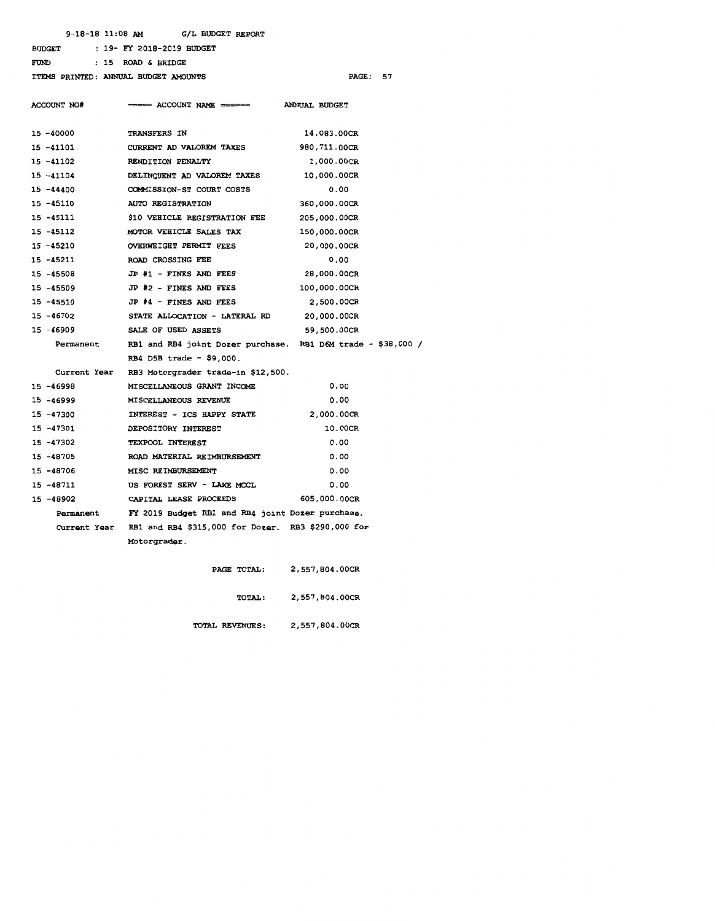9-18-18 11:08 AM G/L BUDGET REPORT

BUDGET : 19- FY 2018-2019 BUDGET

FUND : 15 ROAD & BRIDGE

ITEMS PRINTED: ANNUAL BUDGET AMOUNTS

PAGE: 57

| ACCOUNT NO# | ===== ACCOUNT NAME ====== | ANNUAL BUDGET |
|---|---|---|
| 15 -40000 | TRANSFERS IN | 14,083.00CR |
| 15 -41101 | CURRENT AD VALOREM TAXES | 980,711.00CR |
| 15 -41102 | RENDITION PENALTY | 1,000.00CR |
| 15 -41104 | DELINQUENT AD VALOREM TAXES | 10,000.00CR |
| 15 -44400 | COMMISSION-ST COURT COSTS | 0.00 |
| 15 -45110 | AUTO REGISTRATION | 360,000.00CR |
| 15 -45111 | $10 VEHICLE REGISTRATION FEE | 205,000.00CR |
| 15 -45112 | MOTOR VEHICLE SALES TAX | 150,000.00CR |
| 15 -45210 | OVERWEIGHT PERMIT FEES | 20,000.00CR |
| 15 -45211 | ROAD CROSSING FEE | 0.00 |
| 15 -45508 | JP #1 - FINES AND FEES | 28,000.00CR |
| 15 -45509 | JP #2 - FINES AND FEES | 100,000.00CR |
| 15 -45510 | JP #4 - FINES AND FEES | 2,500.00CR |
| 15 -46702 | STATE ALLOCATION - LATERAL RD | 20,000.00CR |
| 15 -46909 | SALE OF USED ASSETS | 59,500.00CR |
| Permanent | RB1 and RB4 joint Dozer purchase. RB1 D6M trade - $38,000 / RB4 D5B trade - $9,000. | |
| Current Year | RB3 Motorgrader trade-in $12,500. | |
| 15 -46998 | MISCELLANEOUS GRANT INCOME | 0.00 |
| 15 -46999 | MISCELLANEOUS REVENUE | 0.00 |
| 15 -47300 | INTEREST - ICS HAPPY STATE | 2,000.00CR |
| 15 -47301 | DEPOSITORY INTEREST | 10.00CR |
| 15 -47302 | TEXPOOL INTEREST | 0.00 |
| 15 -48705 | ROAD MATERIAL REIMBURSEMENT | 0.00 |
| 15 -48706 | MISC REIMBURSEMENT | 0.00 |
| 15 -48711 | US FOREST SERV - LAKE MCCL | 0.00 |
| 15 -48902 | CAPITAL LEASE PROCEEDS | 605,000.00CR |
| Permanent | FY 2019 Budget RB1 and RB4 joint Dozer purchase. | |
| Current Year | RB1 and RB4 $315,000 for Dozer. RB3 $290,000 for Motorgrader. | |

PAGE TOTAL: 2,557,804.00CR

TOTAL: 2,557,804.00CR

TOTAL REVENUES: 2,557,804.00CR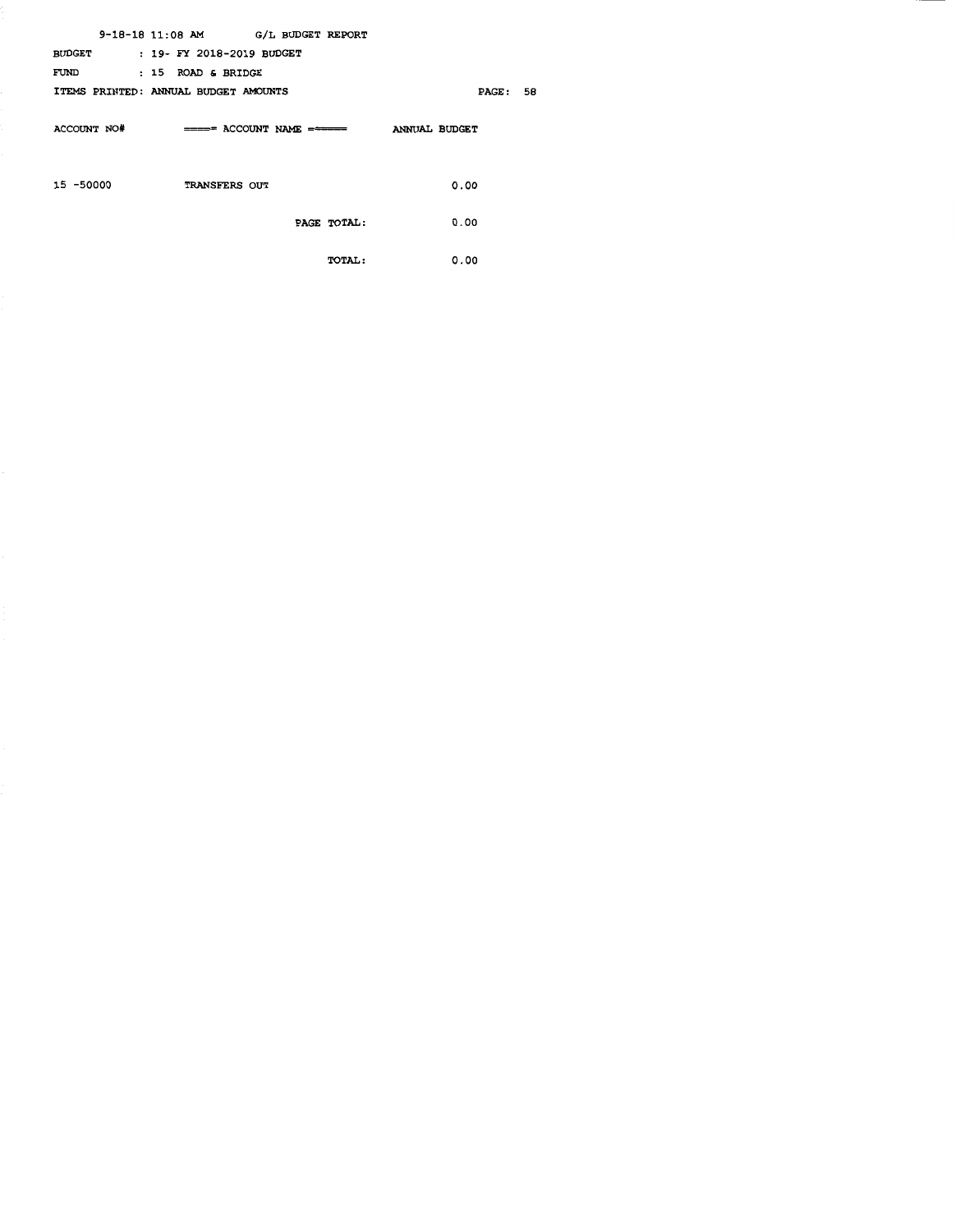9-18-18 11:08 AM G/L BUDGET REPORT

BUDGET : 19- FY 2018-2019 BUDGET

FUND : 15 ROAD & BRIDGE

ITEMS PRINTED: ANNUAL BUDGET AMOUNTS

| ACCOUNT NO# | ===== ACCOUNT NAME ===== | ANNUAL BUDGET |
| --- | --- | --- |
| 15 -50000 | TRANSFERS OUT | 0.00 |
| | PAGE TOTAL: | 0.00 |
| | TOTAL: | 0.00 |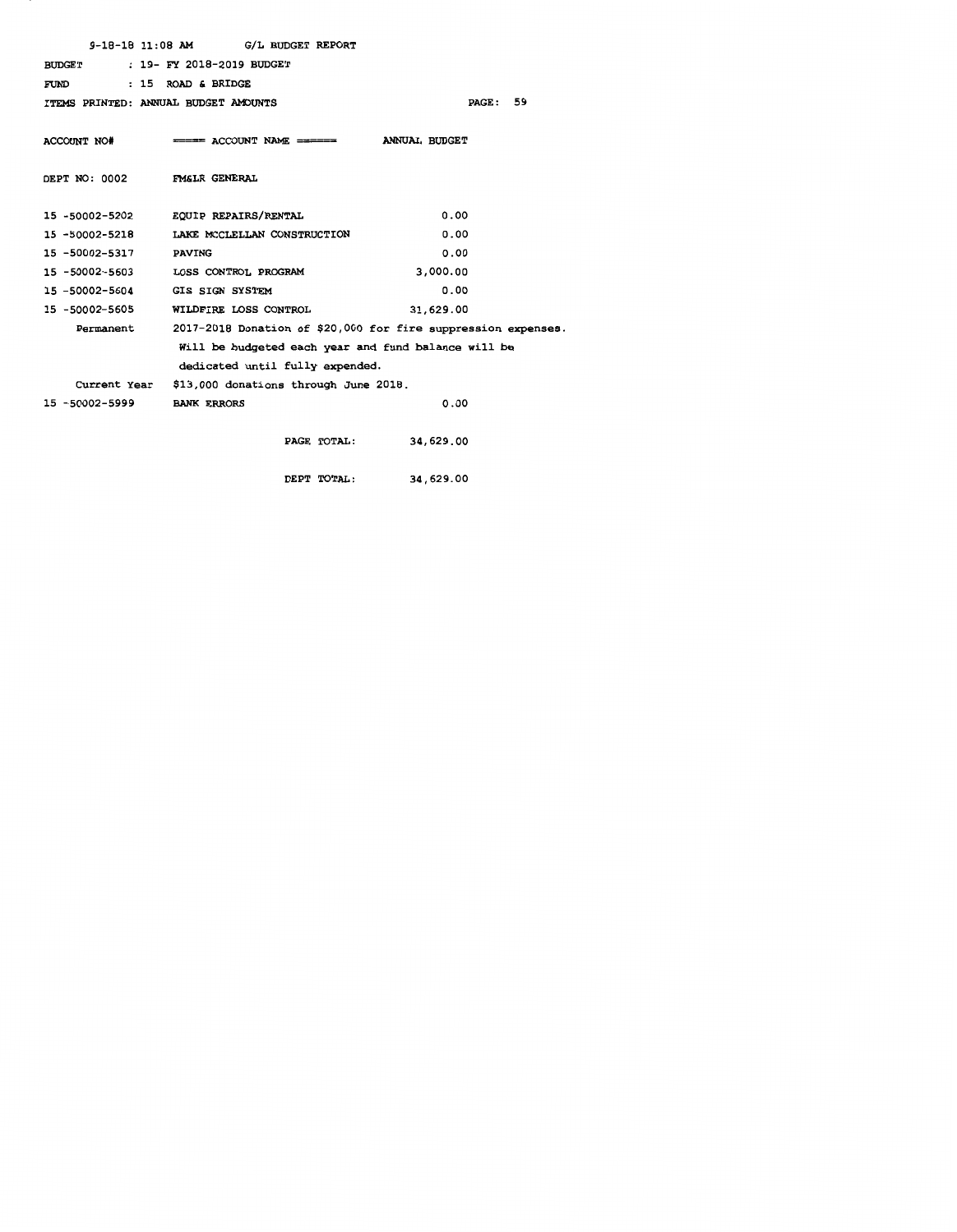9-18-18 11:08 AM G/L BUDGET REPORT

BUDGET : 19- FY 2018-2019 BUDGET

FUND : 15 ROAD & BRIDGE

ITEMS PRINTED: ANNUAL BUDGET AMOUNTS

| ACCOUNT NO# | ===== ACCOUNT NAME ===== | ANNUAL BUDGET |
|---|---|---|
| DEPT NO: 0002 | FM&LR GENERAL | |
| 15 -50002-5202 | EQUIP REPAIRS/RENTAL | 0.00 |
| 15 -50002-5218 | LAKE MCCLELLAN CONSTRUCTION | 0.00 |
| 15 -50002-5317 | PAVING | 0.00 |
| 15 -50002-5603 | LOSS CONTROL PROGRAM | 3,000.00 |
| 15 -50002-5604 | GIS SIGN SYSTEM | 0.00 |
| 15 -50002-5605 | WILDFIRE LOSS CONTROL | 31,629.00 |
| Permanent | 2017-2018 Donation of $20,000 for fire suppression expenses. Will be budgeted each year and fund balance will be dedicated until fully expended. | |
| Current Year | $13,000 donations through June 2018. | |
| 15 -50002-5999 | BANK ERRORS | 0.00 |
| | PAGE TOTAL: | 34,629.00 |
| | DEPT TOTAL: | 34,629.00 |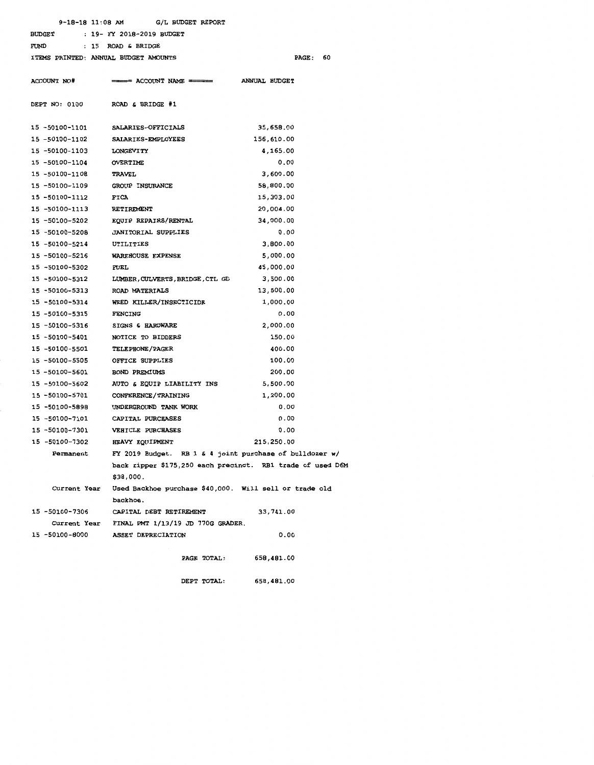9-18-18 11:08 AM G/L BUDGET REPORT

BUDGET : 19- FY 2018-2019 BUDGET

FUND : 15 ROAD & BRIDGE

ITEMS PRINTED: ANNUAL BUDGET AMOUNTS

| ACCOUNT NO# | ACCOUNT NAME | ANNUAL BUDGET |
|---|---|---|
| DEPT NO: 0100 | ROAD & BRIDGE #1 | |
| 15 -50100-1101 | SALARIES-OFFICIALS | 35,658.00 |
| 15 -50100-1102 | SALARIES-EMPLOYEES | 156,610.00 |
| 15 -50100-1103 | LONGEVITY | 4,165.00 |
| 15 -50100-1104 | OVERTIME | 0.00 |
| 15 -50100-1108 | TRAVEL | 3,600.00 |
| 15 -50100-1109 | GROUP INSURANCE | 58,800.00 |
| 15 -50100-1112 | FICA | 15,303.00 |
| 15 -50100-1113 | RETIREMENT | 20,004.00 |
| 15 -50100-5202 | EQUIP REPAIRS/RENTAL | 34,000.00 |
| 15 -50100-5208 | JANITORIAL SUPPLIES | 0.00 |
| 15 -50100-5214 | UTILITIES | 3,800.00 |
| 15 -50100-5216 | WAREHOUSE EXPENSE | 5,000.00 |
| 15 -50100-5302 | FUEL | 45,000.00 |
| 15 -50100-5312 | LUMBER,CULVERTS,BRIDGE,CTL GD | 3,500.00 |
| 15 -50100-5313 | ROAD MATERIALS | 13,500.00 |
| 15 -50100-5314 | WEED KILLER/INSECTICIDE | 1,000.00 |
| 15 -50100-5315 | FENCING | 0.00 |
| 15 -50100-5316 | SIGNS & HARDWARE | 2,000.00 |
| 15 -50100-5401 | NOTICE TO BIDDERS | 150.00 |
| 15 -50100-5501 | TELEPHONE/PAGER | 400.00 |
| 15 -50100-5505 | OFFICE SUPPLIES | 100.00 |
| 15 -50100-5601 | BOND PREMIUMS | 200.00 |
| 15 -50100-5602 | AUTO & EQUIP LIABILITY INS | 5,500.00 |
| 15 -50100-5701 | CONFERENCE/TRAINING | 1,200.00 |
| 15 -50100-5898 | UNDERGROUND TANK WORK | 0.00 |
| 15 -50100-7101 | CAPITAL PURCHASES | 0.00 |
| 15 -50100-7301 | VEHICLE PURCHASES | 0.00 |
| 15 -50100-7302 | HEAVY EQUIPMENT | 215,250.00 |
| Permanent | FY 2019 Budget. RB 1 & 4 joint purchase of bulldozer w/ back ripper $175,250 each precinct. RB1 trade of used D6M $38,000. | |
| Current Year | Used Backhoe purchase $40,000. Will sell or trade old backhoe. | |
| 15 -50100-7306 | CAPITAL DEBT RETIREMENT | 33,741.00 |
| Current Year | FINAL PMT 1/13/19 JD 770G GRADER. | |
| 15 -50100-8000 | ASSET DEPRECIATION | 0.00 |
| | PAGE TOTAL: | 658,481.00 |
| | DEPT TOTAL: | 658,481.00 |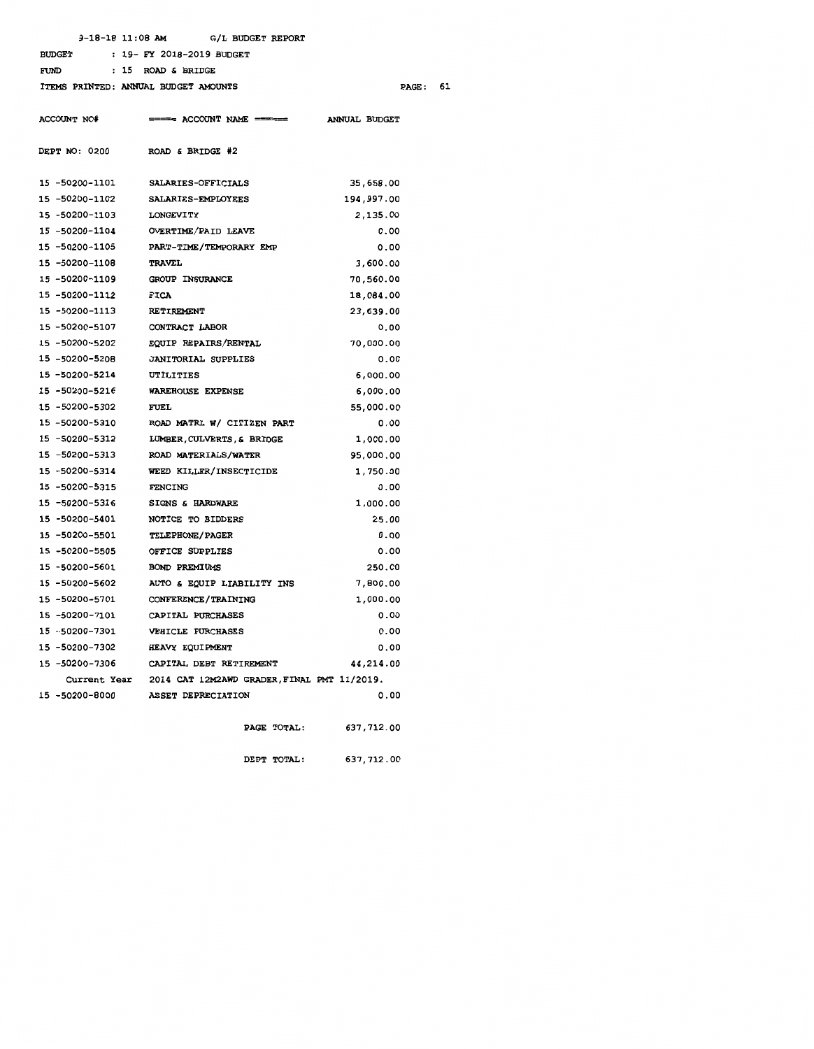9-18-18 11:08 AM G/L BUDGET REPORT

BUDGET : 19- FY 2018-2019 BUDGET

FUND : 15 ROAD & BRIDGE

ITEMS PRINTED: ANNUAL BUDGET AMOUNTS

DEPT NO: 0200 ROAD & BRIDGE #2

| ACCOUNT NO# | ACCOUNT NAME | ANNUAL BUDGET |
|---|---|---|
| 15 -50200-1101 | SALARIES-OFFICIALS | 35,658.00 |
| 15 -50200-1102 | SALARIES-EMPLOYEES | 194,997.00 |
| 15 -50200-1103 | LONGEVITY | 2,135.00 |
| 15 -50200-1104 | OVERTIME/PAID LEAVE | 0.00 |
| 15 -50200-1105 | PART-TIME/TEMPORARY EMP | 0.00 |
| 15 -50200-1108 | TRAVEL | 3,600.00 |
| 15 -50200-1109 | GROUP INSURANCE | 70,560.00 |
| 15 -50200-1112 | FICA | 18,084.00 |
| 15 -50200-1113 | RETIREMENT | 23,639.00 |
| 15 -50200-5107 | CONTRACT LABOR | 0.00 |
| 15 -50200-5202 | EQUIP REPAIRS/RENTAL | 70,000.00 |
| 15 -50200-5208 | JANITORIAL SUPPLIES | 0.00 |
| 15 -50200-5214 | UTILITIES | 6,000.00 |
| 15 -50200-5216 | WAREHOUSE EXPENSE | 6,000.00 |
| 15 -50200-5302 | FUEL | 55,000.00 |
| 15 -50200-5310 | ROAD MATRL W/ CITIZEN PART | 0.00 |
| 15 -50200-5312 | LUMBER,CULVERTS,& BRIDGE | 1,000.00 |
| 15 -50200-5313 | ROAD MATERIALS/WATER | 95,000.00 |
| 15 -50200-5314 | WEED KILLER/INSECTICIDE | 1,750.00 |
| 15 -50200-5315 | FENCING | 0.00 |
| 15 -50200-5316 | SIGNS & HARDWARE | 1,000.00 |
| 15 -50200-5401 | NOTICE TO BIDDERS | 25.00 |
| 15 -50200-5501 | TELEPHONE/PAGER | 0.00 |
| 15 -50200-5505 | OFFICE SUPPLIES | 0.00 |
| 15 -50200-5601 | BOND PREMIUMS | 250.00 |
| 15 -50200-5602 | AUTO & EQUIP LIABILITY INS | 7,800.00 |
| 15 -50200-5701 | CONFERENCE/TRAINING | 1,000.00 |
| 15 -50200-7101 | CAPITAL PURCHASES | 0.00 |
| 15 -50200-7301 | VEHICLE PURCHASES | 0.00 |
| 15 -50200-7302 | HEAVY EQUIPMENT | 0.00 |
| 15 -50200-7306 | CAPITAL DEBT RETIREMENT | 44,214.00 |
| Current Year | 2014 CAT 12M2AWD GRADER,FINAL PMT 11/2019. | |
| 15 -50200-8000 | ASSET DEPRECIATION | 0.00 |
| | PAGE TOTAL: | 637,712.00 |
| | DEPT TOTAL: | 637,712.00 |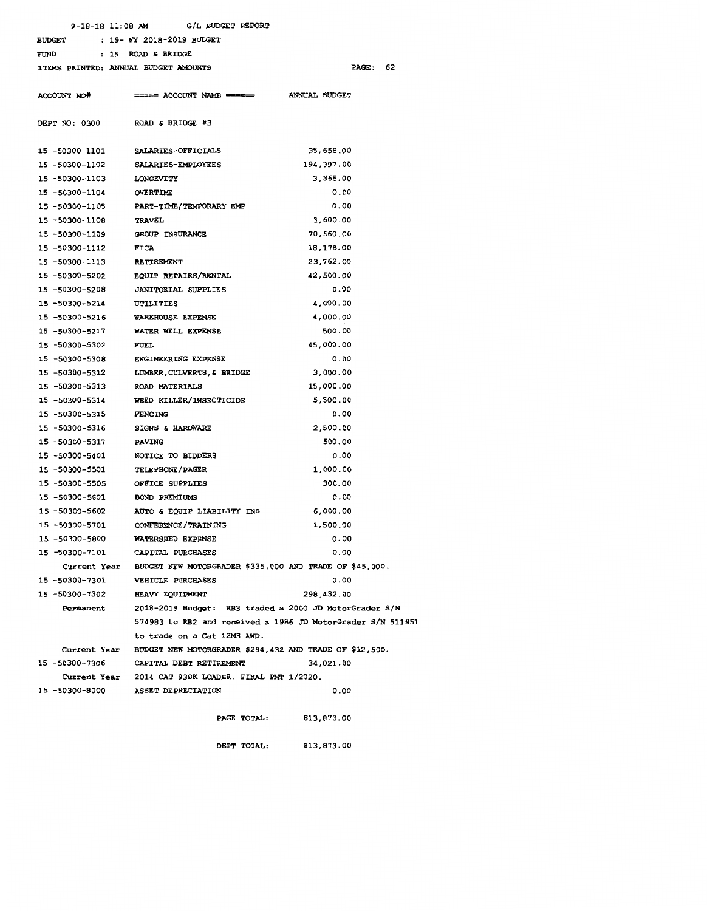9-18-18 11:08 AM G/L BUDGET REPORT

BUDGET : 19- FY 2018-2019 BUDGET

FUND : 15 ROAD & BRIDGE

ITEMS PRINTED: ANNUAL BUDGET AMOUNTS

DEPT NO: 0300 ROAD & BRIDGE #3

| ACCOUNT NO# | ACCOUNT NAME | ANNUAL BUDGET |
|---|---|---|
| 15 -50300-1101 | SALARIES-OFFICIALS | 35,658.00 |
| 15 -50300-1102 | SALARIES-EMPLOYEES | 194,997.00 |
| 15 -50300-1103 | LONGEVITY | 3,365.00 |
| 15 -50300-1104 | OVERTIME | 0.00 |
| 15 -50300-1105 | PART-TIME/TEMPORARY EMP | 0.00 |
| 15 -50300-1108 | TRAVEL | 3,600.00 |
| 15 -50300-1109 | GROUP INSURANCE | 70,560.00 |
| 15 -50300-1112 | FICA | 18,178.00 |
| 15 -50300-1113 | RETIREMENT | 23,762.00 |
| 15 -50300-5202 | EQUIP REPAIRS/RENTAL | 42,500.00 |
| 15 -50300-5208 | JANITORIAL SUPPLIES | 0.00 |
| 15 -50300-5214 | UTILITIES | 4,000.00 |
| 15 -50300-5216 | WAREHOUSE EXPENSE | 4,000.00 |
| 15 -50300-5217 | WATER WELL EXPENSE | 500.00 |
| 15 -50300-5302 | FUEL | 45,000.00 |
| 15 -50300-5308 | ENGINEERING EXPENSE | 0.00 |
| 15 -50300-5312 | LUMBER,CULVERTS,& BRIDGE | 3,000.00 |
| 15 -50300-5313 | ROAD MATERIALS | 15,000.00 |
| 15 -50300-5314 | WEED KILLER/INSECTICIDE | 5,500.00 |
| 15 -50300-5315 | FENCING | 0.00 |
| 15 -50300-5316 | SIGNS & HARDWARE | 2,500.00 |
| 15 -50300-5317 | PAVING | 500.00 |
| 15 -50300-5401 | NOTICE TO BIDDERS | 0.00 |
| 15 -50300-5501 | TELEPHONE/PAGER | 1,000.00 |
| 15 -50300-5505 | OFFICE SUPPLIES | 300.00 |
| 15 -50300-5601 | BOND PREMIUMS | 0.00 |
| 15 -50300-5602 | AUTO & EQUIP LIABILITY INS | 6,000.00 |
| 15 -50300-5701 | CONFERENCE/TRAINING | 1,500.00 |
| 15 -50300-5800 | WATERSHED EXPENSE | 0.00 |
| 15 -50300-7101 | CAPITAL PURCHASES | 0.00 |
| Current Year | BUDGET NEW MOTORGRADER $335,000 AND TRADE OF $45,000. | |
| 15 -50300-7301 | VEHICLE PURCHASES | 0.00 |
| 15 -50300-7302 | HEAVY EQUIPMENT | 298,432.00 |
| Permanent | 2018-2019 Budget: RB3 traded a 2000 JD MotorGrader S/N 574983 to RB2 and received a 1986 JD MotorGrader S/N 511951 to trade on a Cat 12M3 AWD. | |
| Current Year | BUDGET NEW MOTORGRADER $294,432 AND TRADE OF $12,500. | |
| 15 -50300-7306 | CAPITAL DEBT RETIREMENT | 34,021.00 |
| Current Year | 2014 CAT 938K LOADER, FINAL PMT 1/2020. | |
| 15 -50300-8000 | ASSET DEPRECIATION | 0.00 |
| | PAGE TOTAL: | 813,873.00 |
| | DEPT TOTAL: | 813,873.00 |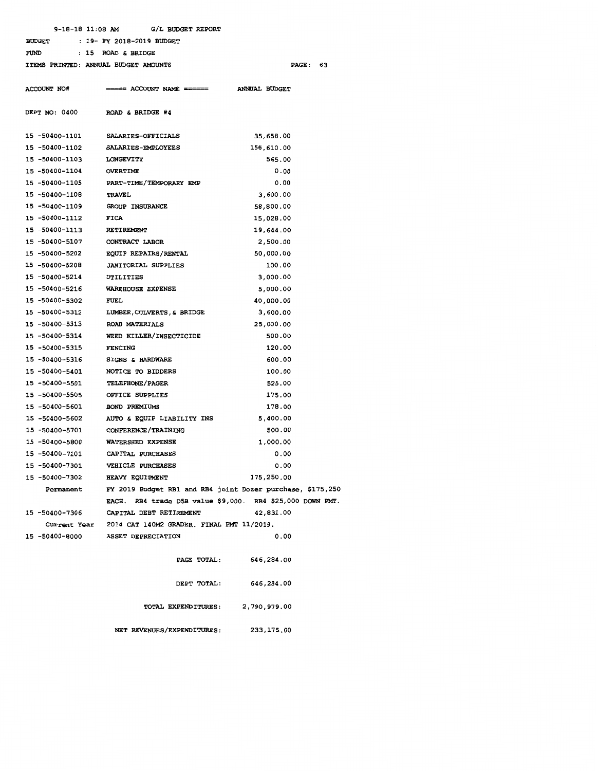9-18-18 11:08 AM G/L BUDGET REPORT

BUDGET : 19- FY 2018-2019 BUDGET

FUND : 15 ROAD & BRIDGE

ITEMS PRINTED: ANNUAL BUDGET AMOUNTS

| ACCOUNT NO# | ===== ACCOUNT NAME ====== | ANNUAL BUDGET |
|---|---|---|
| DEPT NO: 0400 | ROAD & BRIDGE #4 | |
| 15 -50400-1101 | SALARIES-OFFICIALS | 35,658.00 |
| 15 -50400-1102 | SALARIES-EMPLOYEES | 156,610.00 |
| 15 -50400-1103 | LONGEVITY | 565.00 |
| 15 -50400-1104 | OVERTIME | 0.00 |
| 15 -50400-1105 | PART-TIME/TEMPORARY EMP | 0.00 |
| 15 -50400-1108 | TRAVEL | 3,600.00 |
| 15 -50400-1109 | GROUP INSURANCE | 58,800.00 |
| 15 -50400-1112 | FICA | 15,028.00 |
| 15 -50400-1113 | RETIREMENT | 19,644.00 |
| 15 -50400-5107 | CONTRACT LABOR | 2,500.00 |
| 15 -50400-5202 | EQUIP REPAIRS/RENTAL | 50,000.00 |
| 15 -50400-5208 | JANITORIAL SUPPLIES | 100.00 |
| 15 -50400-5214 | UTILITIES | 3,000.00 |
| 15 -50400-5216 | WAREHOUSE EXPENSE | 5,000.00 |
| 15 -50400-5302 | FUEL | 40,000.00 |
| 15 -50400-5312 | LUMBER,CULVERTS,& BRIDGE | 3,600.00 |
| 15 -50400-5313 | ROAD MATERIALS | 25,000.00 |
| 15 -50400-5314 | WEED KILLER/INSECTICIDE | 500.00 |
| 15 -50400-5315 | FENCING | 120.00 |
| 15 -50400-5316 | SIGNS & HARDWARE | 600.00 |
| 15 -50400-5401 | NOTICE TO BIDDERS | 100.00 |
| 15 -50400-5501 | TELEPHONE/PAGER | 525.00 |
| 15 -50400-5505 | OFFICE SUPPLIES | 175.00 |
| 15 -50400-5601 | BOND PREMIUMS | 178.00 |
| 15 -50400-5602 | AUTO & EQUIP LIABILITY INS | 5,400.00 |
| 15 -50400-5701 | CONFERENCE/TRAINING | 500.00 |
| 15 -50400-5800 | WATERSHED EXPENSE | 1,000.00 |
| 15 -50400-7101 | CAPITAL PURCHASES | 0.00 |
| 15 -50400-7301 | VEHICLE PURCHASES | 0.00 |
| 15 -50400-7302 | HEAVY EQUIPMENT | 175,250.00 |
| Permanent | FY 2019 Budget RB1 and RB4 joint Dozer purchase, $175,250 EACH. RB4 trade D5B value $9,000. RB4 $25,000 DOWN PMT. | |
| 15 -50400-7306 | CAPITAL DEBT RETIREMENT | 42,831.00 |
| Current Year | 2014 CAT 140M2 GRADER. FINAL PMT 11/2019. | |
| 15 -50400-8000 | ASSET DEPRECIATION | 0.00 |
| | PAGE TOTAL: | 646,284.00 |
| | DEPT TOTAL: | 646,284.00 |
| | TOTAL EXPENDITURES: | 2,790,979.00 |
| | NET REVENUES/EXPENDITURES: | 233,175.00 |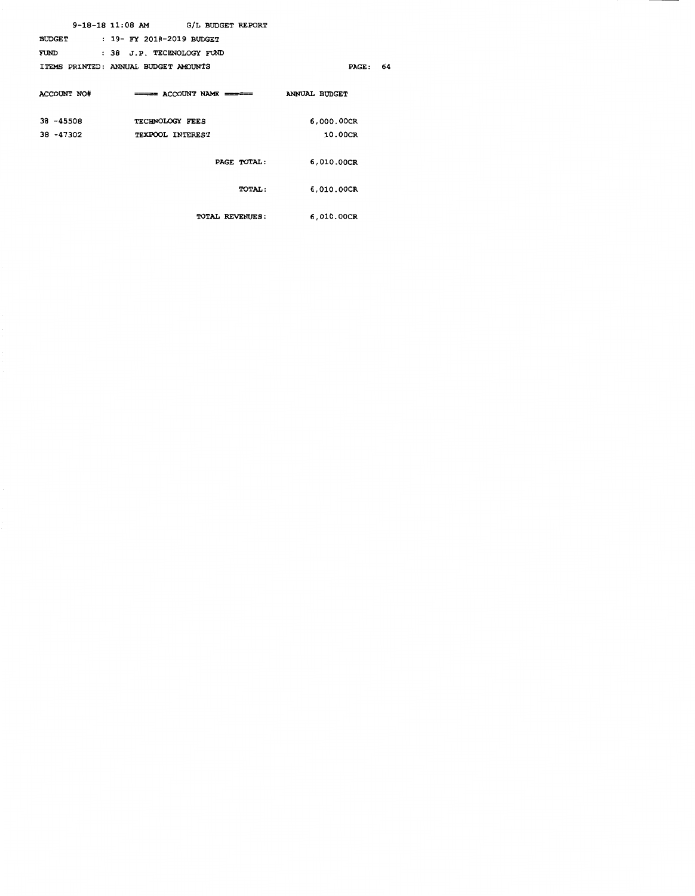9-18-18 11:08 AM G/L BUDGET REPORT

BUDGET : 19- FY 2018-2019 BUDGET

FUND : 38 J.P. TECHNOLOGY FUND

ITEMS PRINTED: ANNUAL BUDGET AMOUNTS

| ACCOUNT NO# | ===== ACCOUNT NAME ===== | ANNUAL BUDGET |
|---|---|---|
| 38 -45508 | TECHNOLOGY FEES | 6,000.00CR |
| 38 -47302 | TEXPOOL INTEREST | 10.00CR |
| | PAGE TOTAL: | 6,010.00CR |
| | TOTAL: | 6,010.00CR |
| | TOTAL REVENUES: | 6,010.00CR |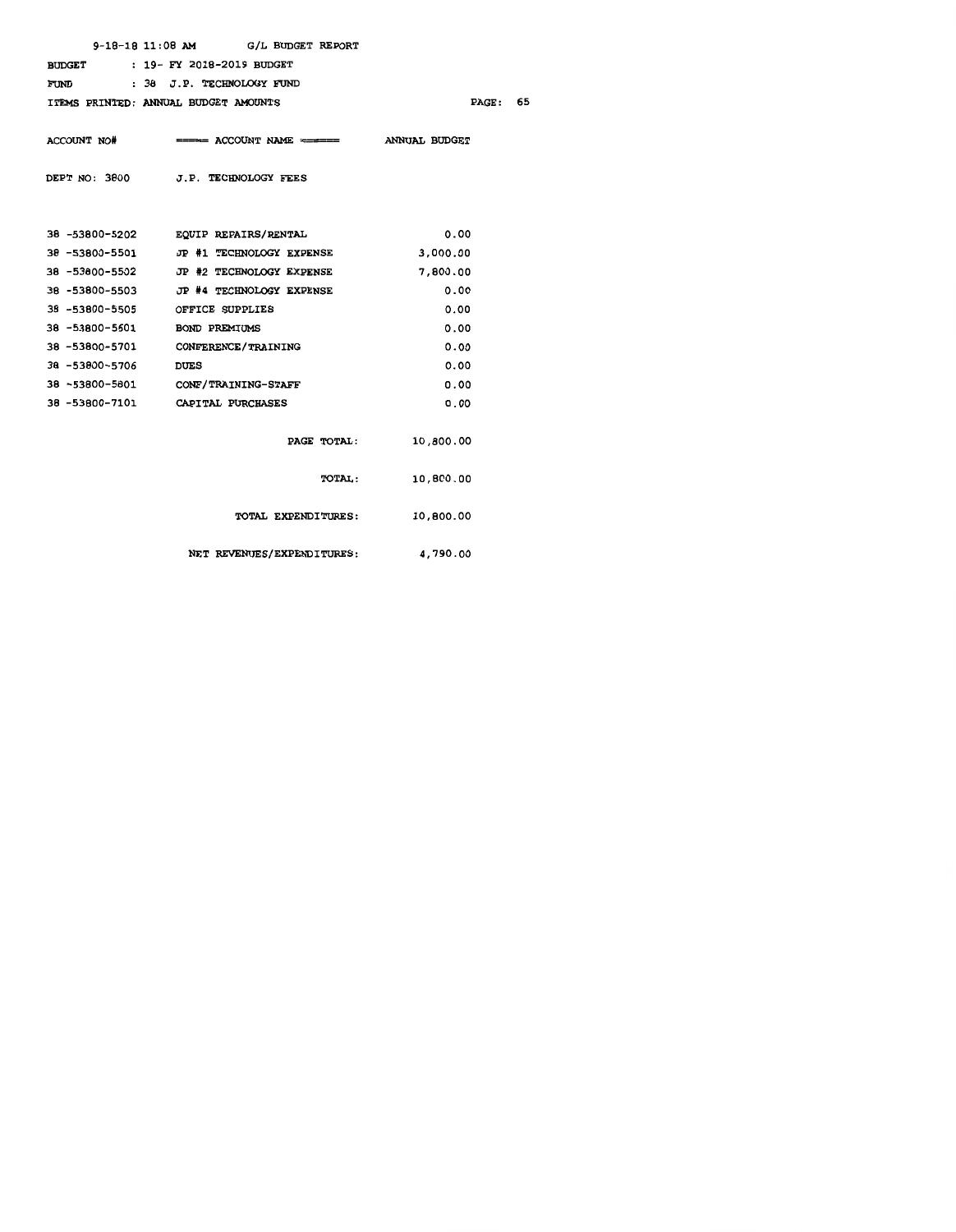9-18-18 11:08 AM G/L BUDGET REPORT

BUDGET : 19- FY 2018-2019 BUDGET

FUND : 38 J.P. TECHNOLOGY FUND

ITEMS PRINTED: ANNUAL BUDGET AMOUNTS

PAGE: 65

| ACCOUNT NO# | ===== ACCOUNT NAME ===== | ANNUAL BUDGET |
|---|---|---|
| DEPT NO: 3800 | J.P. TECHNOLOGY FEES | |
| 38 -53800-5202 | EQUIP REPAIRS/RENTAL | 0.00 |
| 38 -53800-5501 | JP #1 TECHNOLOGY EXPENSE | 3,000.00 |
| 38 -53800-5502 | JP #2 TECHNOLOGY EXPENSE | 7,800.00 |
| 38 -53800-5503 | JP #4 TECHNOLOGY EXPENSE | 0.00 |
| 38 -53800-5505 | OFFICE SUPPLIES | 0.00 |
| 38 -53800-5601 | BOND PREMIUMS | 0.00 |
| 38 -53800-5701 | CONFERENCE/TRAINING | 0.00 |
| 38 -53800-5706 | DUES | 0.00 |
| 38 -53800-5801 | CONF/TRAINING-STAFF | 0.00 |
| 38 -53800-7101 | CAPITAL PURCHASES | 0.00 |
| | PAGE TOTAL: | 10,800.00 |
| | TOTAL: | 10,800.00 |
| | TOTAL EXPENDITURES: | 10,800.00 |
| | NET REVENUES/EXPENDITURES: | 4,790.00 |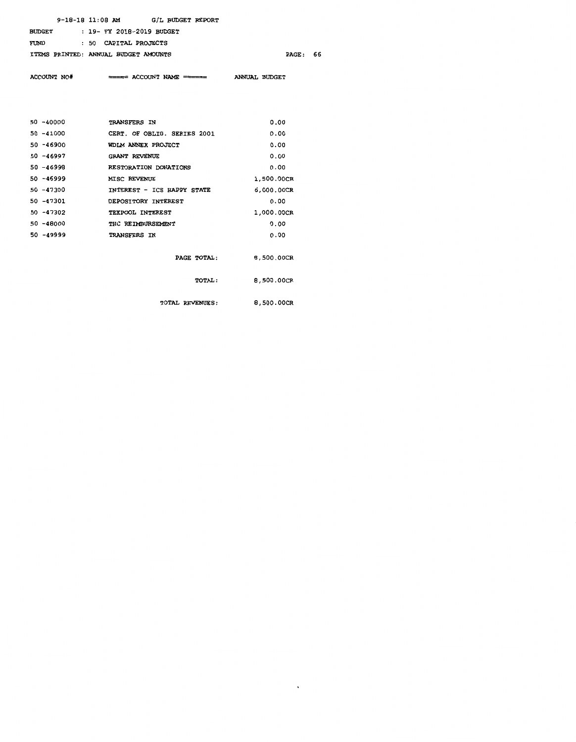9-18-18 11:08 AM G/L BUDGET REPORT

BUDGET : 19- FY 2018-2019 BUDGET

FUND : 50 CAPITAL PROJECTS

ITEMS PRINTED: ANNUAL BUDGET AMOUNTS

| ACCOUNT NO# | ===== ACCOUNT NAME ===== | ANNUAL BUDGET |
|---|---|---|
| 50 -40000 | TRANSFERS IN | 0.00 |
| 50 -41000 | CERT. OF OBLIG. SERIES 2001 | 0.00 |
| 50 -46900 | WDLM ANNEX PROJECT | 0.00 |
| 50 -46997 | GRANT REVENUE | 0.00 |
| 50 -46998 | RESTORATION DONATIONS | 0.00 |
| 50 -46999 | MISC REVENUE | 1,500.00CR |
| 50 -47300 | INTEREST - ICS HAPPY STATE | 6,000.00CR |
| 50 -47301 | DEPOSITORY INTEREST | 0.00 |
| 50 -47302 | TEXPOOL INTEREST | 1,000.00CR |
| 50 -48000 | THC REIMBURSEMENT | 0.00 |
| 50 -49999 | TRANSFERS IN | 0.00 |
| | PAGE TOTAL: | 8,500.00CR |
| | TOTAL: | 8,500.00CR |
| | TOTAL REVENUES: | 8,500.00CR |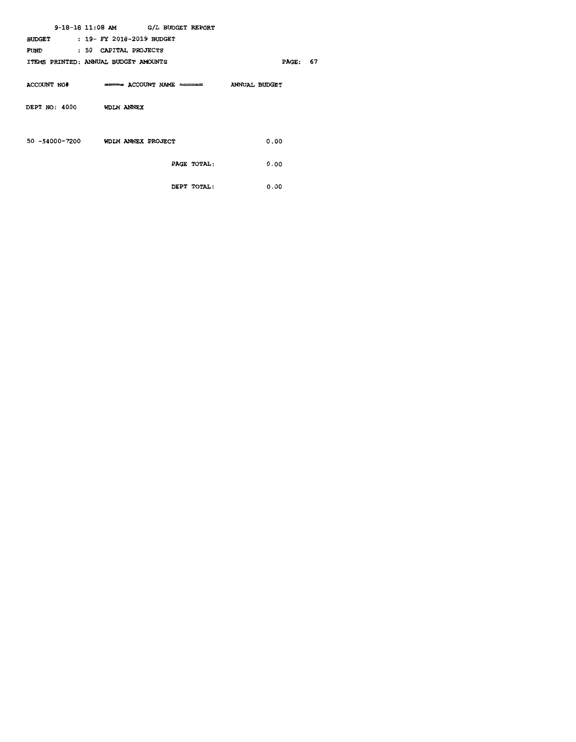9-18-18 11:08 AM G/L BUDGET REPORT

BUDGET : 19- FY 2018-2019 BUDGET

FUND : 50 CAPITAL PROJECTS

ITEMS PRINTED: ANNUAL BUDGET AMOUNTS

| ACCOUNT NO# | ==== ACCOUNT NAME ==== | ANNUAL BUDGET |
| --- | --- | --- |
| DEPT NO: 4000 | WDLM ANNEX | |
| 50 -54000-7200 | WDLM ANNEX PROJECT | 0.00 |
| | PAGE TOTAL: | 0.00 |
| | DEPT TOTAL: | 0.00 |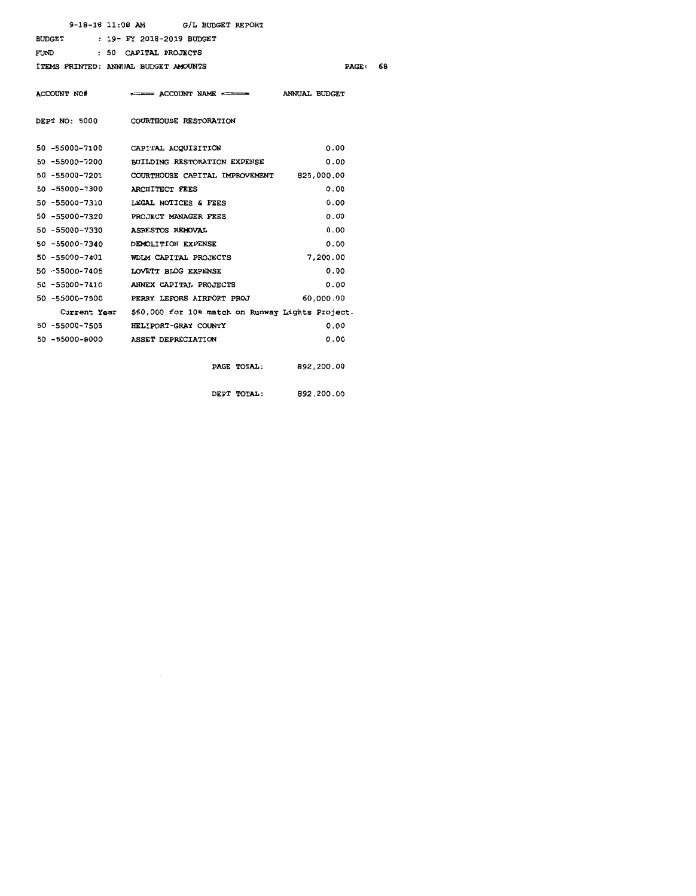9-18-18 11:08 AM G/L BUDGET REPORT

BUDGET : 19- FY 2018-2019 BUDGET

FUND : 50 CAPITAL PROJECTS

ITEMS PRINTED: ANNUAL BUDGET AMOUNTS

DEPT NO: 5000 COURTHOUSE RESTORATION

| ACCOUNT NO# | ==== ACCOUNT NAME ==== | ANNUAL BUDGET |
|---|---|---|
| 50 -55000-7100 | CAPITAL ACQUISITION | 0.00 |
| 50 -55000-7200 | BUILDING RESTORATION EXPENSE | 0.00 |
| 50 -55000-7201 | COURTHOUSE CAPITAL IMPROVEMENT | 825,000.00 |
| 50 -55000-7300 | ARCHITECT FEES | 0.00 |
| 50 -55000-7310 | LEGAL NOTICES & FEES | 0.00 |
| 50 -55000-7320 | PROJECT MANAGER FEES | 0.00 |
| 50 -55000-7330 | ASBESTOS REMOVAL | 0.00 |
| 50 -55000-7340 | DEMOLITION EXPENSE | 0.00 |
| 50 -55000-7401 | WDLM CAPITAL PROJECTS | 7,200.00 |
| 50 -55000-7405 | LOVETT BLDG EXPENSE | 0.00 |
| 50 -55000-7410 | ANNEX CAPITAL PROJECTS | 0.00 |
| 50 -55000-7500 | PERRY LEFORS AIRPORT PROJ | 60,000.00 |
| Current Year | $60,000 for 10% match on Runway Lights Project. | |
| 50 -55000-7505 | HELIPORT-GRAY COUNTY | 0.00 |
| 50 -55000-8000 | ASSET DEPRECIATION | 0.00 |
| | PAGE TOTAL: | 892,200.00 |
| | DEPT TOTAL: | 892,200.00 |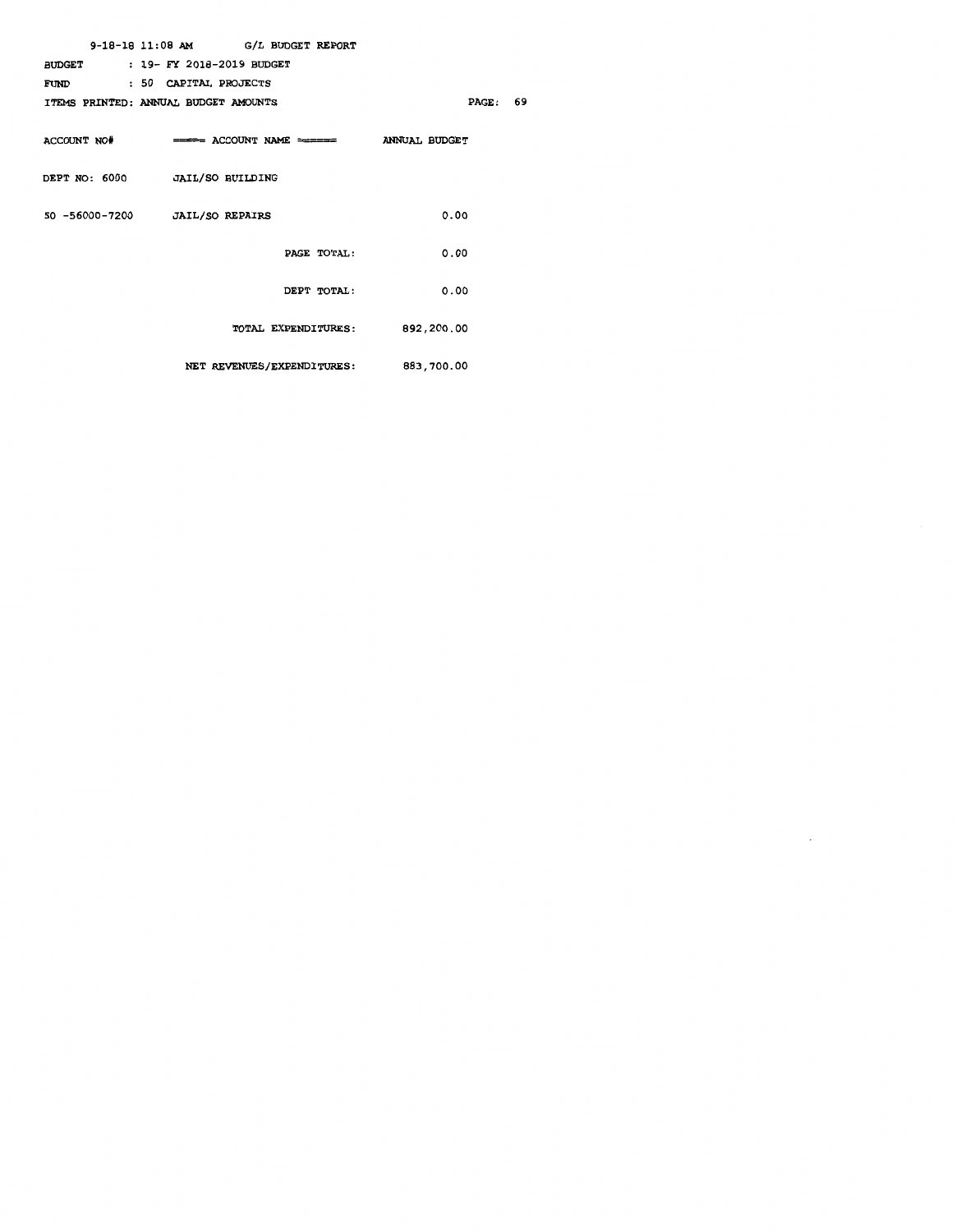9-18-18 11:08 AM G/L BUDGET REPORT

BUDGET : 19- FY 2018-2019 BUDGET

FUND : 50 CAPITAL PROJECTS

ITEMS PRINTED: ANNUAL BUDGET AMOUNTS

| ACCOUNT NO# | === ACCOUNT NAME ===== | ANNUAL BUDGET |
|---|---|---|
| DEPT NO: 6000 | JAIL/SO BUILDING | |
| 50 -56000-7200 | JAIL/SO REPAIRS | 0.00 |
| | PAGE TOTAL: | 0.00 |
| | DEPT TOTAL: | 0.00 |
| | TOTAL EXPENDITURES: | 892,200.00 |
| | NET REVENUES/EXPENDITURES: | 883,700.00 |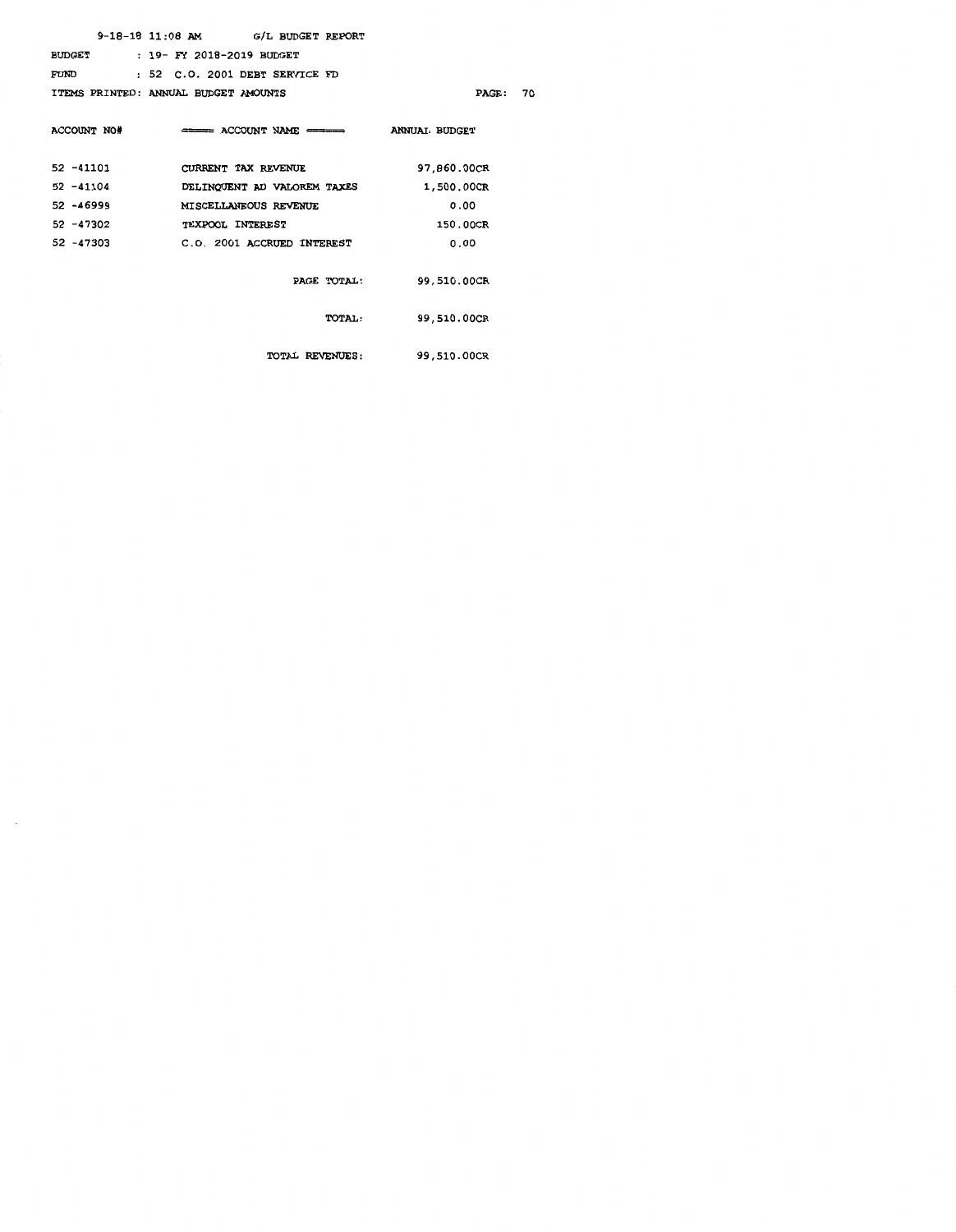9-18-18 11:08 AM G/L BUDGET REPORT

BUDGET : 19- FY 2018-2019 BUDGET

FUND : 52 C.O. 2001 DEBT SERVICE FD

ITEMS PRINTED: ANNUAL BUDGET AMOUNTS

| ACCOUNT NO# | ===== ACCOUNT NAME ===== | ANNUAL BUDGET |
|---|---|---|
| 52 -41101 | CURRENT TAX REVENUE | 97,860.00CR |
| 52 -41104 | DELINQUENT AD VALOREM TAXES | 1,500.00CR |
| 52 -46999 | MISCELLANEOUS REVENUE | 0.00 |
| 52 -47302 | TEXPOOL INTEREST | 150.00CR |
| 52 -47303 | C.O. 2001 ACCRUED INTEREST | 0.00 |
| | PAGE TOTAL: | 99,510.00CR |
| | TOTAL: | 99,510.00CR |
| | TOTAL REVENUES: | 99,510.00CR |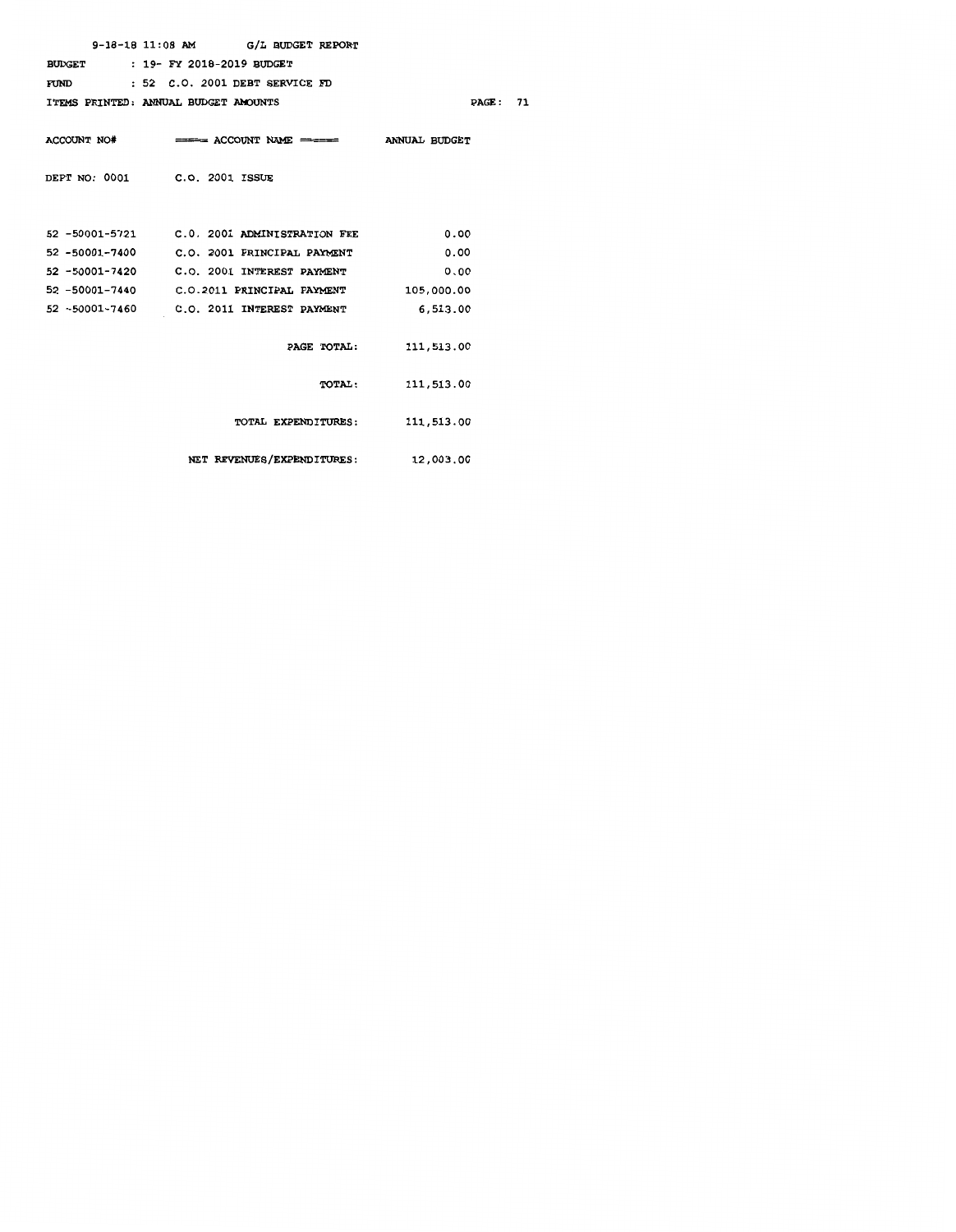9-18-18 11:08 AM G/L BUDGET REPORT

BUDGET : 19- FY 2018-2019 BUDGET

FUND : 52 C.O. 2001 DEBT SERVICE FD

ITEMS PRINTED: ANNUAL BUDGET AMOUNTS

| ACCOUNT NO# | ==== ACCOUNT NAME ==== | ANNUAL BUDGET |
|---|---|---|
| DEPT NO: 0001 | C.O. 2001 ISSUE | |
| 52 -50001-5721 | C.O. 2001 ADMINISTRATION FEE | 0.00 |
| 52 -50001-7400 | C.O. 2001 PRINCIPAL PAYMENT | 0.00 |
| 52 -50001-7420 | C.O. 2001 INTEREST PAYMENT | 0.00 |
| 52 -50001-7440 | C.O.2011 PRINCIPAL PAYMENT | 105,000.00 |
| 52 -50001-7460 | C.O. 2011 INTEREST PAYMENT | 6,513.00 |
| | PAGE TOTAL: | 111,513.00 |
| | TOTAL: | 111,513.00 |
| | TOTAL EXPENDITURES: | 111,513.00 |
| | NET REVENUES/EXPENDITURES: | 12,003.00 |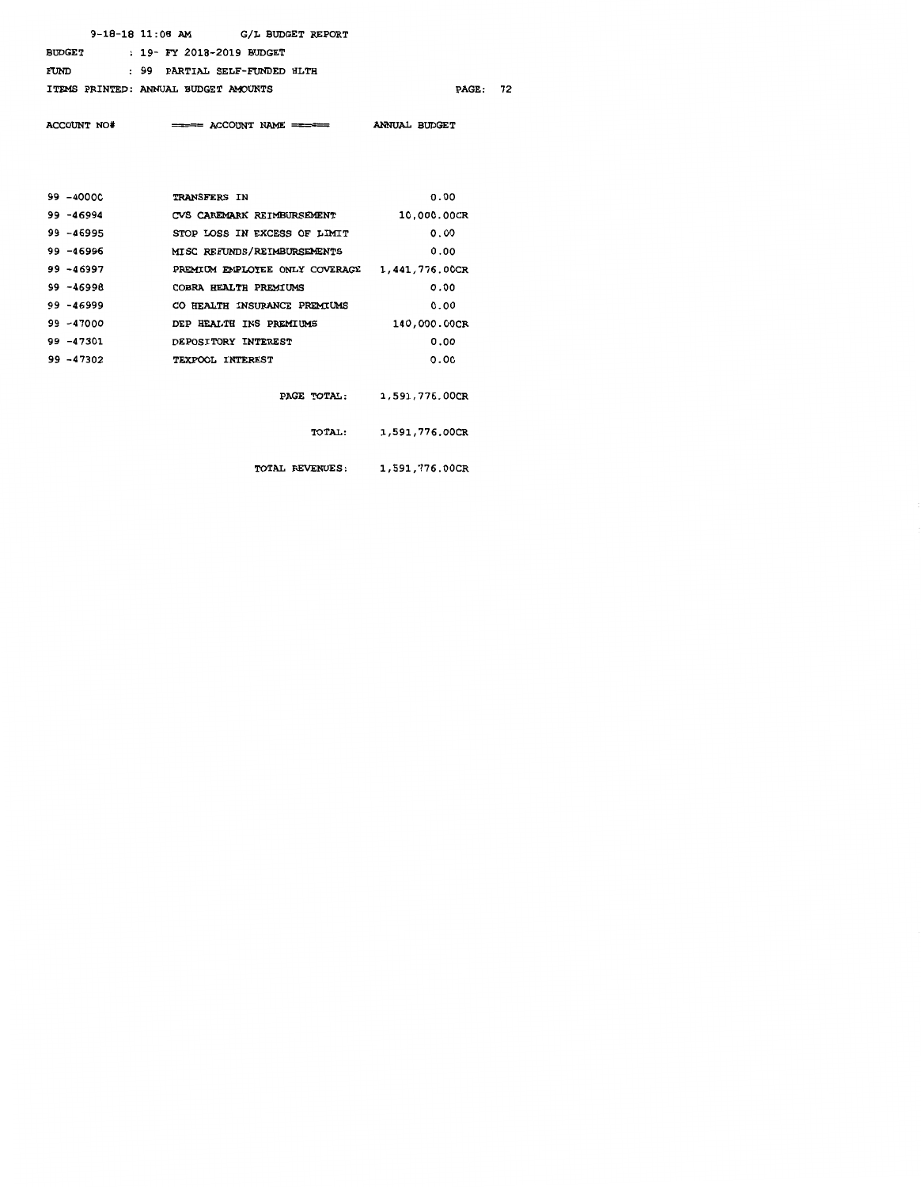9-18-18 11:08 AM G/L BUDGET REPORT

BUDGET : 19- FY 2018-2019 BUDGET

FUND : 99 PARTIAL SELF-FUNDED HLTH

ITEMS PRINTED: ANNUAL BUDGET AMOUNTS

PAGE: 72

| ACCOUNT NO# | ==== ACCOUNT NAME ==== | ANNUAL BUDGET |
|---|---|---|
| 99 -40000 | TRANSFERS IN | 0.00 |
| 99 -46994 | CVS CAREMARK REIMBURSEMENT | 10,000.00CR |
| 99 -46995 | STOP LOSS IN EXCESS OF LIMIT | 0.00 |
| 99 -46996 | MISC REFUNDS/REIMBURSEMENTS | 0.00 |
| 99 -46997 | PREMIUM EMPLOYEE ONLY COVERAGE | 1,441,776.00CR |
| 99 -46998 | COBRA HEALTH PREMIUMS | 0.00 |
| 99 -46999 | CO HEALTH INSURANCE PREMIUMS | 0.00 |
| 99 -47000 | DEP HEALTH INS PREMIUMS | 140,000.00CR |
| 99 -47301 | DEPOSITORY INTEREST | 0.00 |
| 99 -47302 | TEXPOOL INTEREST | 0.00 |
| | PAGE TOTAL: | 1,591,776.00CR |
| | TOTAL: | 1,591,776.00CR |
| | TOTAL REVENUES: | 1,591,776.00CR |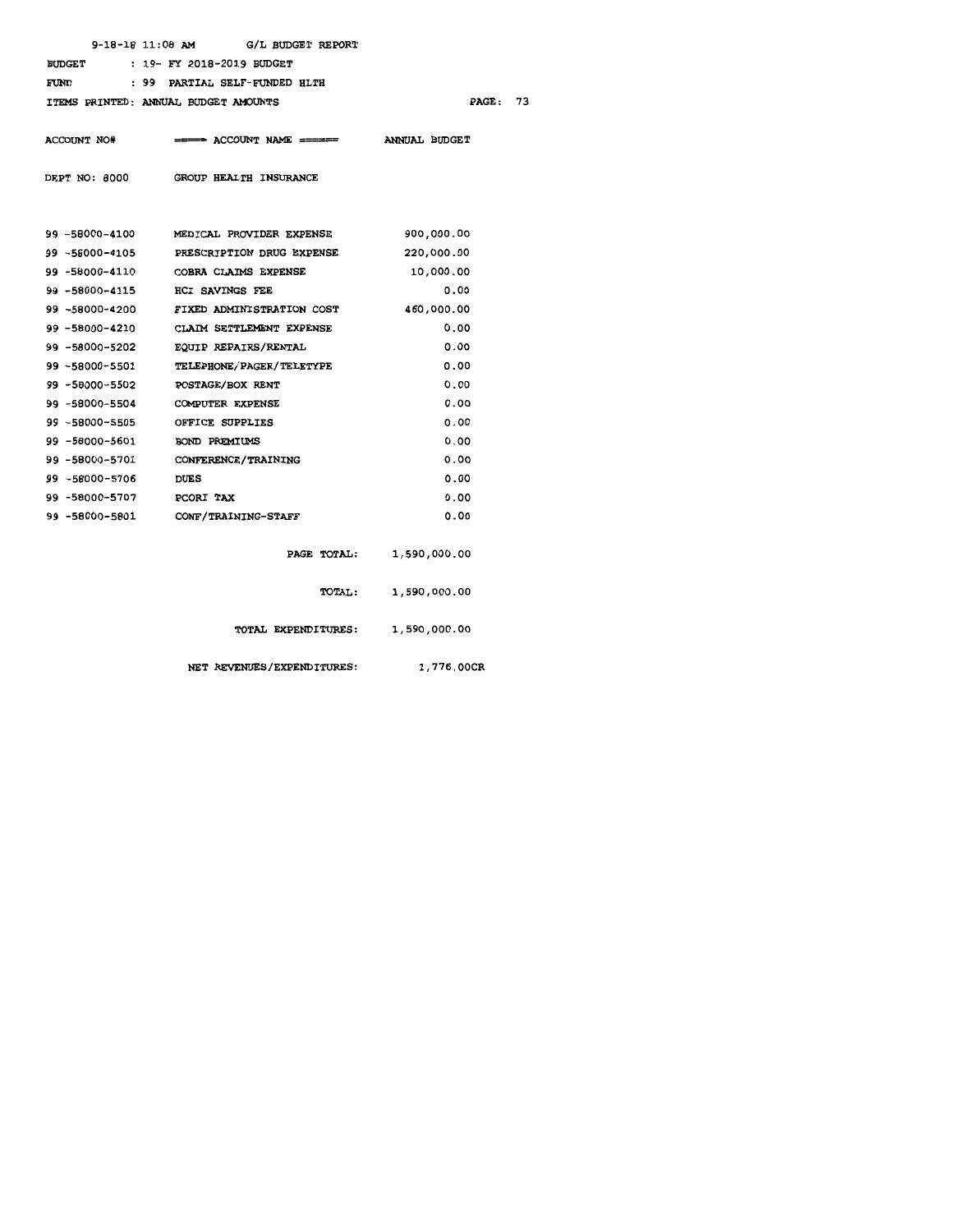9-18-18 11:08 AM G/L BUDGET REPORT

BUDGET : 19- FY 2018-2019 BUDGET

FUND : 99 PARTIAL SELF-FUNDED HLTH

ITEMS PRINTED: ANNUAL BUDGET AMOUNTS

| ACCOUNT NO# | ==== ACCOUNT NAME ==== | ANNUAL BUDGET |
|---|---|---|
| DEPT NO: 8000 | GROUP HEALTH INSURANCE | |
| 99 -58000-4100 | MEDICAL PROVIDER EXPENSE | 900,000.00 |
| 99 -58000-4105 | PRESCRIPTION DRUG EXPENSE | 220,000.00 |
| 99 -58000-4110 | COBRA CLAIMS EXPENSE | 10,000.00 |
| 99 -58000-4115 | HCI SAVINGS FEE | 0.00 |
| 99 -58000-4200 | FIXED ADMINISTRATION COST | 460,000.00 |
| 99 -58000-4210 | CLAIM SETTLEMENT EXPENSE | 0.00 |
| 99 -58000-5202 | EQUIP REPAIRS/RENTAL | 0.00 |
| 99 -58000-5501 | TELEPHONE/PAGER/TELETYPE | 0.00 |
| 99 -58000-5502 | POSTAGE/BOX RENT | 0.00 |
| 99 -58000-5504 | COMPUTER EXPENSE | 0.00 |
| 99 -58000-5505 | OFFICE SUPPLIES | 0.00 |
| 99 -58000-5601 | BOND PREMIUMS | 0.00 |
| 99 -58000-5701 | CONFERENCE/TRAINING | 0.00 |
| 99 -58000-5706 | DUES | 0.00 |
| 99 -58000-5707 | PCORI TAX | 0.00 |
| 99 -58000-5801 | CONF/TRAINING-STAFF | 0.00 |
| | PAGE TOTAL: | 1,590,000.00 |
| | TOTAL: | 1,590,000.00 |
| | TOTAL EXPENDITURES: | 1,590,000.00 |
| | NET REVENUES/EXPENDITURES: | 1,776.00CR |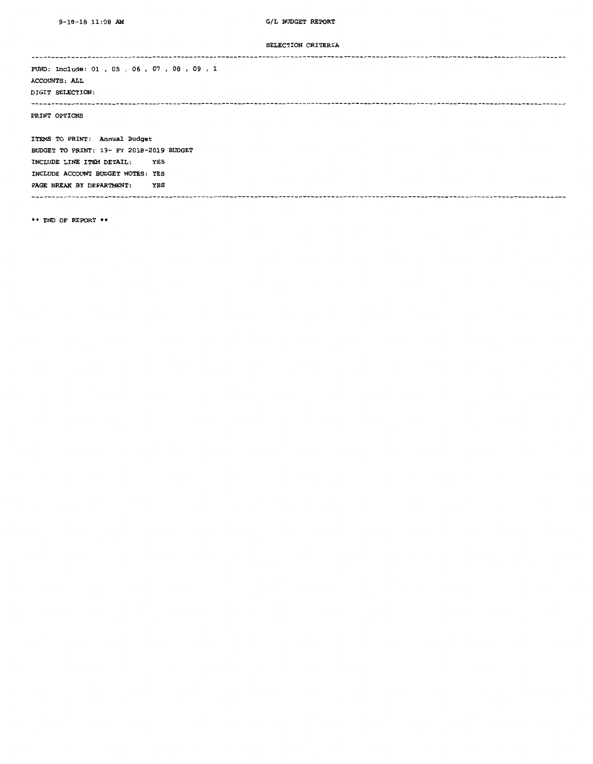9-18-18 11:08 AM

G/L BUDGET REPORT

SELECTION CRITERIA

---

FUND: Include: 01 , 05 , 06 , 07 , 08 , 09 , 1

ACCOUNTS: ALL

DIGIT SELECTION:

---

PRINT OPTIONS

ITEMS TO PRINT: Annual Budget

BUDGET TO PRINT: 19- FY 2018-2019 BUDGET

INCLUDE LINE ITEM DETAIL: YES

INCLUDE ACCOUNT BUDGET NOTES: YES

PAGE BREAK BY DEPARTMENT: YES

---

** END OF REPORT **